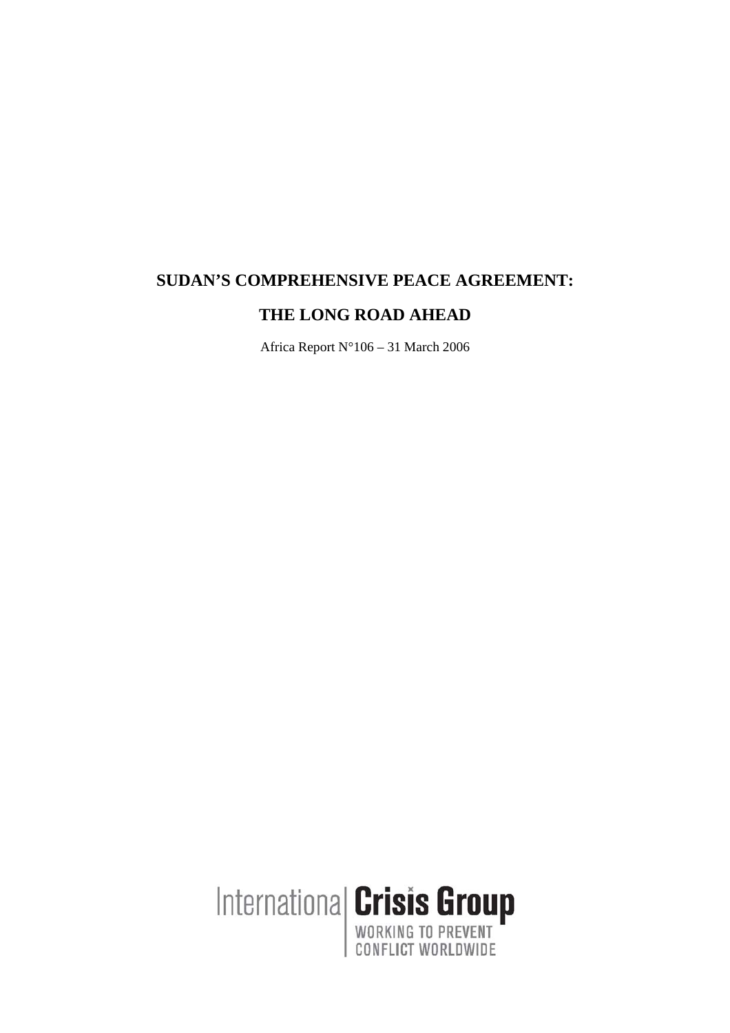# SUDAN'S COMPREHENSIVE PEACE AGREEMENT:

# THE LONG ROAD AHEAD

Africa Report N°106 – 31 March 2006

International Crisis Group

WORKING TO PREVENT CONFLICT WORLDWIDE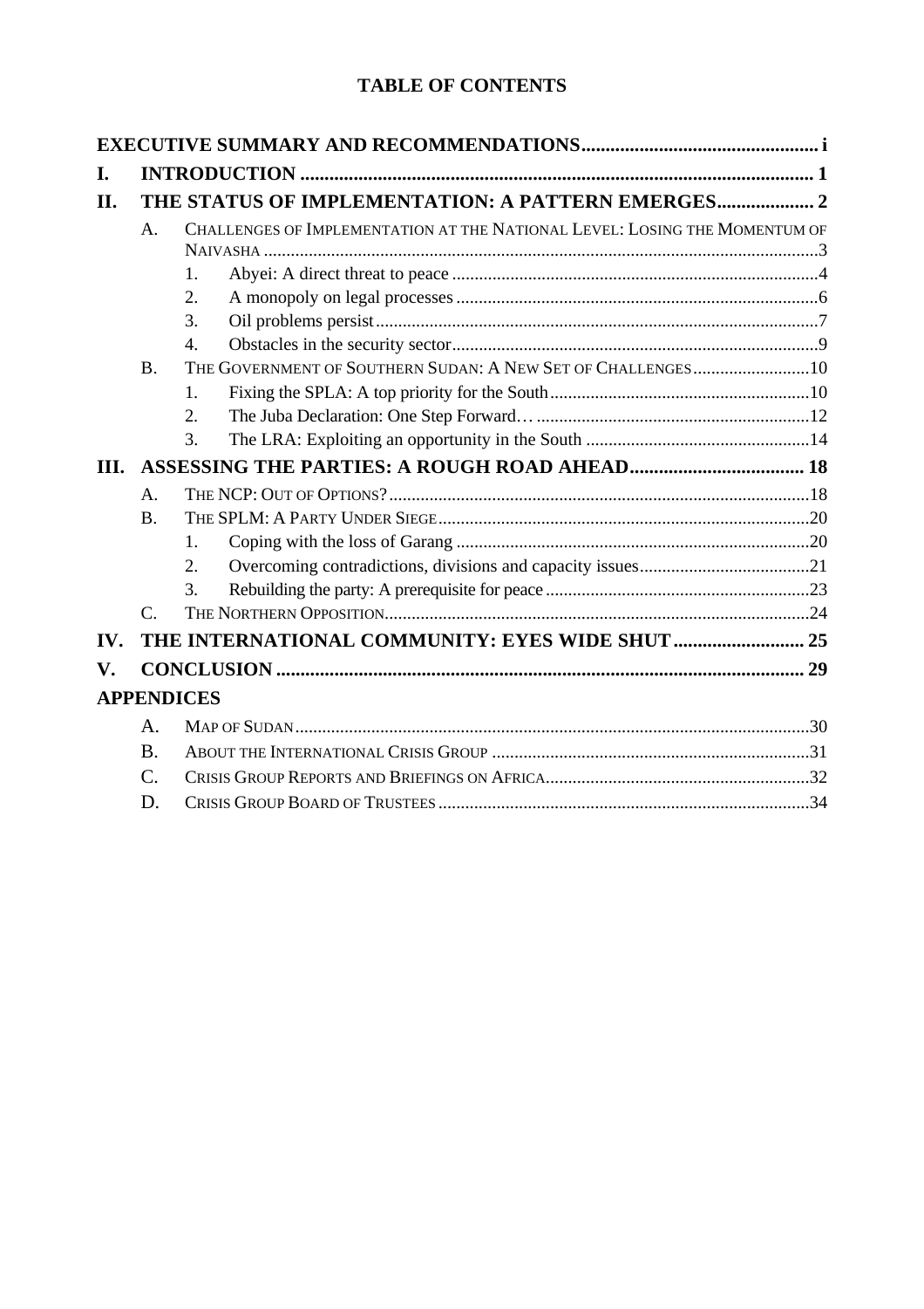# TABLE OF CONTENTS

**EXECUTIVE SUMMARY AND RECOMMENDATIONS** ................................................ i

**I. INTRODUCTION** ................................................ 1

**II. THE STATUS OF IMPLEMENTATION: A PATTERN EMERGES** ................................................ 2

- A. CHALLENGES OF IMPLEMENTATION AT THE NATIONAL LEVEL: LOSING THE MOMENTUM OF NAIVASHA ................................................ 3
  1. Abyei: A direct threat to peace ................................................ 4
  2. A monopoly on legal processes ................................................ 6
  3. Oil problems persist ................................................ 7
  4. Obstacles in the security sector ................................................ 9
- B. THE GOVERNMENT OF SOUTHERN SUDAN: A NEW SET OF CHALLENGES ................................................ 10
  1. Fixing the SPLA: A top priority for the South ................................................ 10
  2. The Juba Declaration: One Step Forward… ................................................ 12
  3. The LRA: Exploiting an opportunity in the South ................................................ 14

**III. ASSESSING THE PARTIES: A ROUGH ROAD AHEAD** ................................................ 18

- A. THE NCP: OUT OF OPTIONS? ................................................ 18
- B. THE SPLM: A PARTY UNDER SIEGE ................................................ 20
  1. Coping with the loss of Garang ................................................ 20
  2. Overcoming contradictions, divisions and capacity issues ................................................ 21
  3. Rebuilding the party: A prerequisite for peace ................................................ 23
- C. THE NORTHERN OPPOSITION ................................................ 24

**IV. THE INTERNATIONAL COMMUNITY: EYES WIDE SHUT** ................................................ 25

**V. CONCLUSION** ................................................ 29

**APPENDICES**

- A. MAP OF SUDAN ................................................ 30
- B. ABOUT THE INTERNATIONAL CRISIS GROUP ................................................ 31
- C. CRISIS GROUP REPORTS AND BRIEFINGS ON AFRICA ................................................ 32
- D. CRISIS GROUP BOARD OF TRUSTEES ................................................ 34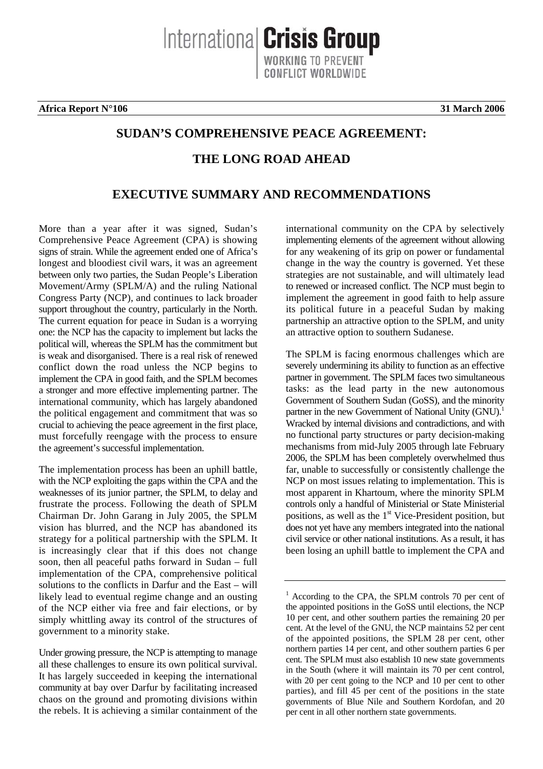**Africa Report N°106** **31 March 2006**

# SUDAN'S COMPREHENSIVE PEACE AGREEMENT:

# THE LONG ROAD AHEAD

## EXECUTIVE SUMMARY AND RECOMMENDATIONS

More than a year after it was signed, Sudan's Comprehensive Peace Agreement (CPA) is showing signs of strain. While the agreement ended one of Africa's longest and bloodiest civil wars, it was an agreement between only two parties, the Sudan People's Liberation Movement/Army (SPLM/A) and the ruling National Congress Party (NCP), and continues to lack broader support throughout the country, particularly in the North. The current equation for peace in Sudan is a worrying one: the NCP has the capacity to implement but lacks the political will, whereas the SPLM has the commitment but is weak and disorganised. There is a real risk of renewed conflict down the road unless the NCP begins to implement the CPA in good faith, and the SPLM becomes a stronger and more effective implementing partner. The international community, which has largely abandoned the political engagement and commitment that was so crucial to achieving the peace agreement in the first place, must forcefully reengage with the process to ensure the agreement's successful implementation.

The implementation process has been an uphill battle, with the NCP exploiting the gaps within the CPA and the weaknesses of its junior partner, the SPLM, to delay and frustrate the process. Following the death of SPLM Chairman Dr. John Garang in July 2005, the SPLM vision has blurred, and the NCP has abandoned its strategy for a political partnership with the SPLM. It is increasingly clear that if this does not change soon, then all peaceful paths forward in Sudan – full implementation of the CPA, comprehensive political solutions to the conflicts in Darfur and the East – will likely lead to eventual regime change and an ousting of the NCP either via free and fair elections, or by simply whittling away its control of the structures of government to a minority stake.

Under growing pressure, the NCP is attempting to manage all these challenges to ensure its own political survival. It has largely succeeded in keeping the international community at bay over Darfur by facilitating increased chaos on the ground and promoting divisions within the rebels. It is achieving a similar containment of the international community on the CPA by selectively implementing elements of the agreement without allowing for any weakening of its grip on power or fundamental change in the way the country is governed. Yet these strategies are not sustainable, and will ultimately lead to renewed or increased conflict. The NCP must begin to implement the agreement in good faith to help assure its political future in a peaceful Sudan by making partnership an attractive option to the SPLM, and unity an attractive option to southern Sudanese.

The SPLM is facing enormous challenges which are severely undermining its ability to function as an effective partner in government. The SPLM faces two simultaneous tasks: as the lead party in the new autonomous Government of Southern Sudan (GoSS), and the minority partner in the new Government of National Unity (GNU).[1] Wracked by internal divisions and contradictions, and with no functional party structures or party decision-making mechanisms from mid-July 2005 through late February 2006, the SPLM has been completely overwhelmed thus far, unable to successfully or consistently challenge the NCP on most issues relating to implementation. This is most apparent in Khartoum, where the minority SPLM controls only a handful of Ministerial or State Ministerial positions, as well as the 1st Vice-President position, but does not yet have any members integrated into the national civil service or other national institutions. As a result, it has been losing an uphill battle to implement the CPA and

---

[1] According to the CPA, the SPLM controls 70 per cent of the appointed positions in the GoSS until elections, the NCP 10 per cent, and other southern parties the remaining 20 per cent. At the level of the GNU, the NCP maintains 52 per cent of the appointed positions, the SPLM 28 per cent, other northern parties 14 per cent, and other southern parties 6 per cent. The SPLM must also establish 10 new state governments in the South (where it will maintain its 70 per cent control, with 20 per cent going to the NCP and 10 per cent to other parties), and fill 45 per cent of the positions in the state governments of Blue Nile and Southern Kordofan, and 20 per cent in all other northern state governments.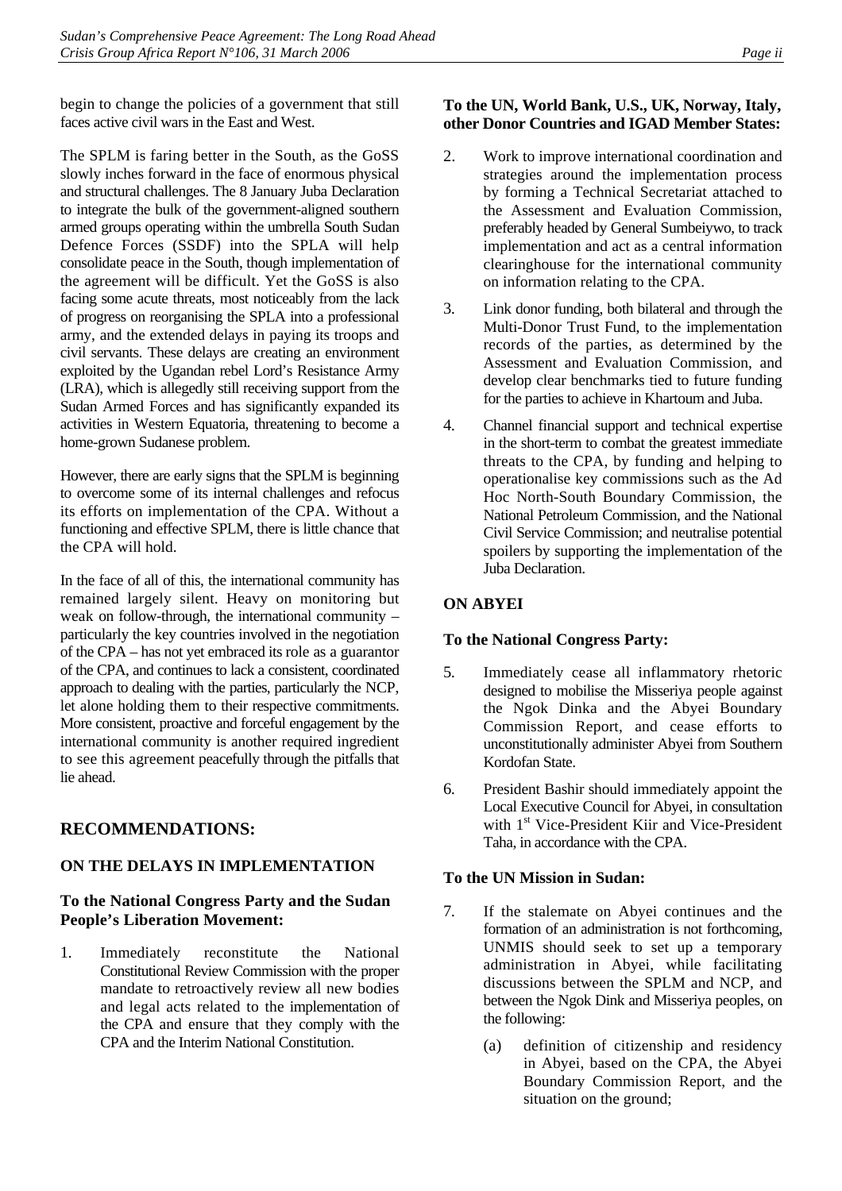begin to change the policies of a government that still faces active civil wars in the East and West.

The SPLM is faring better in the South, as the GoSS slowly inches forward in the face of enormous physical and structural challenges. The 8 January Juba Declaration to integrate the bulk of the government-aligned southern armed groups operating within the umbrella South Sudan Defence Forces (SSDF) into the SPLA will help consolidate peace in the South, though implementation of the agreement will be difficult. Yet the GoSS is also facing some acute threats, most noticeably from the lack of progress on reorganising the SPLA into a professional army, and the extended delays in paying its troops and civil servants. These delays are creating an environment exploited by the Ugandan rebel Lord's Resistance Army (LRA), which is allegedly still receiving support from the Sudan Armed Forces and has significantly expanded its activities in Western Equatoria, threatening to become a home-grown Sudanese problem.

However, there are early signs that the SPLM is beginning to overcome some of its internal challenges and refocus its efforts on implementation of the CPA. Without a functioning and effective SPLM, there is little chance that the CPA will hold.

In the face of all of this, the international community has remained largely silent. Heavy on monitoring but weak on follow-through, the international community – particularly the key countries involved in the negotiation of the CPA – has not yet embraced its role as a guarantor of the CPA, and continues to lack a consistent, coordinated approach to dealing with the parties, particularly the NCP, let alone holding them to their respective commitments. More consistent, proactive and forceful engagement by the international community is another required ingredient to see this agreement peacefully through the pitfalls that lie ahead.

## RECOMMENDATIONS:

### ON THE DELAYS IN IMPLEMENTATION

#### To the National Congress Party and the Sudan People's Liberation Movement:

1. Immediately reconstitute the National Constitutional Review Commission with the proper mandate to retroactively review all new bodies and legal acts related to the implementation of the CPA and ensure that they comply with the CPA and the Interim National Constitution.

#### To the UN, World Bank, U.S., UK, Norway, Italy, other Donor Countries and IGAD Member States:

2. Work to improve international coordination and strategies around the implementation process by forming a Technical Secretariat attached to the Assessment and Evaluation Commission, preferably headed by General Sumbeiywo, to track implementation and act as a central information clearinghouse for the international community on information relating to the CPA.

3. Link donor funding, both bilateral and through the Multi-Donor Trust Fund, to the implementation records of the parties, as determined by the Assessment and Evaluation Commission, and develop clear benchmarks tied to future funding for the parties to achieve in Khartoum and Juba.

4. Channel financial support and technical expertise in the short-term to combat the greatest immediate threats to the CPA, by funding and helping to operationalise key commissions such as the Ad Hoc North-South Boundary Commission, the National Petroleum Commission, and the National Civil Service Commission; and neutralise potential spoilers by supporting the implementation of the Juba Declaration.

### ON ABYEI

#### To the National Congress Party:

5. Immediately cease all inflammatory rhetoric designed to mobilise the Misseriya people against the Ngok Dinka and the Abyei Boundary Commission Report, and cease efforts to unconstitutionally administer Abyei from Southern Kordofan State.

6. President Bashir should immediately appoint the Local Executive Council for Abyei, in consultation with 1st Vice-President Kiir and Vice-President Taha, in accordance with the CPA.

#### To the UN Mission in Sudan:

7. If the stalemate on Abyei continues and the formation of an administration is not forthcoming, UNMIS should seek to set up a temporary administration in Abyei, while facilitating discussions between the SPLM and NCP, and between the Ngok Dink and Misseriya peoples, on the following:

   (a) definition of citizenship and residency in Abyei, based on the CPA, the Abyei Boundary Commission Report, and the situation on the ground;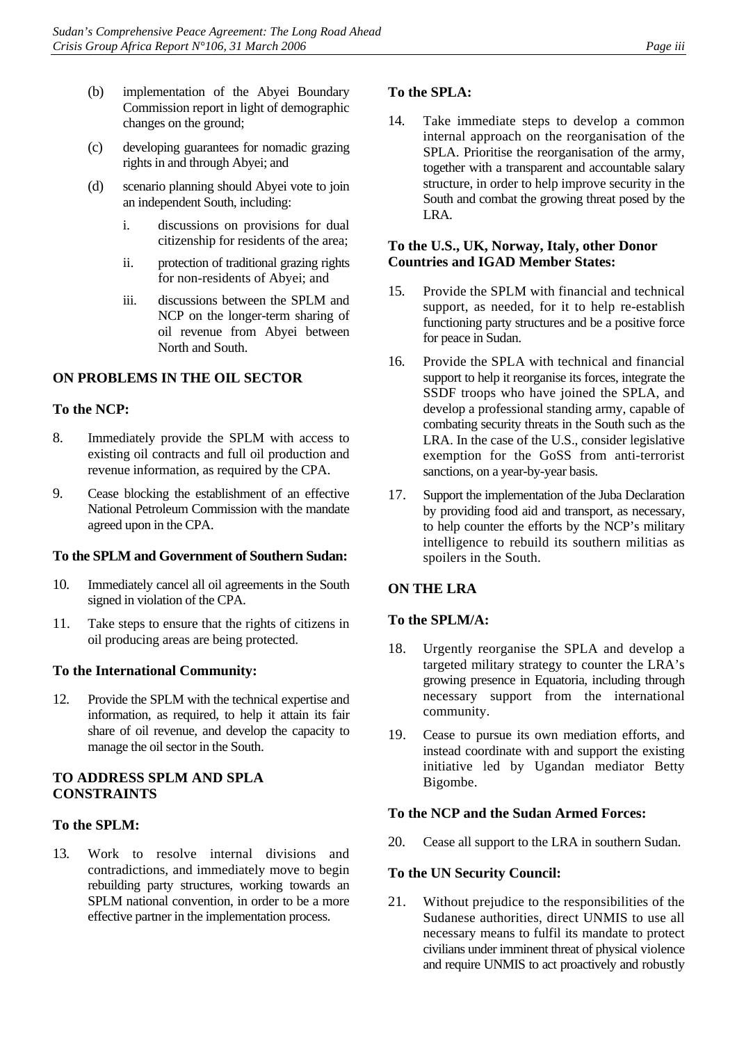(b) implementation of the Abyei Boundary Commission report in light of demographic changes on the ground;

(c) developing guarantees for nomadic grazing rights in and through Abyei; and

(d) scenario planning should Abyei vote to join an independent South, including:

   i. discussions on provisions for dual citizenship for residents of the area;

   ii. protection of traditional grazing rights for non-residents of Abyei; and

   iii. discussions between the SPLM and NCP on the longer-term sharing of oil revenue from Abyei between North and South.

### ON PROBLEMS IN THE OIL SECTOR

#### To the NCP:

8. Immediately provide the SPLM with access to existing oil contracts and full oil production and revenue information, as required by the CPA.

9. Cease blocking the establishment of an effective National Petroleum Commission with the mandate agreed upon in the CPA.

#### To the SPLM and Government of Southern Sudan:

10. Immediately cancel all oil agreements in the South signed in violation of the CPA.

11. Take steps to ensure that the rights of citizens in oil producing areas are being protected.

#### To the International Community:

12. Provide the SPLM with the technical expertise and information, as required, to help it attain its fair share of oil revenue, and develop the capacity to manage the oil sector in the South.

### TO ADDRESS SPLM AND SPLA CONSTRAINTS

#### To the SPLM:

13. Work to resolve internal divisions and contradictions, and immediately move to begin rebuilding party structures, working towards an SPLM national convention, in order to be a more effective partner in the implementation process.

#### To the SPLA:

14. Take immediate steps to develop a common internal approach on the reorganisation of the SPLA. Prioritise the reorganisation of the army, together with a transparent and accountable salary structure, in order to help improve security in the South and combat the growing threat posed by the LRA.

#### To the U.S., UK, Norway, Italy, other Donor Countries and IGAD Member States:

15. Provide the SPLM with financial and technical support, as needed, for it to help re-establish functioning party structures and be a positive force for peace in Sudan.

16. Provide the SPLA with technical and financial support to help it reorganise its forces, integrate the SSDF troops who have joined the SPLA, and develop a professional standing army, capable of combating security threats in the South such as the LRA. In the case of the U.S., consider legislative exemption for the GoSS from anti-terrorist sanctions, on a year-by-year basis.

17. Support the implementation of the Juba Declaration by providing food aid and transport, as necessary, to help counter the efforts by the NCP's military intelligence to rebuild its southern militias as spoilers in the South.

### ON THE LRA

#### To the SPLM/A:

18. Urgently reorganise the SPLA and develop a targeted military strategy to counter the LRA's growing presence in Equatoria, including through necessary support from the international community.

19. Cease to pursue its own mediation efforts, and instead coordinate with and support the existing initiative led by Ugandan mediator Betty Bigombe.

#### To the NCP and the Sudan Armed Forces:

20. Cease all support to the LRA in southern Sudan.

#### To the UN Security Council:

21. Without prejudice to the responsibilities of the Sudanese authorities, direct UNMIS to use all necessary means to fulfil its mandate to protect civilians under imminent threat of physical violence and require UNMIS to act proactively and robustly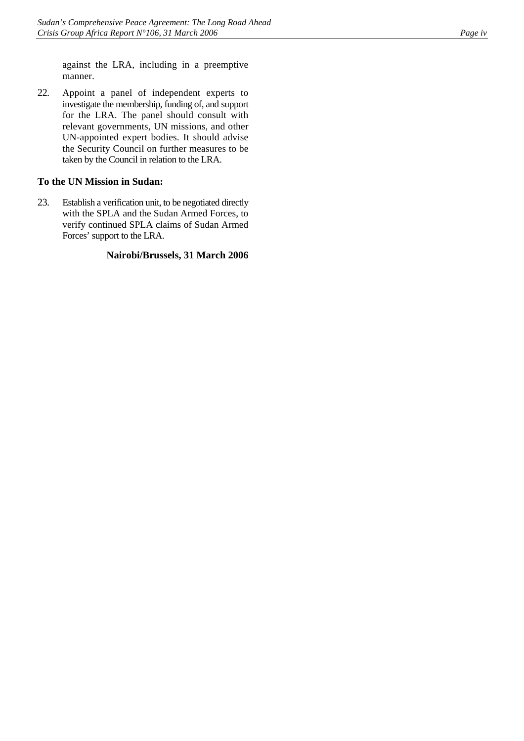against the LRA, including in a preemptive manner.

22. Appoint a panel of independent experts to investigate the membership, funding of, and support for the LRA. The panel should consult with relevant governments, UN missions, and other UN-appointed expert bodies. It should advise the Security Council on further measures to be taken by the Council in relation to the LRA.

### To the UN Mission in Sudan:

23. Establish a verification unit, to be negotiated directly with the SPLA and the Sudan Armed Forces, to verify continued SPLA claims of Sudan Armed Forces' support to the LRA.

**Nairobi/Brussels, 31 March 2006**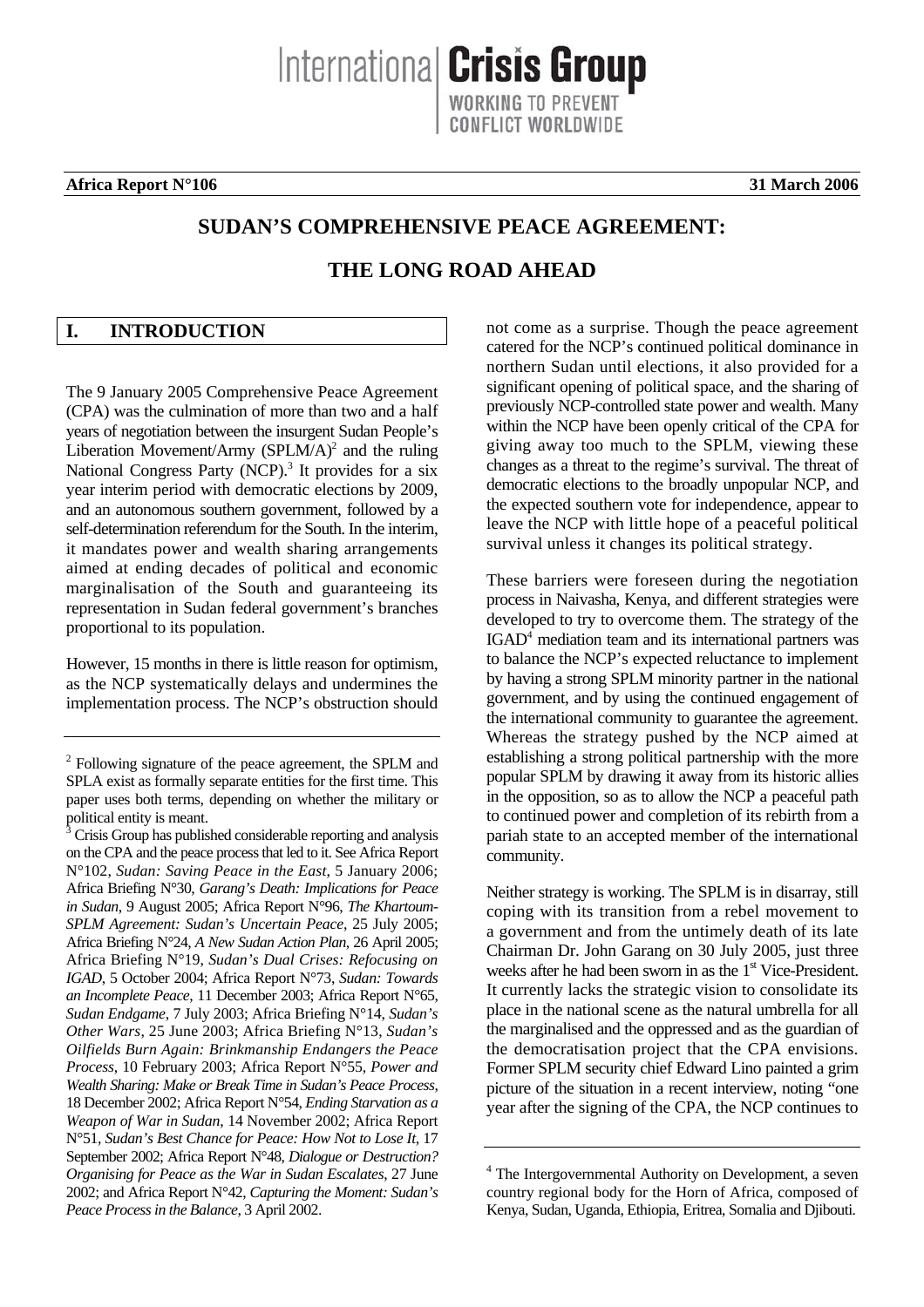**Africa Report N°106** **31 March 2006**

# SUDAN'S COMPREHENSIVE PEACE AGREEMENT: THE LONG ROAD AHEAD

## I. INTRODUCTION

The 9 January 2005 Comprehensive Peace Agreement (CPA) was the culmination of more than two and a half years of negotiation between the insurgent Sudan People's Liberation Movement/Army (SPLM/A)[2] and the ruling National Congress Party (NCP).[3] It provides for a six year interim period with democratic elections by 2009, and an autonomous southern government, followed by a self-determination referendum for the South. In the interim, it mandates power and wealth sharing arrangements aimed at ending decades of political and economic marginalisation of the South and guaranteeing its representation in Sudan federal government's branches proportional to its population.

However, 15 months in there is little reason for optimism, as the NCP systematically delays and undermines the implementation process. The NCP's obstruction should not come as a surprise. Though the peace agreement catered for the NCP's continued political dominance in northern Sudan until elections, it also provided for a significant opening of political space, and the sharing of previously NCP-controlled state power and wealth. Many within the NCP have been openly critical of the CPA for giving away too much to the SPLM, viewing these changes as a threat to the regime's survival. The threat of democratic elections to the broadly unpopular NCP, and the expected southern vote for independence, appear to leave the NCP with little hope of a peaceful political survival unless it changes its political strategy.

These barriers were foreseen during the negotiation process in Naivasha, Kenya, and different strategies were developed to try to overcome them. The strategy of the IGAD[4] mediation team and its international partners was to balance the NCP's expected reluctance to implement by having a strong SPLM minority partner in the national government, and by using the continued engagement of the international community to guarantee the agreement. Whereas the strategy pushed by the NCP aimed at establishing a strong political partnership with the more popular SPLM by drawing it away from its historic allies in the opposition, so as to allow the NCP a peaceful path to continued power and completion of its rebirth from a pariah state to an accepted member of the international community.

Neither strategy is working. The SPLM is in disarray, still coping with its transition from a rebel movement to a government and from the untimely death of its late Chairman Dr. John Garang on 30 July 2005, just three weeks after he had been sworn in as the 1st Vice-President. It currently lacks the strategic vision to consolidate its place in the national scene as the natural umbrella for all the marginalised and the oppressed and as the guardian of the democratisation project that the CPA envisions. Former SPLM security chief Edward Lino painted a grim picture of the situation in a recent interview, noting "one year after the signing of the CPA, the NCP continues to

---

[2] Following signature of the peace agreement, the SPLM and SPLA exist as formally separate entities for the first time. This paper uses both terms, depending on whether the military or political entity is meant.

[3] Crisis Group has published considerable reporting and analysis on the CPA and the peace process that led to it. See Africa Report N°102, *Sudan: Saving Peace in the East*, 5 January 2006; Africa Briefing N°30, *Garang's Death: Implications for Peace in Sudan*, 9 August 2005; Africa Report N°96, *The Khartoum-SPLM Agreement: Sudan's Uncertain Peace*, 25 July 2005; Africa Briefing N°24, *A New Sudan Action Plan*, 26 April 2005; Africa Briefing N°19, *Sudan's Dual Crises: Refocusing on IGAD*, 5 October 2004; Africa Report N°73, *Sudan: Towards an Incomplete Peace*, 11 December 2003; Africa Report N°65, *Sudan Endgame*, 7 July 2003; Africa Briefing N°14, *Sudan's Other Wars*, 25 June 2003; Africa Briefing N°13, *Sudan's Oilfields Burn Again: Brinkmanship Endangers the Peace Process*, 10 February 2003; Africa Report N°55, *Power and Wealth Sharing: Make or Break Time in Sudan's Peace Process*, 18 December 2002; Africa Report N°54, *Ending Starvation as a Weapon of War in Sudan*, 14 November 2002; Africa Report N°51, *Sudan's Best Chance for Peace: How Not to Lose It*, 17 September 2002; Africa Report N°48, *Dialogue or Destruction? Organising for Peace as the War in Sudan Escalates*, 27 June 2002; and Africa Report N°42, *Capturing the Moment: Sudan's Peace Process in the Balance*, 3 April 2002.

[4] The Intergovernmental Authority on Development, a seven country regional body for the Horn of Africa, composed of Kenya, Sudan, Uganda, Ethiopia, Eritrea, Somalia and Djibouti.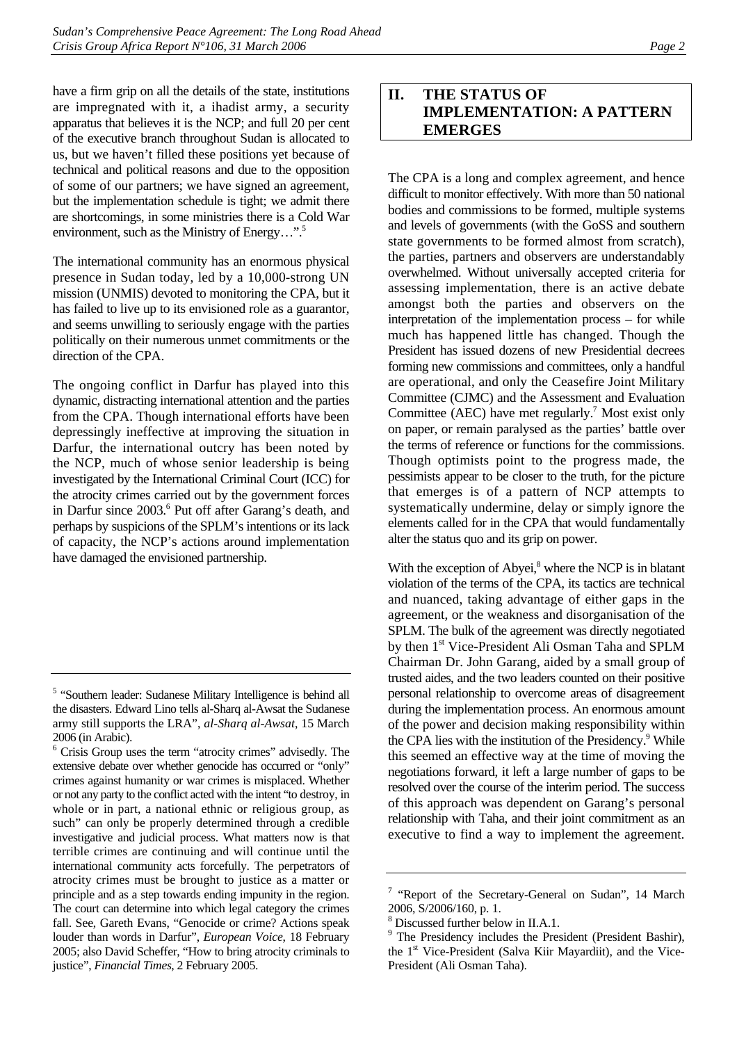have a firm grip on all the details of the state, institutions are impregnated with it, a ihadist army, a security apparatus that believes it is the NCP; and full 20 per cent of the executive branch throughout Sudan is allocated to us, but we haven't filled these positions yet because of technical and political reasons and due to the opposition of some of our partners; we have signed an agreement, but the implementation schedule is tight; we admit there are shortcomings, in some ministries there is a Cold War environment, such as the Ministry of Energy…".[5]

The international community has an enormous physical presence in Sudan today, led by a 10,000-strong UN mission (UNMIS) devoted to monitoring the CPA, but it has failed to live up to its envisioned role as a guarantor, and seems unwilling to seriously engage with the parties politically on their numerous unmet commitments or the direction of the CPA.

The ongoing conflict in Darfur has played into this dynamic, distracting international attention and the parties from the CPA. Though international efforts have been depressingly ineffective at improving the situation in Darfur, the international outcry has been noted by the NCP, much of whose senior leadership is being investigated by the International Criminal Court (ICC) for the atrocity crimes carried out by the government forces in Darfur since 2003.[6] Put off after Garang's death, and perhaps by suspicions of the SPLM's intentions or its lack of capacity, the NCP's actions around implementation have damaged the envisioned partnership.

## II. THE STATUS OF IMPLEMENTATION: A PATTERN EMERGES

The CPA is a long and complex agreement, and hence difficult to monitor effectively. With more than 50 national bodies and commissions to be formed, multiple systems and levels of governments (with the GoSS and southern state governments to be formed almost from scratch), the parties, partners and observers are understandably overwhelmed. Without universally accepted criteria for assessing implementation, there is an active debate amongst both the parties and observers on the interpretation of the implementation process – for while much has happened little has changed. Though the President has issued dozens of new Presidential decrees forming new commissions and committees, only a handful are operational, and only the Ceasefire Joint Military Committee (CJMC) and the Assessment and Evaluation Committee (AEC) have met regularly.[7] Most exist only on paper, or remain paralysed as the parties' battle over the terms of reference or functions for the commissions. Though optimists point to the progress made, the pessimists appear to be closer to the truth, for the picture that emerges is of a pattern of NCP attempts to systematically undermine, delay or simply ignore the elements called for in the CPA that would fundamentally alter the status quo and its grip on power.

With the exception of Abyei,[8] where the NCP is in blatant violation of the terms of the CPA, its tactics are technical and nuanced, taking advantage of either gaps in the agreement, or the weakness and disorganisation of the SPLM. The bulk of the agreement was directly negotiated by then 1st Vice-President Ali Osman Taha and SPLM Chairman Dr. John Garang, aided by a small group of trusted aides, and the two leaders counted on their positive personal relationship to overcome areas of disagreement during the implementation process. An enormous amount of the power and decision making responsibility within the CPA lies with the institution of the Presidency.[9] While this seemed an effective way at the time of moving the negotiations forward, it left a large number of gaps to be resolved over the course of the interim period. The success of this approach was dependent on Garang's personal relationship with Taha, and their joint commitment as an executive to find a way to implement the agreement.

---

[5] "Southern leader: Sudanese Military Intelligence is behind all the disasters. Edward Lino tells al-Sharq al-Awsat the Sudanese army still supports the LRA", *al-Sharq al-Awsat*, 15 March 2006 (in Arabic).

[6] Crisis Group uses the term "atrocity crimes" advisedly. The extensive debate over whether genocide has occurred or "only" crimes against humanity or war crimes is misplaced. Whether or not any party to the conflict acted with the intent "to destroy, in whole or in part, a national ethnic or religious group, as such" can only be properly determined through a credible investigative and judicial process. What matters now is that terrible crimes are continuing and will continue until the international community acts forcefully. The perpetrators of atrocity crimes must be brought to justice as a matter or principle and as a step towards ending impunity in the region. The court can determine into which legal category the crimes fall. See, Gareth Evans, "Genocide or crime? Actions speak louder than words in Darfur", *European Voice*, 18 February 2005; also David Scheffer, "How to bring atrocity criminals to justice", *Financial Times*, 2 February 2005.

[7] "Report of the Secretary-General on Sudan", 14 March 2006, S/2006/160, p. 1.

[8] Discussed further below in II.A.1.

[9] The Presidency includes the President (President Bashir), the 1st Vice-President (Salva Kiir Mayardiit), and the Vice-President (Ali Osman Taha).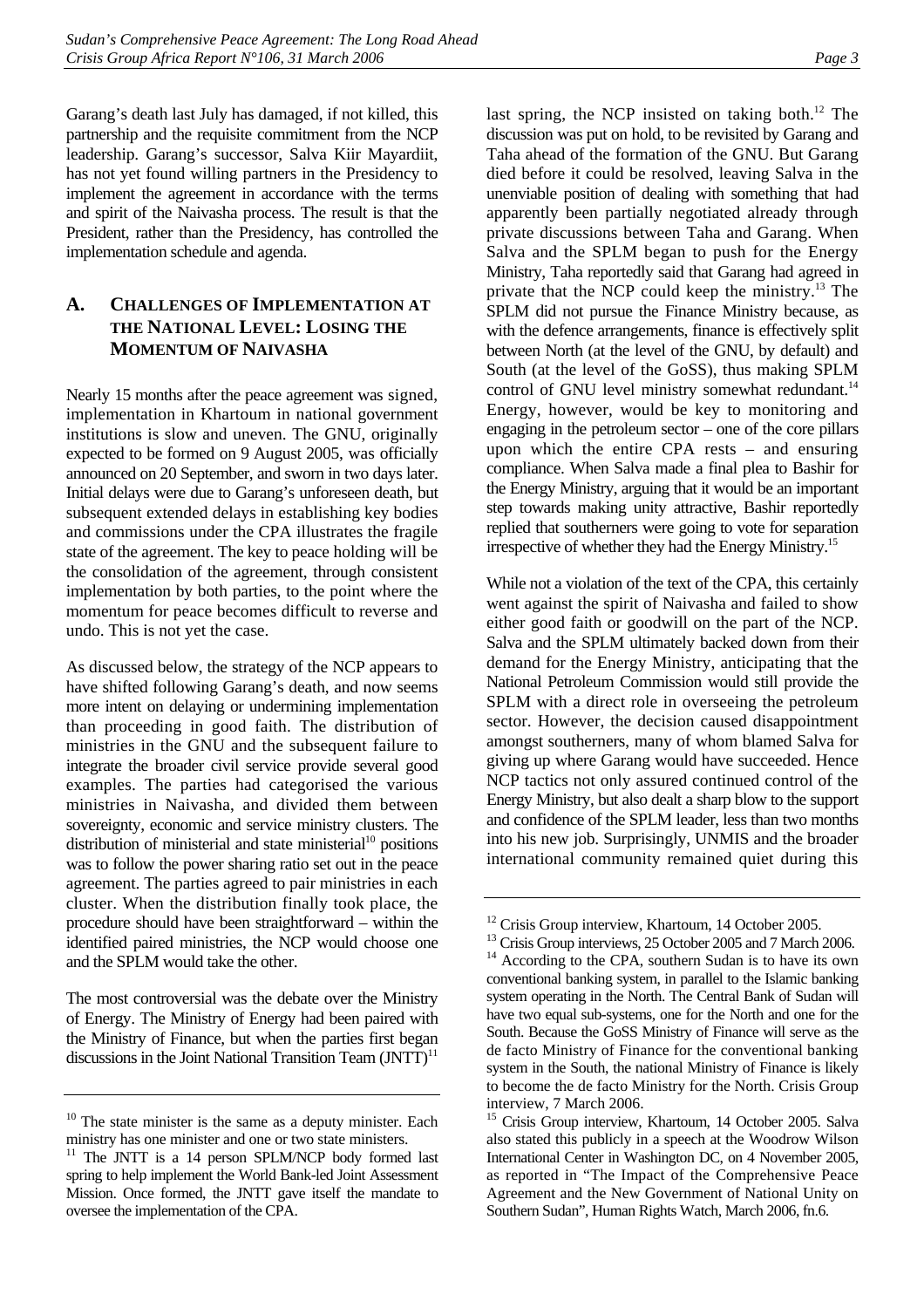Garang's death last July has damaged, if not killed, this partnership and the requisite commitment from the NCP leadership. Garang's successor, Salva Kiir Mayardiit, has not yet found willing partners in the Presidency to implement the agreement in accordance with the terms and spirit of the Naivasha process. The result is that the President, rather than the Presidency, has controlled the implementation schedule and agenda.

### A. CHALLENGES OF IMPLEMENTATION AT THE NATIONAL LEVEL: LOSING THE MOMENTUM OF NAIVASHA

Nearly 15 months after the peace agreement was signed, implementation in Khartoum in national government institutions is slow and uneven. The GNU, originally expected to be formed on 9 August 2005, was officially announced on 20 September, and sworn in two days later. Initial delays were due to Garang's unforeseen death, but subsequent extended delays in establishing key bodies and commissions under the CPA illustrates the fragile state of the agreement. The key to peace holding will be the consolidation of the agreement, through consistent implementation by both parties, to the point where the momentum for peace becomes difficult to reverse and undo. This is not yet the case.

As discussed below, the strategy of the NCP appears to have shifted following Garang's death, and now seems more intent on delaying or undermining implementation than proceeding in good faith. The distribution of ministries in the GNU and the subsequent failure to integrate the broader civil service provide several good examples. The parties had categorised the various ministries in Naivasha, and divided them between sovereignty, economic and service ministry clusters. The distribution of ministerial and state ministerial[10] positions was to follow the power sharing ratio set out in the peace agreement. The parties agreed to pair ministries in each cluster. When the distribution finally took place, the procedure should have been straightforward – within the identified paired ministries, the NCP would choose one and the SPLM would take the other.

The most controversial was the debate over the Ministry of Energy. The Ministry of Energy had been paired with the Ministry of Finance, but when the parties first began discussions in the Joint National Transition Team (JNTT)[11] last spring, the NCP insisted on taking both.[12] The discussion was put on hold, to be revisited by Garang and Taha ahead of the formation of the GNU. But Garang died before it could be resolved, leaving Salva in the unenviable position of dealing with something that had apparently been partially negotiated already through private discussions between Taha and Garang. When Salva and the SPLM began to push for the Energy Ministry, Taha reportedly said that Garang had agreed in private that the NCP could keep the ministry.[13] The SPLM did not pursue the Finance Ministry because, as with the defence arrangements, finance is effectively split between North (at the level of the GNU, by default) and South (at the level of the GoSS), thus making SPLM control of GNU level ministry somewhat redundant.[14] Energy, however, would be key to monitoring and engaging in the petroleum sector – one of the core pillars upon which the entire CPA rests – and ensuring compliance. When Salva made a final plea to Bashir for the Energy Ministry, arguing that it would be an important step towards making unity attractive, Bashir reportedly replied that southerners were going to vote for separation irrespective of whether they had the Energy Ministry.[15]

While not a violation of the text of the CPA, this certainly went against the spirit of Naivasha and failed to show either good faith or goodwill on the part of the NCP. Salva and the SPLM ultimately backed down from their demand for the Energy Ministry, anticipating that the National Petroleum Commission would still provide the SPLM with a direct role in overseeing the petroleum sector. However, the decision caused disappointment amongst southerners, many of whom blamed Salva for giving up where Garang would have succeeded. Hence NCP tactics not only assured continued control of the Energy Ministry, but also dealt a sharp blow to the support and confidence of the SPLM leader, less than two months into his new job. Surprisingly, UNMIS and the broader international community remained quiet during this

---

[10] The state minister is the same as a deputy minister. Each ministry has one minister and one or two state ministers.

[11] The JNTT is a 14 person SPLM/NCP body formed last spring to help implement the World Bank-led Joint Assessment Mission. Once formed, the JNTT gave itself the mandate to oversee the implementation of the CPA.

[12] Crisis Group interview, Khartoum, 14 October 2005.

[13] Crisis Group interviews, 25 October 2005 and 7 March 2006.

[14] According to the CPA, southern Sudan is to have its own conventional banking system, in parallel to the Islamic banking system operating in the North. The Central Bank of Sudan will have two equal sub-systems, one for the North and one for the South. Because the GoSS Ministry of Finance will serve as the de facto Ministry of Finance for the conventional banking system in the South, the national Ministry of Finance is likely to become the de facto Ministry for the North. Crisis Group interview, 7 March 2006.

[15] Crisis Group interview, Khartoum, 14 October 2005. Salva also stated this publicly in a speech at the Woodrow Wilson International Center in Washington DC, on 4 November 2005, as reported in "The Impact of the Comprehensive Peace Agreement and the New Government of National Unity on Southern Sudan", Human Rights Watch, March 2006, fn.6.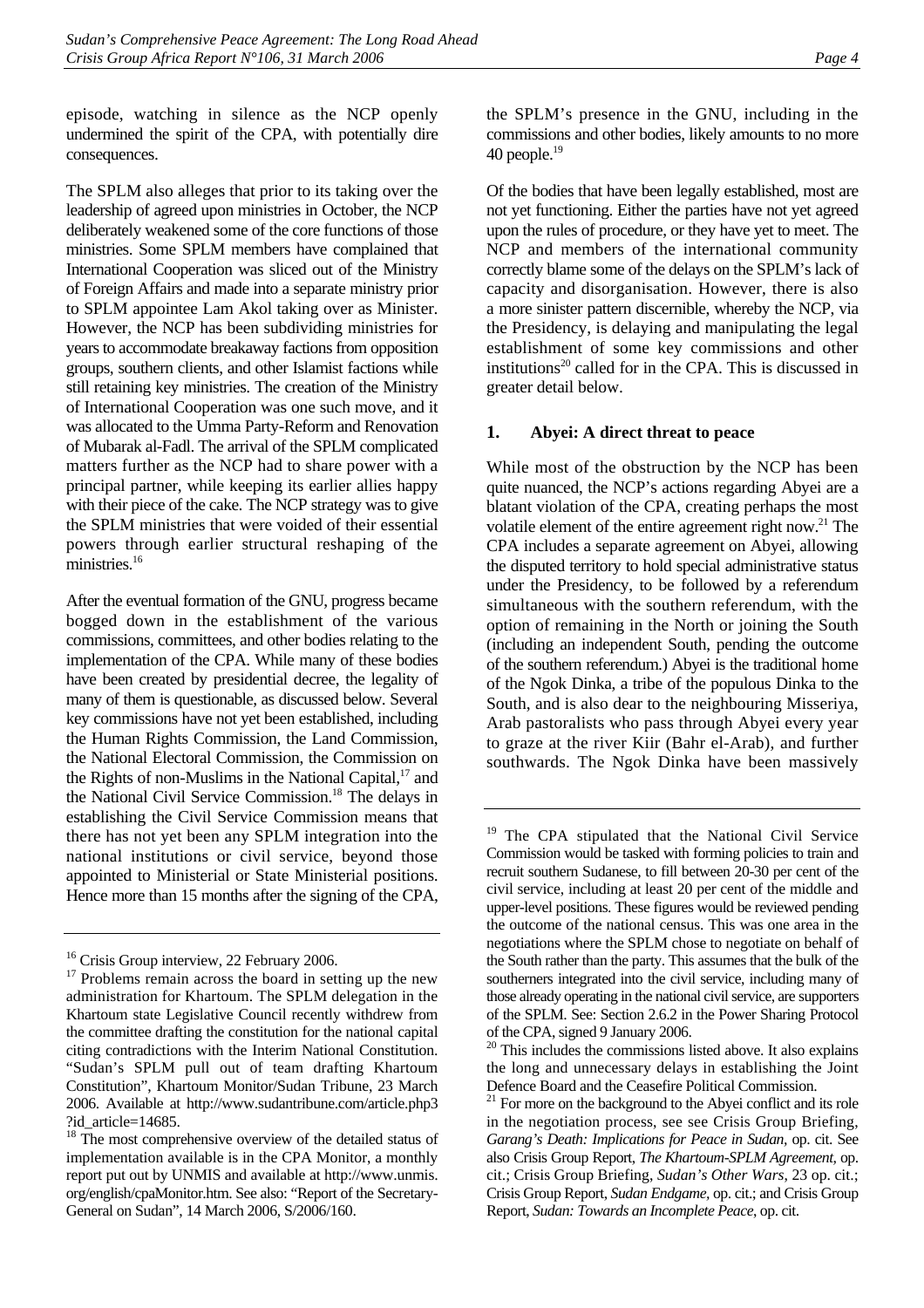episode, watching in silence as the NCP openly undermined the spirit of the CPA, with potentially dire consequences.

The SPLM also alleges that prior to its taking over the leadership of agreed upon ministries in October, the NCP deliberately weakened some of the core functions of those ministries. Some SPLM members have complained that International Cooperation was sliced out of the Ministry of Foreign Affairs and made into a separate ministry prior to SPLM appointee Lam Akol taking over as Minister. However, the NCP has been subdividing ministries for years to accommodate breakaway factions from opposition groups, southern clients, and other Islamist factions while still retaining key ministries. The creation of the Ministry of International Cooperation was one such move, and it was allocated to the Umma Party-Reform and Renovation of Mubarak al-Fadl. The arrival of the SPLM complicated matters further as the NCP had to share power with a principal partner, while keeping its earlier allies happy with their piece of the cake. The NCP strategy was to give the SPLM ministries that were voided of their essential powers through earlier structural reshaping of the ministries.[16]

After the eventual formation of the GNU, progress became bogged down in the establishment of the various commissions, committees, and other bodies relating to the implementation of the CPA. While many of these bodies have been created by presidential decree, the legality of many of them is questionable, as discussed below. Several key commissions have not yet been established, including the Human Rights Commission, the Land Commission, the National Electoral Commission, the Commission on the Rights of non-Muslims in the National Capital,[17] and the National Civil Service Commission.[18] The delays in establishing the Civil Service Commission means that there has not yet been any SPLM integration into the national institutions or civil service, beyond those appointed to Ministerial or State Ministerial positions. Hence more than 15 months after the signing of the CPA, the SPLM's presence in the GNU, including in the commissions and other bodies, likely amounts to no more 40 people.[19]

Of the bodies that have been legally established, most are not yet functioning. Either the parties have not yet agreed upon the rules of procedure, or they have yet to meet. The NCP and members of the international community correctly blame some of the delays on the SPLM's lack of capacity and disorganisation. However, there is also a more sinister pattern discernible, whereby the NCP, via the Presidency, is delaying and manipulating the legal establishment of some key commissions and other institutions[20] called for in the CPA. This is discussed in greater detail below.

### 1. Abyei: A direct threat to peace

While most of the obstruction by the NCP has been quite nuanced, the NCP's actions regarding Abyei are a blatant violation of the CPA, creating perhaps the most volatile element of the entire agreement right now.[21] The CPA includes a separate agreement on Abyei, allowing the disputed territory to hold special administrative status under the Presidency, to be followed by a referendum simultaneous with the southern referendum, with the option of remaining in the North or joining the South (including an independent South, pending the outcome of the southern referendum.) Abyei is the traditional home of the Ngok Dinka, a tribe of the populous Dinka to the South, and is also dear to the neighbouring Misseriya, Arab pastoralists who pass through Abyei every year to graze at the river Kiir (Bahr el-Arab), and further southwards. The Ngok Dinka have been massively

---

[16] Crisis Group interview, 22 February 2006.

[17] Problems remain across the board in setting up the new administration for Khartoum. The SPLM delegation in the Khartoum state Legislative Council recently withdrew from the committee drafting the constitution for the national capital citing contradictions with the Interim National Constitution. "Sudan's SPLM pull out of team drafting Khartoum Constitution", Khartoum Monitor/Sudan Tribune, 23 March 2006. Available at http://www.sudantribune.com/article.php3?id_article=14685.

[18] The most comprehensive overview of the detailed status of implementation available is in the CPA Monitor, a monthly report put out by UNMIS and available at http://www.unmis.org/english/cpaMonitor.htm. See also: "Report of the Secretary-General on Sudan", 14 March 2006, S/2006/160.

[19] The CPA stipulated that the National Civil Service Commission would be tasked with forming policies to train and recruit southern Sudanese, to fill between 20-30 per cent of the civil service, including at least 20 per cent of the middle and upper-level positions. These figures would be reviewed pending the outcome of the national census. This was one area in the negotiations where the SPLM chose to negotiate on behalf of the South rather than the party. This assumes that the bulk of the southerners integrated into the civil service, including many of those already operating in the national civil service, are supporters of the SPLM. See: Section 2.6.2 in the Power Sharing Protocol of the CPA, signed 9 January 2006.

[20] This includes the commissions listed above. It also explains the long and unnecessary delays in establishing the Joint Defence Board and the Ceasefire Political Commission.

[21] For more on the background to the Abyei conflict and its role in the negotiation process, see see Crisis Group Briefing, *Garang's Death: Implications for Peace in Sudan*, op. cit. See also Crisis Group Report, *The Khartoum-SPLM Agreement*, op. cit.; Crisis Group Briefing, *Sudan's Other Wars*, 23 op. cit.; Crisis Group Report, *Sudan Endgame*, op. cit.; and Crisis Group Report, *Sudan: Towards an Incomplete Peace*, op. cit.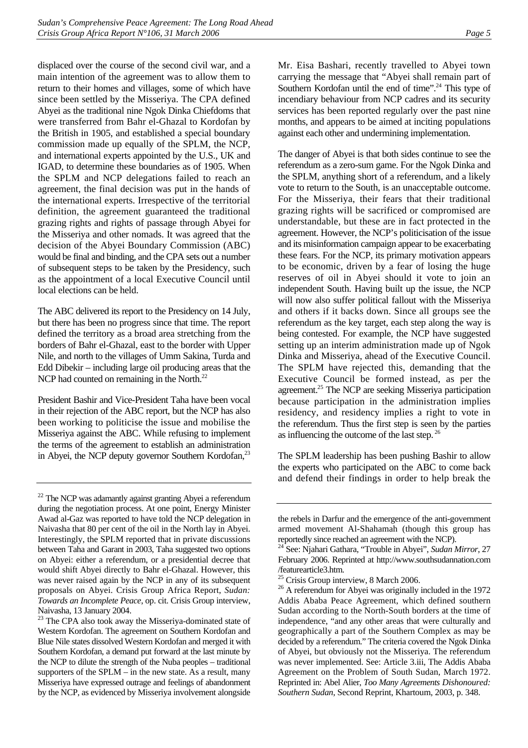displaced over the course of the second civil war, and a main intention of the agreement was to allow them to return to their homes and villages, some of which have since been settled by the Misseriya. The CPA defined Abyei as the traditional nine Ngok Dinka Chiefdoms that were transferred from Bahr el-Ghazal to Kordofan by the British in 1905, and established a special boundary commission made up equally of the SPLM, the NCP, and international experts appointed by the U.S., UK and IGAD, to determine these boundaries as of 1905. When the SPLM and NCP delegations failed to reach an agreement, the final decision was put in the hands of the international experts. Irrespective of the territorial definition, the agreement guaranteed the traditional grazing rights and rights of passage through Abyei for the Misseriya and other nomads. It was agreed that the decision of the Abyei Boundary Commission (ABC) would be final and binding, and the CPA sets out a number of subsequent steps to be taken by the Presidency, such as the appointment of a local Executive Council until local elections can be held.

The ABC delivered its report to the Presidency on 14 July, but there has been no progress since that time. The report defined the territory as a broad area stretching from the borders of Bahr el-Ghazal, east to the border with Upper Nile, and north to the villages of Umm Sakina, Turda and Edd Dibekir – including large oil producing areas that the NCP had counted on remaining in the North.[22]

President Bashir and Vice-President Taha have been vocal in their rejection of the ABC report, but the NCP has also been working to politicise the issue and mobilise the Misseriya against the ABC. While refusing to implement the terms of the agreement to establish an administration in Abyei, the NCP deputy governor Southern Kordofan,[23] Mr. Eisa Bashari, recently travelled to Abyei town carrying the message that "Abyei shall remain part of Southern Kordofan until the end of time".[24] This type of incendiary behaviour from NCP cadres and its security services has been reported regularly over the past nine months, and appears to be aimed at inciting populations against each other and undermining implementation.

The danger of Abyei is that both sides continue to see the referendum as a zero-sum game. For the Ngok Dinka and the SPLM, anything short of a referendum, and a likely vote to return to the South, is an unacceptable outcome. For the Misseriya, their fears that their traditional grazing rights will be sacrificed or compromised are understandable, but these are in fact protected in the agreement. However, the NCP's politicisation of the issue and its misinformation campaign appear to be exacerbating these fears. For the NCP, its primary motivation appears to be economic, driven by a fear of losing the huge reserves of oil in Abyei should it vote to join an independent South. Having built up the issue, the NCP will now also suffer political fallout with the Misseriya and others if it backs down. Since all groups see the referendum as the key target, each step along the way is being contested. For example, the NCP have suggested setting up an interim administration made up of Ngok Dinka and Misseriya, ahead of the Executive Council. The SPLM have rejected this, demanding that the Executive Council be formed instead, as per the agreement.[25] The NCP are seeking Misseriya participation because participation in the administration implies residency, and residency implies a right to vote in the referendum. Thus the first step is seen by the parties as influencing the outcome of the last step.[26]

The SPLM leadership has been pushing Bashir to allow the experts who participated on the ABC to come back and defend their findings in order to help break the

---

[22] The NCP was adamantly against granting Abyei a referendum during the negotiation process. At one point, Energy Minister Awad al-Gaz was reported to have told the NCP delegation in Naivasha that 80 per cent of the oil in the North lay in Abyei. Interestingly, the SPLM reported that in private discussions between Taha and Garant in 2003, Taha suggested two options on Abyei: either a referendum, or a presidential decree that would shift Abyei directly to Bahr el-Ghazal. However, this was never raised again by the NCP in any of its subsequent proposals on Abyei. Crisis Group Africa Report, *Sudan: Towards an Incomplete Peace*, op. cit. Crisis Group interview, Naivasha, 13 January 2004.

[23] The CPA also took away the Misseriya-dominated state of Western Kordofan. The agreement on Southern Kordofan and Blue Nile states dissolved Western Kordofan and merged it with Southern Kordofan, a demand put forward at the last minute by the NCP to dilute the strength of the Nuba peoples – traditional supporters of the SPLM – in the new state. As a result, many Misseriya have expressed outrage and feelings of abandonment by the NCP, as evidenced by Misseriya involvement alongside the rebels in Darfur and the emergence of the anti-government armed movement Al-Shahamah (though this group has reportedly since reached an agreement with the NCP).

[24] See: Njahari Gathara, "Trouble in Abyei", *Sudan Mirror*, 27 February 2006. Reprinted at http://www.southsudannation.com/featurearticle3.htm.

[25] Crisis Group interview, 8 March 2006.

[26] A referendum for Abyei was originally included in the 1972 Addis Ababa Peace Agreement, which defined southern Sudan according to the North-South borders at the time of independence, "and any other areas that were culturally and geographically a part of the Southern Complex as may be decided by a referendum." The criteria covered the Ngok Dinka of Abyei, but obviously not the Misseriya. The referendum was never implemented. See: Article 3.iii, The Addis Ababa Agreement on the Problem of South Sudan, March 1972. Reprinted in: Abel Alier, *Too Many Agreements Dishonoured: Southern Sudan*, Second Reprint, Khartoum, 2003, p. 348.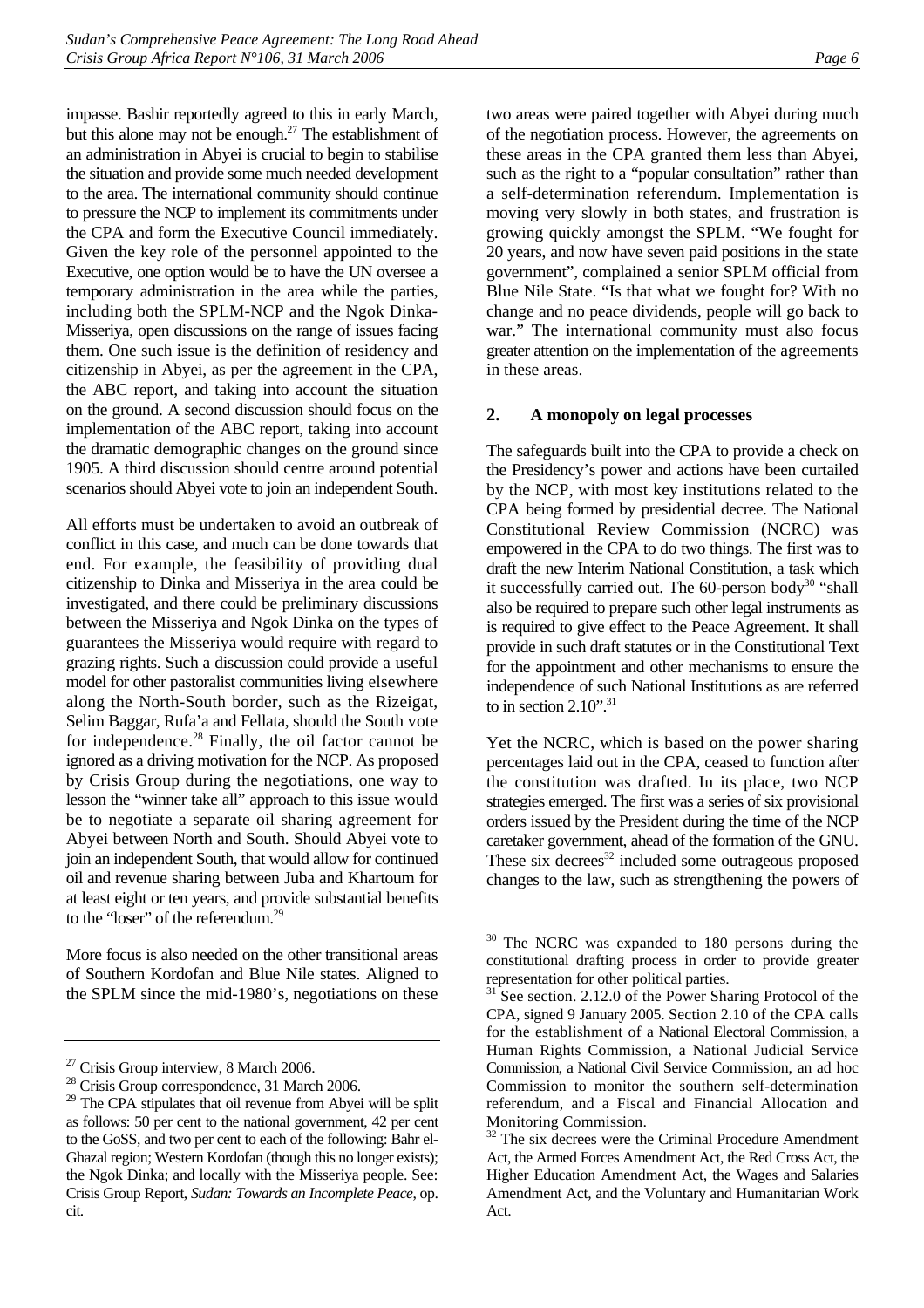impasse. Bashir reportedly agreed to this in early March, but this alone may not be enough.[27] The establishment of an administration in Abyei is crucial to begin to stabilise the situation and provide some much needed development to the area. The international community should continue to pressure the NCP to implement its commitments under the CPA and form the Executive Council immediately. Given the key role of the personnel appointed to the Executive, one option would be to have the UN oversee a temporary administration in the area while the parties, including both the SPLM-NCP and the Ngok Dinka-Misseriya, open discussions on the range of issues facing them. One such issue is the definition of residency and citizenship in Abyei, as per the agreement in the CPA, the ABC report, and taking into account the situation on the ground. A second discussion should focus on the implementation of the ABC report, taking into account the dramatic demographic changes on the ground since 1905. A third discussion should centre around potential scenarios should Abyei vote to join an independent South.

All efforts must be undertaken to avoid an outbreak of conflict in this case, and much can be done towards that end. For example, the feasibility of providing dual citizenship to Dinka and Misseriya in the area could be investigated, and there could be preliminary discussions between the Misseriya and Ngok Dinka on the types of guarantees the Misseriya would require with regard to grazing rights. Such a discussion could provide a useful model for other pastoralist communities living elsewhere along the North-South border, such as the Rizeigat, Selim Baggar, Rufa'a and Fellata, should the South vote for independence.[28] Finally, the oil factor cannot be ignored as a driving motivation for the NCP. As proposed by Crisis Group during the negotiations, one way to lesson the "winner take all" approach to this issue would be to negotiate a separate oil sharing agreement for Abyei between North and South. Should Abyei vote to join an independent South, that would allow for continued oil and revenue sharing between Juba and Khartoum for at least eight or ten years, and provide substantial benefits to the "loser" of the referendum.[29]

More focus is also needed on the other transitional areas of Southern Kordofan and Blue Nile states. Aligned to the SPLM since the mid-1980's, negotiations on these two areas were paired together with Abyei during much of the negotiation process. However, the agreements on these areas in the CPA granted them less than Abyei, such as the right to a "popular consultation" rather than a self-determination referendum. Implementation is moving very slowly in both states, and frustration is growing quickly amongst the SPLM. "We fought for 20 years, and now have seven paid positions in the state government", complained a senior SPLM official from Blue Nile State. "Is that what we fought for? With no change and no peace dividends, people will go back to war." The international community must also focus greater attention on the implementation of the agreements in these areas.

### 2. A monopoly on legal processes

The safeguards built into the CPA to provide a check on the Presidency's power and actions have been curtailed by the NCP, with most key institutions related to the CPA being formed by presidential decree. The National Constitutional Review Commission (NCRC) was empowered in the CPA to do two things. The first was to draft the new Interim National Constitution, a task which it successfully carried out. The 60-person body[30] "shall also be required to prepare such other legal instruments as is required to give effect to the Peace Agreement. It shall provide in such draft statutes or in the Constitutional Text for the appointment and other mechanisms to ensure the independence of such National Institutions as are referred to in section 2.10".[31]

Yet the NCRC, which is based on the power sharing percentages laid out in the CPA, ceased to function after the constitution was drafted. In its place, two NCP strategies emerged. The first was a series of six provisional orders issued by the President during the time of the NCP caretaker government, ahead of the formation of the GNU. These six decrees[32] included some outrageous proposed changes to the law, such as strengthening the powers of

---

[27] Crisis Group interview, 8 March 2006.

[28] Crisis Group correspondence, 31 March 2006.

[29] The CPA stipulates that oil revenue from Abyei will be split as follows: 50 per cent to the national government, 42 per cent to the GoSS, and two per cent to each of the following: Bahr el-Ghazal region; Western Kordofan (though this no longer exists); the Ngok Dinka; and locally with the Misseriya people. See: Crisis Group Report, *Sudan: Towards an Incomplete Peace*, op. cit.

[30] The NCRC was expanded to 180 persons during the constitutional drafting process in order to provide greater representation for other political parties.

[31] See section. 2.12.0 of the Power Sharing Protocol of the CPA, signed 9 January 2005. Section 2.10 of the CPA calls for the establishment of a National Electoral Commission, a Human Rights Commission, a National Judicial Service Commission, a National Civil Service Commission, an ad hoc Commission to monitor the southern self-determination referendum, and a Fiscal and Financial Allocation and Monitoring Commission.

[32] The six decrees were the Criminal Procedure Amendment Act, the Armed Forces Amendment Act, the Red Cross Act, the Higher Education Amendment Act, the Wages and Salaries Amendment Act, and the Voluntary and Humanitarian Work Act.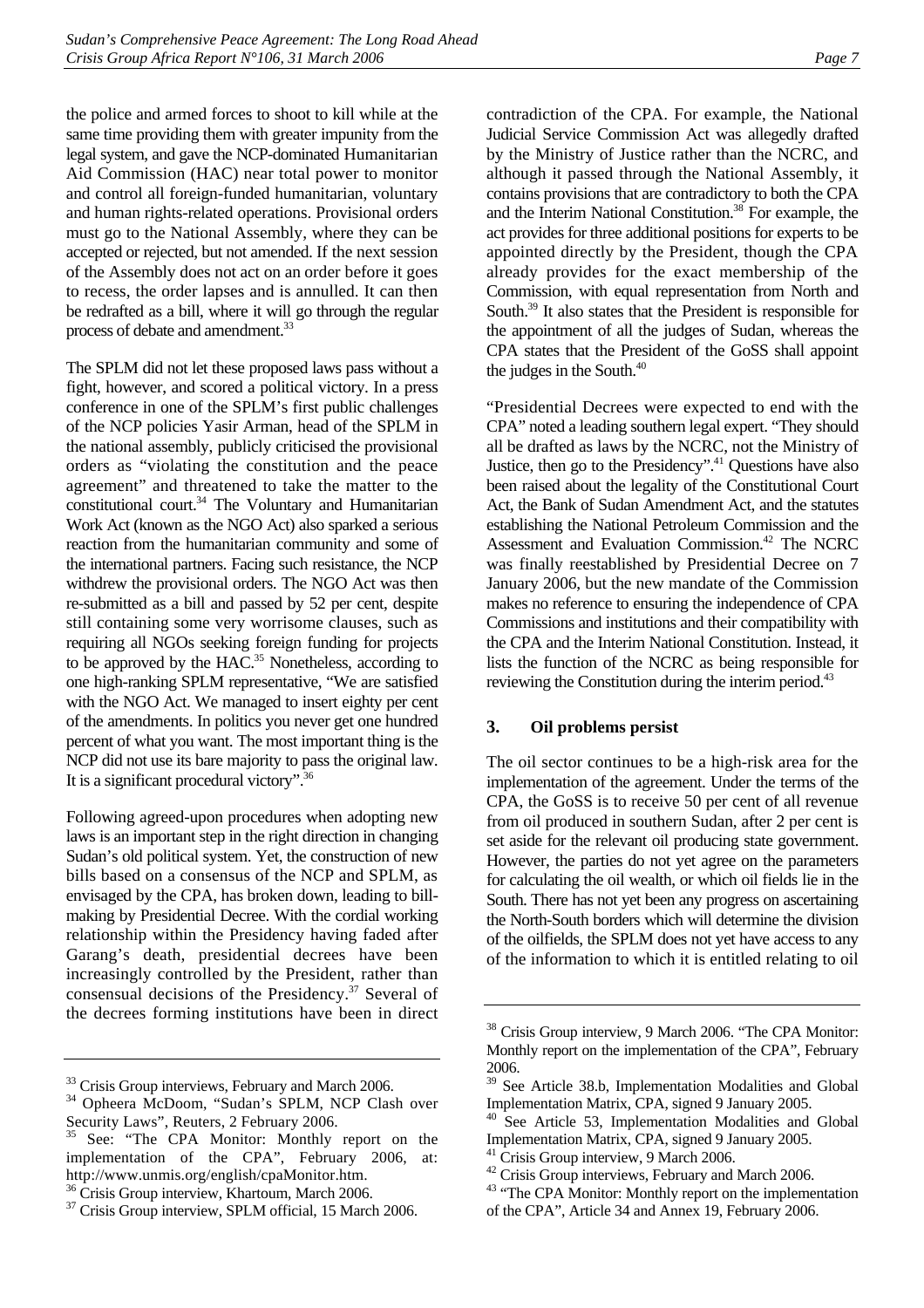the police and armed forces to shoot to kill while at the same time providing them with greater impunity from the legal system, and gave the NCP-dominated Humanitarian Aid Commission (HAC) near total power to monitor and control all foreign-funded humanitarian, voluntary and human rights-related operations. Provisional orders must go to the National Assembly, where they can be accepted or rejected, but not amended. If the next session of the Assembly does not act on an order before it goes to recess, the order lapses and is annulled. It can then be redrafted as a bill, where it will go through the regular process of debate and amendment.[33]

The SPLM did not let these proposed laws pass without a fight, however, and scored a political victory. In a press conference in one of the SPLM's first public challenges of the NCP policies Yasir Arman, head of the SPLM in the national assembly, publicly criticised the provisional orders as "violating the constitution and the peace agreement" and threatened to take the matter to the constitutional court.[34] The Voluntary and Humanitarian Work Act (known as the NGO Act) also sparked a serious reaction from the humanitarian community and some of the international partners. Facing such resistance, the NCP withdrew the provisional orders. The NGO Act was then re-submitted as a bill and passed by 52 per cent, despite still containing some very worrisome clauses, such as requiring all NGOs seeking foreign funding for projects to be approved by the HAC.[35] Nonetheless, according to one high-ranking SPLM representative, "We are satisfied with the NGO Act. We managed to insert eighty per cent of the amendments. In politics you never get one hundred percent of what you want. The most important thing is the NCP did not use its bare majority to pass the original law. It is a significant procedural victory".[36]

Following agreed-upon procedures when adopting new laws is an important step in the right direction in changing Sudan's old political system. Yet, the construction of new bills based on a consensus of the NCP and SPLM, as envisaged by the CPA, has broken down, leading to bill-making by Presidential Decree. With the cordial working relationship within the Presidency having faded after Garang's death, presidential decrees have been increasingly controlled by the President, rather than consensual decisions of the Presidency.[37] Several of the decrees forming institutions have been in direct contradiction of the CPA. For example, the National Judicial Service Commission Act was allegedly drafted by the Ministry of Justice rather than the NCRC, and although it passed through the National Assembly, it contains provisions that are contradictory to both the CPA and the Interim National Constitution.[38] For example, the act provides for three additional positions for experts to be appointed directly by the President, though the CPA already provides for the exact membership of the Commission, with equal representation from North and South.[39] It also states that the President is responsible for the appointment of all the judges of Sudan, whereas the CPA states that the President of the GoSS shall appoint the judges in the South.[40]

"Presidential Decrees were expected to end with the CPA" noted a leading southern legal expert. "They should all be drafted as laws by the NCRC, not the Ministry of Justice, then go to the Presidency".[41] Questions have also been raised about the legality of the Constitutional Court Act, the Bank of Sudan Amendment Act, and the statutes establishing the National Petroleum Commission and the Assessment and Evaluation Commission.[42] The NCRC was finally reestablished by Presidential Decree on 7 January 2006, but the new mandate of the Commission makes no reference to ensuring the independence of CPA Commissions and institutions and their compatibility with the CPA and the Interim National Constitution. Instead, it lists the function of the NCRC as being responsible for reviewing the Constitution during the interim period.[43]

### 3. Oil problems persist

The oil sector continues to be a high-risk area for the implementation of the agreement. Under the terms of the CPA, the GoSS is to receive 50 per cent of all revenue from oil produced in southern Sudan, after 2 per cent is set aside for the relevant oil producing state government. However, the parties do not yet agree on the parameters for calculating the oil wealth, or which oil fields lie in the South. There has not yet been any progress on ascertaining the North-South borders which will determine the division of the oilfields, the SPLM does not yet have access to any of the information to which it is entitled relating to oil

---

[33] Crisis Group interviews, February and March 2006.

[34] Opheera McDoom, "Sudan's SPLM, NCP Clash over Security Laws", Reuters, 2 February 2006.

[35] See: "The CPA Monitor: Monthly report on the implementation of the CPA", February 2006, at: http://www.unmis.org/english/cpaMonitor.htm.

[36] Crisis Group interview, Khartoum, March 2006.

[37] Crisis Group interview, SPLM official, 15 March 2006.

[38] Crisis Group interview, 9 March 2006. "The CPA Monitor: Monthly report on the implementation of the CPA", February 2006.

[39] See Article 38.b, Implementation Modalities and Global Implementation Matrix, CPA, signed 9 January 2005.

[40] See Article 53, Implementation Modalities and Global Implementation Matrix, CPA, signed 9 January 2005.

[41] Crisis Group interview, 9 March 2006.

[42] Crisis Group interviews, February and March 2006.

[43] "The CPA Monitor: Monthly report on the implementation of the CPA", Article 34 and Annex 19, February 2006.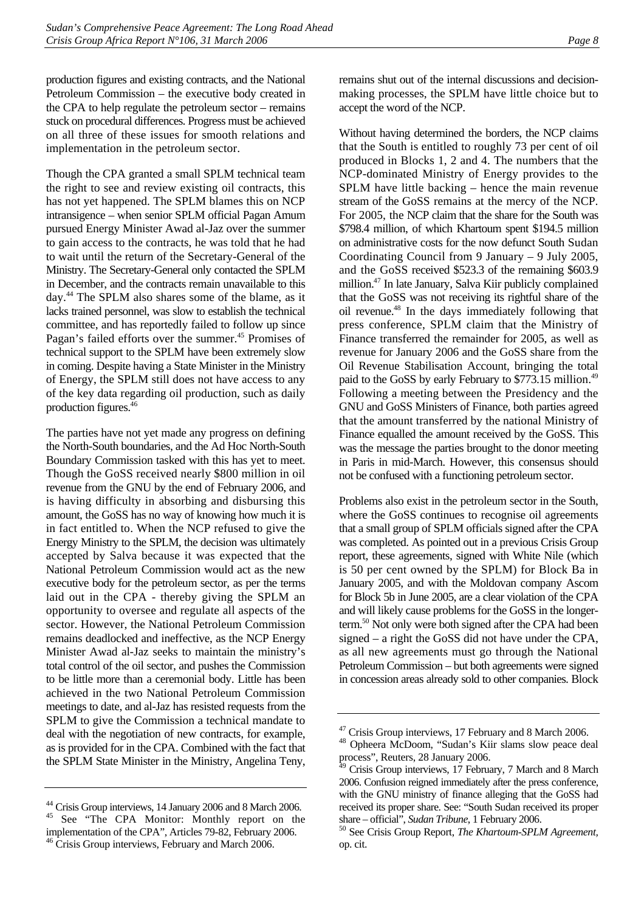production figures and existing contracts, and the National Petroleum Commission – the executive body created in the CPA to help regulate the petroleum sector – remains stuck on procedural differences. Progress must be achieved on all three of these issues for smooth relations and implementation in the petroleum sector.

Though the CPA granted a small SPLM technical team the right to see and review existing oil contracts, this has not yet happened. The SPLM blames this on NCP intransigence – when senior SPLM official Pagan Amum pursued Energy Minister Awad al-Jaz over the summer to gain access to the contracts, he was told that he had to wait until the return of the Secretary-General of the Ministry. The Secretary-General only contacted the SPLM in December, and the contracts remain unavailable to this day.[44] The SPLM also shares some of the blame, as it lacks trained personnel, was slow to establish the technical committee, and has reportedly failed to follow up since Pagan's failed efforts over the summer.[45] Promises of technical support to the SPLM have been extremely slow in coming. Despite having a State Minister in the Ministry of Energy, the SPLM still does not have access to any of the key data regarding oil production, such as daily production figures.[46]

The parties have not yet made any progress on defining the North-South boundaries, and the Ad Hoc North-South Boundary Commission tasked with this has yet to meet. Though the GoSS received nearly $800 million in oil revenue from the GNU by the end of February 2006, and is having difficulty in absorbing and disbursing this amount, the GoSS has no way of knowing how much it is in fact entitled to. When the NCP refused to give the Energy Ministry to the SPLM, the decision was ultimately accepted by Salva because it was expected that the National Petroleum Commission would act as the new executive body for the petroleum sector, as per the terms laid out in the CPA - thereby giving the SPLM an opportunity to oversee and regulate all aspects of the sector. However, the National Petroleum Commission remains deadlocked and ineffective, as the NCP Energy Minister Awad al-Jaz seeks to maintain the ministry's total control of the oil sector, and pushes the Commission to be little more than a ceremonial body. Little has been achieved in the two National Petroleum Commission meetings to date, and al-Jaz has resisted requests from the SPLM to give the Commission a technical mandate to deal with the negotiation of new contracts, for example, as is provided for in the CPA. Combined with the fact that the SPLM State Minister in the Ministry, Angelina Teny, remains shut out of the internal discussions and decision-making processes, the SPLM have little choice but to accept the word of the NCP.

Without having determined the borders, the NCP claims that the South is entitled to roughly 73 per cent of oil produced in Blocks 1, 2 and 4. The numbers that the NCP-dominated Ministry of Energy provides to the SPLM have little backing – hence the main revenue stream of the GoSS remains at the mercy of the NCP. For 2005, the NCP claim that the share for the South was $798.4 million, of which Khartoum spent $194.5 million on administrative costs for the now defunct South Sudan Coordinating Council from 9 January – 9 July 2005, and the GoSS received $523.3 of the remaining $603.9 million.[47] In late January, Salva Kiir publicly complained that the GoSS was not receiving its rightful share of the oil revenue.[48] In the days immediately following that press conference, SPLM claim that the Ministry of Finance transferred the remainder for 2005, as well as revenue for January 2006 and the GoSS share from the Oil Revenue Stabilisation Account, bringing the total paid to the GoSS by early February to $773.15 million.[49] Following a meeting between the Presidency and the GNU and GoSS Ministers of Finance, both parties agreed that the amount transferred by the national Ministry of Finance equalled the amount received by the GoSS. This was the message the parties brought to the donor meeting in Paris in mid-March. However, this consensus should not be confused with a functioning petroleum sector.

Problems also exist in the petroleum sector in the South, where the GoSS continues to recognise oil agreements that a small group of SPLM officials signed after the CPA was completed. As pointed out in a previous Crisis Group report, these agreements, signed with White Nile (which is 50 per cent owned by the SPLM) for Block Ba in January 2005, and with the Moldovan company Ascom for Block 5b in June 2005, are a clear violation of the CPA and will likely cause problems for the GoSS in the longer-term.[50] Not only were both signed after the CPA had been signed – a right the GoSS did not have under the CPA, as all new agreements must go through the National Petroleum Commission – but both agreements were signed in concession areas already sold to other companies. Block

---

[44] Crisis Group interviews, 14 January 2006 and 8 March 2006.

[45] See "The CPA Monitor: Monthly report on the implementation of the CPA", Articles 79-82, February 2006.

[46] Crisis Group interviews, February and March 2006.

[47] Crisis Group interviews, 17 February and 8 March 2006.

[48] Opheera McDoom, "Sudan's Kiir slams slow peace deal process", Reuters, 28 January 2006.

[49] Crisis Group interviews, 17 February, 7 March and 8 March 2006. Confusion reigned immediately after the press conference, with the GNU ministry of finance alleging that the GoSS had received its proper share. See: "South Sudan received its proper share – official", *Sudan Tribune*, 1 February 2006.

[50] See Crisis Group Report, *The Khartoum-SPLM Agreement*, op. cit.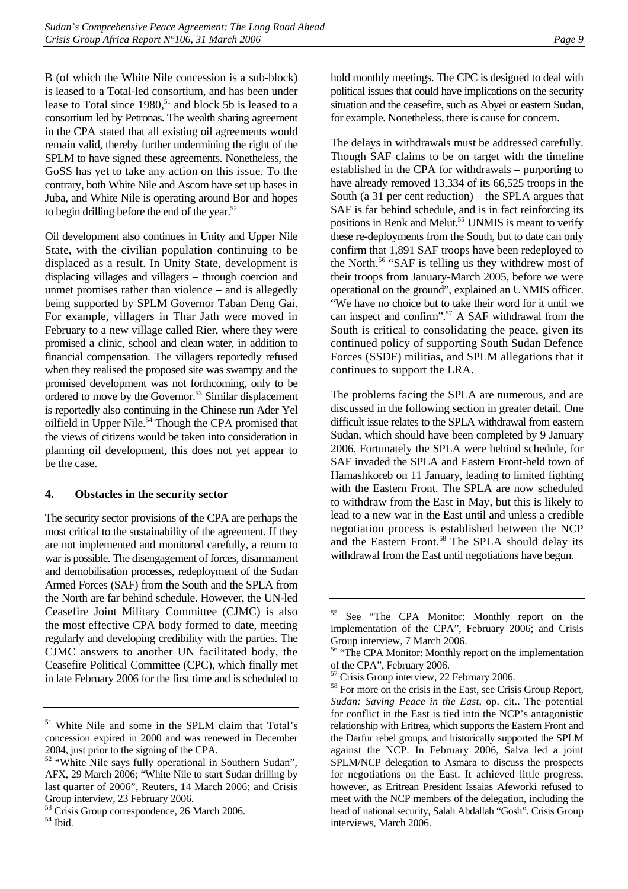B (of which the White Nile concession is a sub-block) is leased to a Total-led consortium, and has been under lease to Total since 1980,[51] and block 5b is leased to a consortium led by Petronas. The wealth sharing agreement in the CPA stated that all existing oil agreements would remain valid, thereby further undermining the right of the SPLM to have signed these agreements. Nonetheless, the GoSS has yet to take any action on this issue. To the contrary, both White Nile and Ascom have set up bases in Juba, and White Nile is operating around Bor and hopes to begin drilling before the end of the year.[52]

Oil development also continues in Unity and Upper Nile State, with the civilian population continuing to be displaced as a result. In Unity State, development is displacing villages and villagers – through coercion and unmet promises rather than violence – and is allegedly being supported by SPLM Governor Taban Deng Gai. For example, villagers in Thar Jath were moved in February to a new village called Rier, where they were promised a clinic, school and clean water, in addition to financial compensation. The villagers reportedly refused when they realised the proposed site was swampy and the promised development was not forthcoming, only to be ordered to move by the Governor.[53] Similar displacement is reportedly also continuing in the Chinese run Ader Yel oilfield in Upper Nile.[54] Though the CPA promised that the views of citizens would be taken into consideration in planning oil development, this does not yet appear to be the case.

### 4. Obstacles in the security sector

The security sector provisions of the CPA are perhaps the most critical to the sustainability of the agreement. If they are not implemented and monitored carefully, a return to war is possible. The disengagement of forces, disarmament and demobilisation processes, redeployment of the Sudan Armed Forces (SAF) from the South and the SPLA from the North are far behind schedule. However, the UN-led Ceasefire Joint Military Committee (CJMC) is also the most effective CPA body formed to date, meeting regularly and developing credibility with the parties. The CJMC answers to another UN facilitated body, the Ceasefire Political Committee (CPC), which finally met in late February 2006 for the first time and is scheduled to hold monthly meetings. The CPC is designed to deal with political issues that could have implications on the security situation and the ceasefire, such as Abyei or eastern Sudan, for example. Nonetheless, there is cause for concern.

The delays in withdrawals must be addressed carefully. Though SAF claims to be on target with the timeline established in the CPA for withdrawals – purporting to have already removed 13,334 of its 66,525 troops in the South (a 31 per cent reduction) – the SPLA argues that SAF is far behind schedule, and is in fact reinforcing its positions in Renk and Melut.[55] UNMIS is meant to verify these re-deployments from the South, but to date can only confirm that 1,891 SAF troops have been redeployed to the North.[56] "SAF is telling us they withdrew most of their troops from January-March 2005, before we were operational on the ground", explained an UNMIS officer. "We have no choice but to take their word for it until we can inspect and confirm".[57] A SAF withdrawal from the South is critical to consolidating the peace, given its continued policy of supporting South Sudan Defence Forces (SSDF) militias, and SPLM allegations that it continues to support the LRA.

The problems facing the SPLA are numerous, and are discussed in the following section in greater detail. One difficult issue relates to the SPLA withdrawal from eastern Sudan, which should have been completed by 9 January 2006. Fortunately the SPLA were behind schedule, for SAF invaded the SPLA and Eastern Front-held town of Hamashkoreb on 11 January, leading to limited fighting with the Eastern Front. The SPLA are now scheduled to withdraw from the East in May, but this is likely to lead to a new war in the East until and unless a credible negotiation process is established between the NCP and the Eastern Front.[58] The SPLA should delay its withdrawal from the East until negotiations have begun.

---

[51] White Nile and some in the SPLM claim that Total's concession expired in 2000 and was renewed in December 2004, just prior to the signing of the CPA.

[52] "White Nile says fully operational in Southern Sudan", AFX, 29 March 2006; "White Nile to start Sudan drilling by last quarter of 2006", Reuters, 14 March 2006; and Crisis Group interview, 23 February 2006.

[53] Crisis Group correspondence, 26 March 2006.

[54] Ibid.

[55] See "The CPA Monitor: Monthly report on the implementation of the CPA", February 2006; and Crisis Group interview, 7 March 2006.

[56] "The CPA Monitor: Monthly report on the implementation of the CPA", February 2006.

[57] Crisis Group interview, 22 February 2006.

[58] For more on the crisis in the East, see Crisis Group Report, *Sudan: Saving Peace in the East*, op. cit.. The potential for conflict in the East is tied into the NCP's antagonistic relationship with Eritrea, which supports the Eastern Front and the Darfur rebel groups, and historically supported the SPLM against the NCP. In February 2006, Salva led a joint SPLM/NCP delegation to Asmara to discuss the prospects for negotiations on the East. It achieved little progress, however, as Eritrean President Issaias Afeworki refused to meet with the NCP members of the delegation, including the head of national security, Salah Abdallah "Gosh". Crisis Group interviews, March 2006.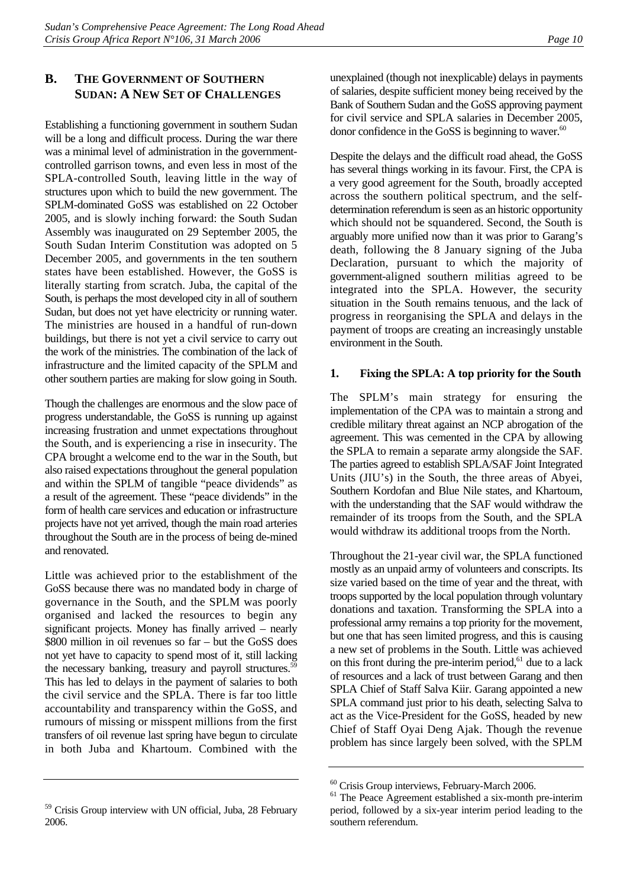## B. THE GOVERNMENT OF SOUTHERN SUDAN: A NEW SET OF CHALLENGES

Establishing a functioning government in southern Sudan will be a long and difficult process. During the war there was a minimal level of administration in the government-controlled garrison towns, and even less in most of the SPLA-controlled South, leaving little in the way of structures upon which to build the new government. The SPLM-dominated GoSS was established on 22 October 2005, and is slowly inching forward: the South Sudan Assembly was inaugurated on 29 September 2005, the South Sudan Interim Constitution was adopted on 5 December 2005, and governments in the ten southern states have been established. However, the GoSS is literally starting from scratch. Juba, the capital of the South, is perhaps the most developed city in all of southern Sudan, but does not yet have electricity or running water. The ministries are housed in a handful of run-down buildings, but there is not yet a civil service to carry out the work of the ministries. The combination of the lack of infrastructure and the limited capacity of the SPLM and other southern parties are making for slow going in South.

Though the challenges are enormous and the slow pace of progress understandable, the GoSS is running up against increasing frustration and unmet expectations throughout the South, and is experiencing a rise in insecurity. The CPA brought a welcome end to the war in the South, but also raised expectations throughout the general population and within the SPLM of tangible "peace dividends" as a result of the agreement. These "peace dividends" in the form of health care services and education or infrastructure projects have not yet arrived, though the main road arteries throughout the South are in the process of being de-mined and renovated.

Little was achieved prior to the establishment of the GoSS because there was no mandated body in charge of governance in the South, and the SPLM was poorly organised and lacked the resources to begin any significant projects. Money has finally arrived – nearly $800 million in oil revenues so far – but the GoSS does not yet have to capacity to spend most of it, still lacking the necessary banking, treasury and payroll structures.[59] This has led to delays in the payment of salaries to both the civil service and the SPLA. There is far too little accountability and transparency within the GoSS, and rumours of missing or misspent millions from the first transfers of oil revenue last spring have begun to circulate in both Juba and Khartoum. Combined with the unexplained (though not inexplicable) delays in payments of salaries, despite sufficient money being received by the Bank of Southern Sudan and the GoSS approving payment for civil service and SPLA salaries in December 2005, donor confidence in the GoSS is beginning to waver.[60]

Despite the delays and the difficult road ahead, the GoSS has several things working in its favour. First, the CPA is a very good agreement for the South, broadly accepted across the southern political spectrum, and the self-determination referendum is seen as an historic opportunity which should not be squandered. Second, the South is arguably more unified now than it was prior to Garang's death, following the 8 January signing of the Juba Declaration, pursuant to which the majority of government-aligned southern militias agreed to be integrated into the SPLA. However, the security situation in the South remains tenuous, and the lack of progress in reorganising the SPLA and delays in the payment of troops are creating an increasingly unstable environment in the South.

### 1. Fixing the SPLA: A top priority for the South

The SPLM's main strategy for ensuring the implementation of the CPA was to maintain a strong and credible military threat against an NCP abrogation of the agreement. This was cemented in the CPA by allowing the SPLA to remain a separate army alongside the SAF. The parties agreed to establish SPLA/SAF Joint Integrated Units (JIU's) in the South, the three areas of Abyei, Southern Kordofan and Blue Nile states, and Khartoum, with the understanding that the SAF would withdraw the remainder of its troops from the South, and the SPLA would withdraw its additional troops from the North.

Throughout the 21-year civil war, the SPLA functioned mostly as an unpaid army of volunteers and conscripts. Its size varied based on the time of year and the threat, with troops supported by the local population through voluntary donations and taxation. Transforming the SPLA into a professional army remains a top priority for the movement, but one that has seen limited progress, and this is causing a new set of problems in the South. Little was achieved on this front during the pre-interim period,[61] due to a lack of resources and a lack of trust between Garang and then SPLA Chief of Staff Salva Kiir. Garang appointed a new SPLA command just prior to his death, selecting Salva to act as the Vice-President for the GoSS, headed by new Chief of Staff Oyai Deng Ajak. Though the revenue problem has since largely been solved, with the SPLM

---

[59] Crisis Group interview with UN official, Juba, 28 February 2006.

[60] Crisis Group interviews, February-March 2006.

[61] The Peace Agreement established a six-month pre-interim period, followed by a six-year interim period leading to the southern referendum.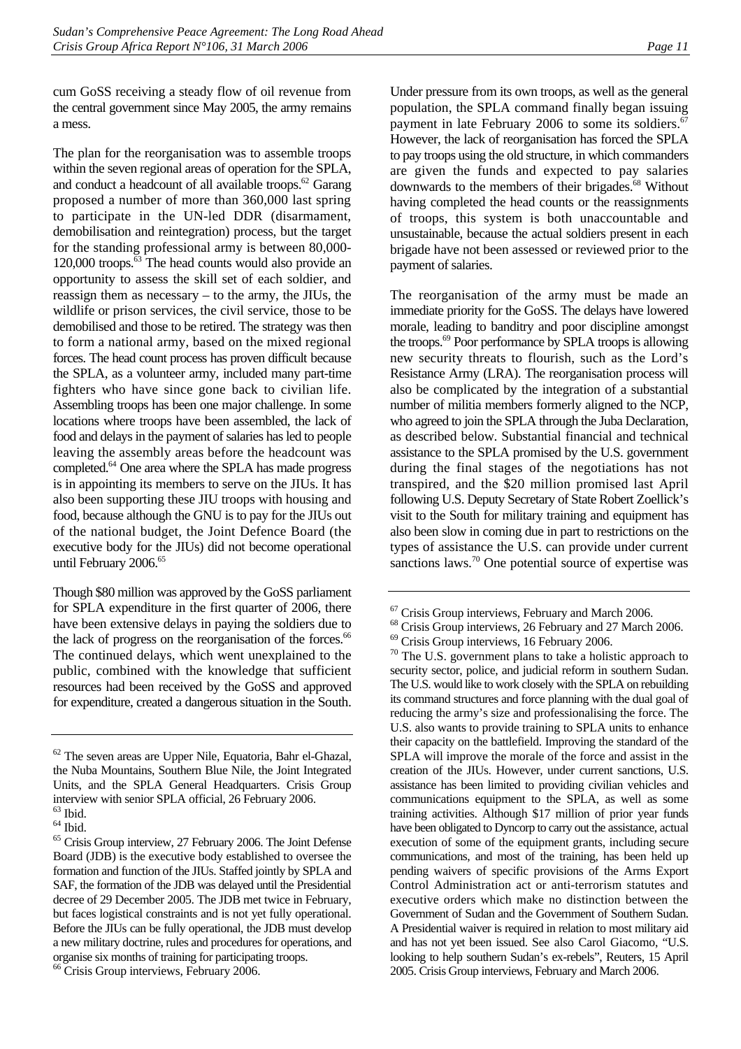cum GoSS receiving a steady flow of oil revenue from the central government since May 2005, the army remains a mess.

The plan for the reorganisation was to assemble troops within the seven regional areas of operation for the SPLA, and conduct a headcount of all available troops.[62] Garang proposed a number of more than 360,000 last spring to participate in the UN-led DDR (disarmament, demobilisation and reintegration) process, but the target for the standing professional army is between 80,000-120,000 troops.[63] The head counts would also provide an opportunity to assess the skill set of each soldier, and reassign them as necessary – to the army, the JIUs, the wildlife or prison services, the civil service, those to be demobilised and those to be retired. The strategy was then to form a national army, based on the mixed regional forces. The head count process has proven difficult because the SPLA, as a volunteer army, included many part-time fighters who have since gone back to civilian life. Assembling troops has been one major challenge. In some locations where troops have been assembled, the lack of food and delays in the payment of salaries has led to people leaving the assembly areas before the headcount was completed.[64] One area where the SPLA has made progress is in appointing its members to serve on the JIUs. It has also been supporting these JIU troops with housing and food, because although the GNU is to pay for the JIUs out of the national budget, the Joint Defence Board (the executive body for the JIUs) did not become operational until February 2006.[65]

Though $80 million was approved by the GoSS parliament for SPLA expenditure in the first quarter of 2006, there have been extensive delays in paying the soldiers due to the lack of progress on the reorganisation of the forces.[66] The continued delays, which went unexplained to the public, combined with the knowledge that sufficient resources had been received by the GoSS and approved for expenditure, created a dangerous situation in the South.

Under pressure from its own troops, as well as the general population, the SPLA command finally began issuing payment in late February 2006 to some its soldiers.[67] However, the lack of reorganisation has forced the SPLA to pay troops using the old structure, in which commanders are given the funds and expected to pay salaries downwards to the members of their brigades.[68] Without having completed the head counts or the reassignments of troops, this system is both unaccountable and unsustainable, because the actual soldiers present in each brigade have not been assessed or reviewed prior to the payment of salaries.

The reorganisation of the army must be made an immediate priority for the GoSS. The delays have lowered morale, leading to banditry and poor discipline amongst the troops.[69] Poor performance by SPLA troops is allowing new security threats to flourish, such as the Lord's Resistance Army (LRA). The reorganisation process will also be complicated by the integration of a substantial number of militia members formerly aligned to the NCP, who agreed to join the SPLA through the Juba Declaration, as described below. Substantial financial and technical assistance to the SPLA promised by the U.S. government during the final stages of the negotiations has not transpired, and the $20 million promised last April following U.S. Deputy Secretary of State Robert Zoellick's visit to the South for military training and equipment has also been slow in coming due in part to restrictions on the types of assistance the U.S. can provide under current sanctions laws.[70] One potential source of expertise was

---

[62] The seven areas are Upper Nile, Equatoria, Bahr el-Ghazal, the Nuba Mountains, Southern Blue Nile, the Joint Integrated Units, and the SPLA General Headquarters. Crisis Group interview with senior SPLA official, 26 February 2006.

[63] Ibid.

[64] Ibid.

[65] Crisis Group interview, 27 February 2006. The Joint Defense Board (JDB) is the executive body established to oversee the formation and function of the JIUs. Staffed jointly by SPLA and SAF, the formation of the JDB was delayed until the Presidential decree of 29 December 2005. The JDB met twice in February, but faces logistical constraints and is not yet fully operational. Before the JIUs can be fully operational, the JDB must develop a new military doctrine, rules and procedures for operations, and organise six months of training for participating troops.

[66] Crisis Group interviews, February 2006.

[67] Crisis Group interviews, February and March 2006.

[68] Crisis Group interviews, 26 February and 27 March 2006.

[69] Crisis Group interviews, 16 February 2006.

[70] The U.S. government plans to take a holistic approach to security sector, police, and judicial reform in southern Sudan. The U.S. would like to work closely with the SPLA on rebuilding its command structures and force planning with the dual goal of reducing the army's size and professionalising the force. The U.S. also wants to provide training to SPLA units to enhance their capacity on the battlefield. Improving the standard of the SPLA will improve the morale of the force and assist in the creation of the JIUs. However, under current sanctions, U.S. assistance has been limited to providing civilian vehicles and communications equipment to the SPLA, as well as some training activities. Although $17 million of prior year funds have been obligated to Dyncorp to carry out the assistance, actual execution of some of the equipment grants, including secure communications, and most of the training, has been held up pending waivers of specific provisions of the Arms Export Control Administration act or anti-terrorism statutes and executive orders which make no distinction between the Government of Sudan and the Government of Southern Sudan. A Presidential waiver is required in relation to most military aid and has not yet been issued. See also Carol Giacomo, "U.S. looking to help southern Sudan's ex-rebels", Reuters, 15 April 2005. Crisis Group interviews, February and March 2006.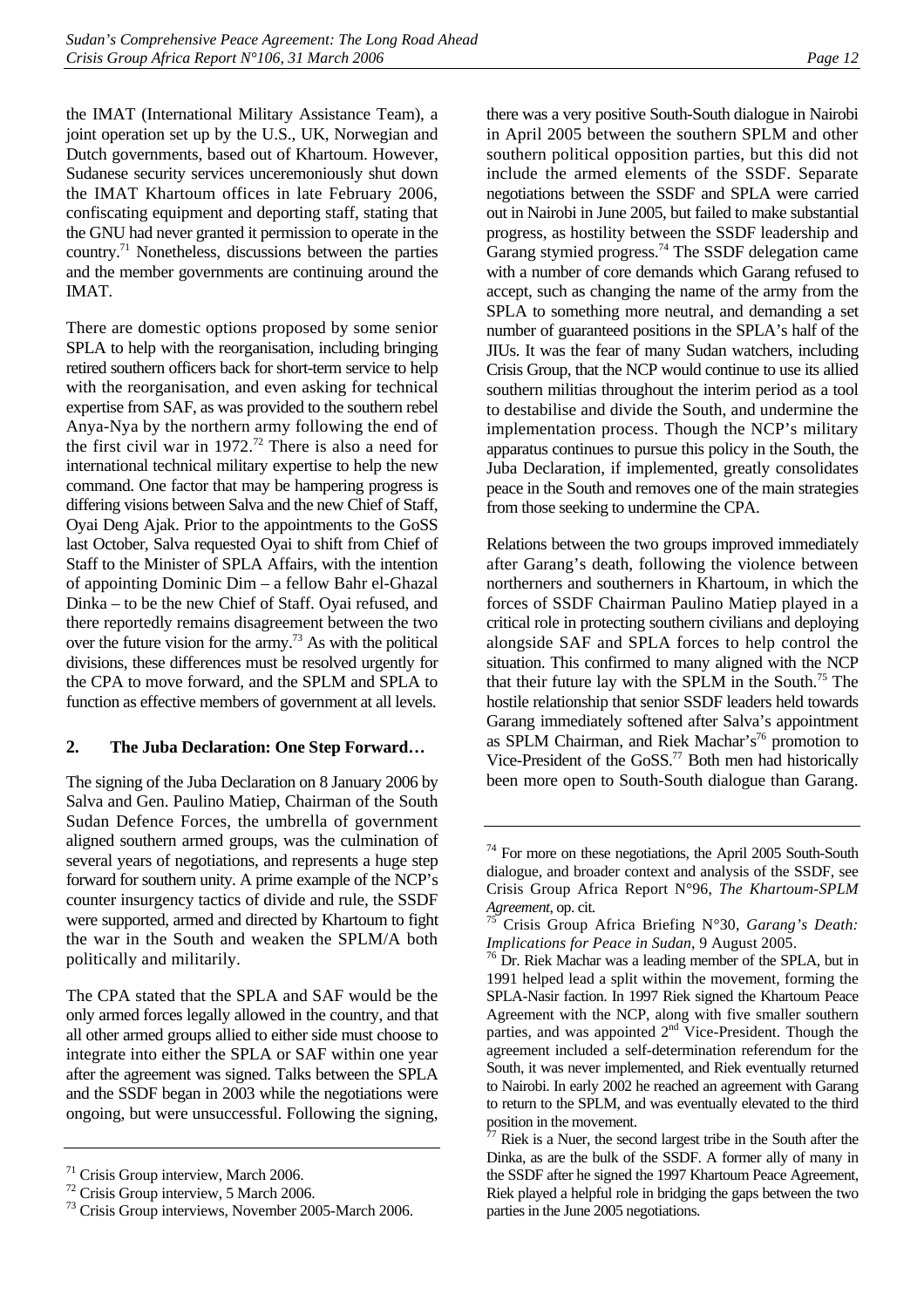the IMAT (International Military Assistance Team), a joint operation set up by the U.S., UK, Norwegian and Dutch governments, based out of Khartoum. However, Sudanese security services unceremoniously shut down the IMAT Khartoum offices in late February 2006, confiscating equipment and deporting staff, stating that the GNU had never granted it permission to operate in the country.[71] Nonetheless, discussions between the parties and the member governments are continuing around the IMAT.

There are domestic options proposed by some senior SPLA to help with the reorganisation, including bringing retired southern officers back for short-term service to help with the reorganisation, and even asking for technical expertise from SAF, as was provided to the southern rebel Anya-Nya by the northern army following the end of the first civil war in 1972.[72] There is also a need for international technical military expertise to help the new command. One factor that may be hampering progress is differing visions between Salva and the new Chief of Staff, Oyai Deng Ajak. Prior to the appointments to the GoSS last October, Salva requested Oyai to shift from Chief of Staff to the Minister of SPLA Affairs, with the intention of appointing Dominic Dim – a fellow Bahr el-Ghazal Dinka – to be the new Chief of Staff. Oyai refused, and there reportedly remains disagreement between the two over the future vision for the army.[73] As with the political divisions, these differences must be resolved urgently for the CPA to move forward, and the SPLM and SPLA to function as effective members of government at all levels.

### 2. The Juba Declaration: One Step Forward…

The signing of the Juba Declaration on 8 January 2006 by Salva and Gen. Paulino Matiep, Chairman of the South Sudan Defence Forces, the umbrella of government aligned southern armed groups, was the culmination of several years of negotiations, and represents a huge step forward for southern unity. A prime example of the NCP's counter insurgency tactics of divide and rule, the SSDF were supported, armed and directed by Khartoum to fight the war in the South and weaken the SPLM/A both politically and militarily.

The CPA stated that the SPLA and SAF would be the only armed forces legally allowed in the country, and that all other armed groups allied to either side must choose to integrate into either the SPLA or SAF within one year after the agreement was signed. Talks between the SPLA and the SSDF began in 2003 while the negotiations were ongoing, but were unsuccessful. Following the signing, there was a very positive South-South dialogue in Nairobi in April 2005 between the southern SPLM and other southern political opposition parties, but this did not include the armed elements of the SSDF. Separate negotiations between the SSDF and SPLA were carried out in Nairobi in June 2005, but failed to make substantial progress, as hostility between the SSDF leadership and Garang stymied progress.[74] The SSDF delegation came with a number of core demands which Garang refused to accept, such as changing the name of the army from the SPLA to something more neutral, and demanding a set number of guaranteed positions in the SPLA's half of the JIUs. It was the fear of many Sudan watchers, including Crisis Group, that the NCP would continue to use its allied southern militias throughout the interim period as a tool to destabilise and divide the South, and undermine the implementation process. Though the NCP's military apparatus continues to pursue this policy in the South, the Juba Declaration, if implemented, greatly consolidates peace in the South and removes one of the main strategies from those seeking to undermine the CPA.

Relations between the two groups improved immediately after Garang's death, following the violence between northerners and southerners in Khartoum, in which the forces of SSDF Chairman Paulino Matiep played in a critical role in protecting southern civilians and deploying alongside SAF and SPLA forces to help control the situation. This confirmed to many aligned with the NCP that their future lay with the SPLM in the South.[75] The hostile relationship that senior SSDF leaders held towards Garang immediately softened after Salva's appointment as SPLM Chairman, and Riek Machar's[76] promotion to Vice-President of the GoSS.[77] Both men had historically been more open to South-South dialogue than Garang.

---

[71] Crisis Group interview, March 2006.

[72] Crisis Group interview, 5 March 2006.

[73] Crisis Group interviews, November 2005-March 2006.

[74] For more on these negotiations, the April 2005 South-South dialogue, and broader context and analysis of the SSDF, see Crisis Group Africa Report N°96, *The Khartoum-SPLM Agreement*, op. cit.

[75] Crisis Group Africa Briefing N°30, *Garang's Death: Implications for Peace in Sudan*, 9 August 2005.

[76] Dr. Riek Machar was a leading member of the SPLA, but in 1991 helped lead a split within the movement, forming the SPLA-Nasir faction. In 1997 Riek signed the Khartoum Peace Agreement with the NCP, along with five smaller southern parties, and was appointed 2nd Vice-President. Though the agreement included a self-determination referendum for the South, it was never implemented, and Riek eventually returned to Nairobi. In early 2002 he reached an agreement with Garang to return to the SPLM, and was eventually elevated to the third position in the movement.

[77] Riek is a Nuer, the second largest tribe in the South after the Dinka, as are the bulk of the SSDF. A former ally of many in the SSDF after he signed the 1997 Khartoum Peace Agreement, Riek played a helpful role in bridging the gaps between the two parties in the June 2005 negotiations.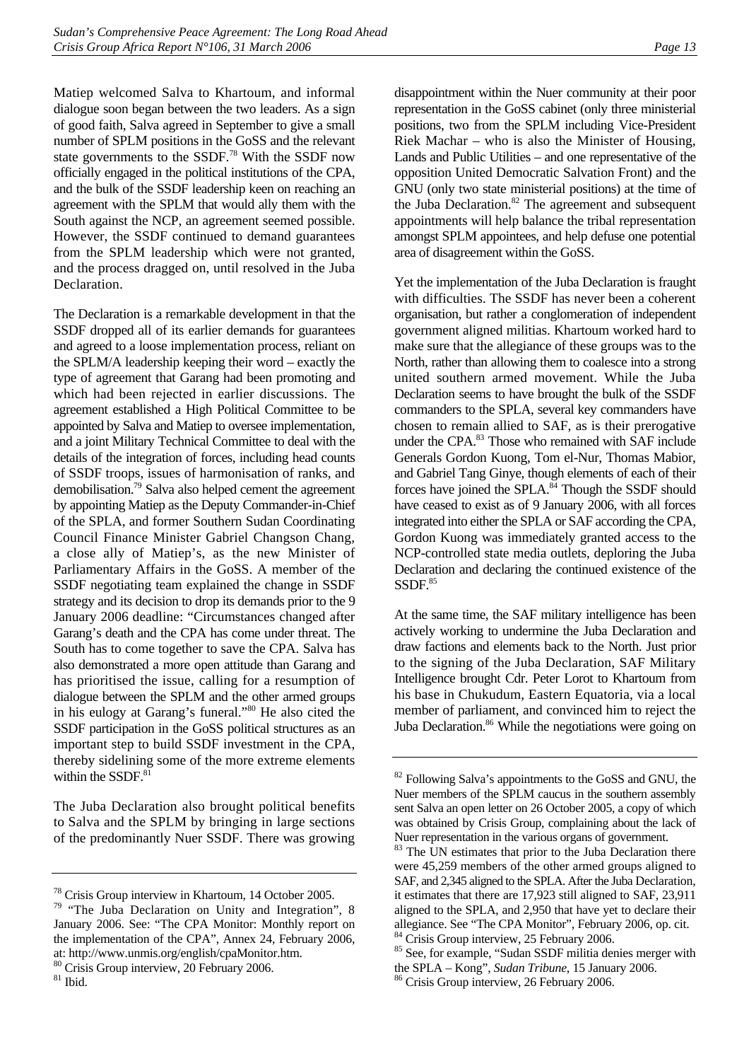Matiep welcomed Salva to Khartoum, and informal dialogue soon began between the two leaders. As a sign of good faith, Salva agreed in September to give a small number of SPLM positions in the GoSS and the relevant state governments to the SSDF.[78] With the SSDF now officially engaged in the political institutions of the CPA, and the bulk of the SSDF leadership keen on reaching an agreement with the SPLM that would ally them with the South against the NCP, an agreement seemed possible. However, the SSDF continued to demand guarantees from the SPLM leadership which were not granted, and the process dragged on, until resolved in the Juba Declaration.

The Declaration is a remarkable development in that the SSDF dropped all of its earlier demands for guarantees and agreed to a loose implementation process, reliant on the SPLM/A leadership keeping their word – exactly the type of agreement that Garang had been promoting and which had been rejected in earlier discussions. The agreement established a High Political Committee to be appointed by Salva and Matiep to oversee implementation, and a joint Military Technical Committee to deal with the details of the integration of forces, including head counts of SSDF troops, issues of harmonisation of ranks, and demobilisation.[79] Salva also helped cement the agreement by appointing Matiep as the Deputy Commander-in-Chief of the SPLA, and former Southern Sudan Coordinating Council Finance Minister Gabriel Changson Chang, a close ally of Matiep's, as the new Minister of Parliamentary Affairs in the GoSS. A member of the SSDF negotiating team explained the change in SSDF strategy and its decision to drop its demands prior to the 9 January 2006 deadline: "Circumstances changed after Garang's death and the CPA has come under threat. The South has to come together to save the CPA. Salva has also demonstrated a more open attitude than Garang and has prioritised the issue, calling for a resumption of dialogue between the SPLM and the other armed groups in his eulogy at Garang's funeral."[80] He also cited the SSDF participation in the GoSS political structures as an important step to build SSDF investment in the CPA, thereby sidelining some of the more extreme elements within the SSDF.[81]

The Juba Declaration also brought political benefits to Salva and the SPLM by bringing in large sections of the predominantly Nuer SSDF. There was growing disappointment within the Nuer community at their poor representation in the GoSS cabinet (only three ministerial positions, two from the SPLM including Vice-President Riek Machar – who is also the Minister of Housing, Lands and Public Utilities – and one representative of the opposition United Democratic Salvation Front) and the GNU (only two state ministerial positions) at the time of the Juba Declaration.[82] The agreement and subsequent appointments will help balance the tribal representation amongst SPLM appointees, and help defuse one potential area of disagreement within the GoSS.

Yet the implementation of the Juba Declaration is fraught with difficulties. The SSDF has never been a coherent organisation, but rather a conglomeration of independent government aligned militias. Khartoum worked hard to make sure that the allegiance of these groups was to the North, rather than allowing them to coalesce into a strong united southern armed movement. While the Juba Declaration seems to have brought the bulk of the SSDF commanders to the SPLA, several key commanders have chosen to remain allied to SAF, as is their prerogative under the CPA.[83] Those who remained with SAF include Generals Gordon Kuong, Tom el-Nur, Thomas Mabior, and Gabriel Tang Ginye, though elements of each of their forces have joined the SPLA.[84] Though the SSDF should have ceased to exist as of 9 January 2006, with all forces integrated into either the SPLA or SAF according the CPA, Gordon Kuong was immediately granted access to the NCP-controlled state media outlets, deploring the Juba Declaration and declaring the continued existence of the SSDF.[85]

At the same time, the SAF military intelligence has been actively working to undermine the Juba Declaration and draw factions and elements back to the North. Just prior to the signing of the Juba Declaration, SAF Military Intelligence brought Cdr. Peter Lorot to Khartoum from his base in Chukudum, Eastern Equatoria, via a local member of parliament, and convinced him to reject the Juba Declaration.[86] While the negotiations were going on

---

[78] Crisis Group interview in Khartoum, 14 October 2005.

[79] "The Juba Declaration on Unity and Integration", 8 January 2006. See: "The CPA Monitor: Monthly report on the implementation of the CPA", Annex 24, February 2006, at: http://www.unmis.org/english/cpaMonitor.htm.

[80] Crisis Group interview, 20 February 2006.

[81] Ibid.

[82] Following Salva's appointments to the GoSS and GNU, the Nuer members of the SPLM caucus in the southern assembly sent Salva an open letter on 26 October 2005, a copy of which was obtained by Crisis Group, complaining about the lack of Nuer representation in the various organs of government.

[83] The UN estimates that prior to the Juba Declaration there were 45,259 members of the other armed groups aligned to SAF, and 2,345 aligned to the SPLA. After the Juba Declaration, it estimates that there are 17,923 still aligned to SAF, 23,911 aligned to the SPLA, and 2,950 that have yet to declare their allegiance. See "The CPA Monitor", February 2006, op. cit.

[84] Crisis Group interview, 25 February 2006.

[85] See, for example, "Sudan SSDF militia denies merger with the SPLA – Kong", *Sudan Tribune*, 15 January 2006.

[86] Crisis Group interview, 26 February 2006.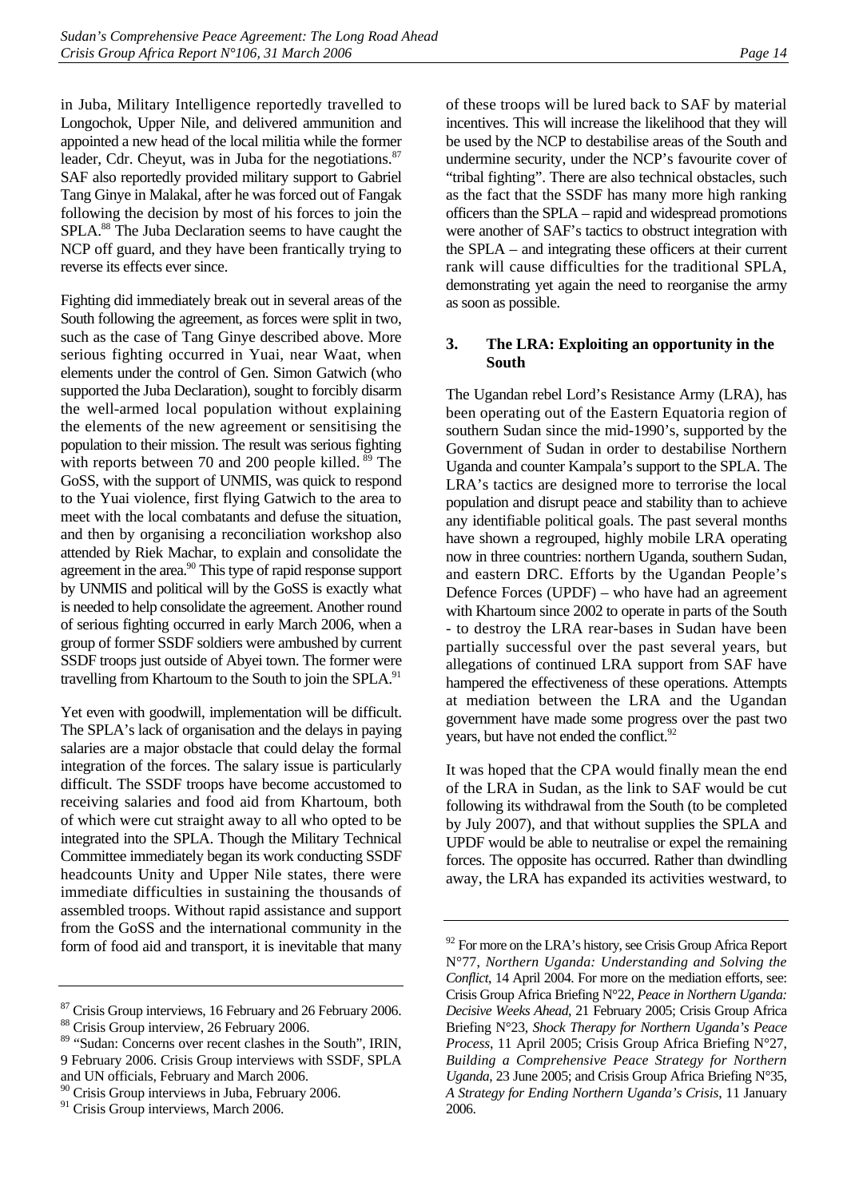in Juba, Military Intelligence reportedly travelled to Longochok, Upper Nile, and delivered ammunition and appointed a new head of the local militia while the former leader, Cdr. Cheyut, was in Juba for the negotiations.[87] SAF also reportedly provided military support to Gabriel Tang Ginye in Malakal, after he was forced out of Fangak following the decision by most of his forces to join the SPLA.[88] The Juba Declaration seems to have caught the NCP off guard, and they have been frantically trying to reverse its effects ever since.

Fighting did immediately break out in several areas of the South following the agreement, as forces were split in two, such as the case of Tang Ginye described above. More serious fighting occurred in Yuai, near Waat, when elements under the control of Gen. Simon Gatwich (who supported the Juba Declaration), sought to forcibly disarm the well-armed local population without explaining the elements of the new agreement or sensitising the population to their mission. The result was serious fighting with reports between 70 and 200 people killed.[89] The GoSS, with the support of UNMIS, was quick to respond to the Yuai violence, first flying Gatwich to the area to meet with the local combatants and defuse the situation, and then by organising a reconciliation workshop also attended by Riek Machar, to explain and consolidate the agreement in the area.[90] This type of rapid response support by UNMIS and political will by the GoSS is exactly what is needed to help consolidate the agreement. Another round of serious fighting occurred in early March 2006, when a group of former SSDF soldiers were ambushed by current SSDF troops just outside of Abyei town. The former were travelling from Khartoum to the South to join the SPLA.[91]

Yet even with goodwill, implementation will be difficult. The SPLA's lack of organisation and the delays in paying salaries are a major obstacle that could delay the formal integration of the forces. The salary issue is particularly difficult. The SSDF troops have become accustomed to receiving salaries and food aid from Khartoum, both of which were cut straight away to all who opted to be integrated into the SPLA. Though the Military Technical Committee immediately began its work conducting SSDF headcounts Unity and Upper Nile states, there were immediate difficulties in sustaining the thousands of assembled troops. Without rapid assistance and support from the GoSS and the international community in the form of food aid and transport, it is inevitable that many of these troops will be lured back to SAF by material incentives. This will increase the likelihood that they will be used by the NCP to destabilise areas of the South and undermine security, under the NCP's favourite cover of "tribal fighting". There are also technical obstacles, such as the fact that the SSDF has many more high ranking officers than the SPLA – rapid and widespread promotions were another of SAF's tactics to obstruct integration with the SPLA – and integrating these officers at their current rank will cause difficulties for the traditional SPLA, demonstrating yet again the need to reorganise the army as soon as possible.

### 3. The LRA: Exploiting an opportunity in the South

The Ugandan rebel Lord's Resistance Army (LRA), has been operating out of the Eastern Equatoria region of southern Sudan since the mid-1990's, supported by the Government of Sudan in order to destabilise Northern Uganda and counter Kampala's support to the SPLA. The LRA's tactics are designed more to terrorise the local population and disrupt peace and stability than to achieve any identifiable political goals. The past several months have shown a regrouped, highly mobile LRA operating now in three countries: northern Uganda, southern Sudan, and eastern DRC. Efforts by the Ugandan People's Defence Forces (UPDF) – who have had an agreement with Khartoum since 2002 to operate in parts of the South - to destroy the LRA rear-bases in Sudan have been partially successful over the past several years, but allegations of continued LRA support from SAF have hampered the effectiveness of these operations. Attempts at mediation between the LRA and the Ugandan government have made some progress over the past two years, but have not ended the conflict.[92]

It was hoped that the CPA would finally mean the end of the LRA in Sudan, as the link to SAF would be cut following its withdrawal from the South (to be completed by July 2007), and that without supplies the SPLA and UPDF would be able to neutralise or expel the remaining forces. The opposite has occurred. Rather than dwindling away, the LRA has expanded its activities westward, to

---

[87] Crisis Group interviews, 16 February and 26 February 2006.

[88] Crisis Group interview, 26 February 2006.

[89] "Sudan: Concerns over recent clashes in the South", IRIN, 9 February 2006. Crisis Group interviews with SSDF, SPLA and UN officials, February and March 2006.

[90] Crisis Group interviews in Juba, February 2006.

[91] Crisis Group interviews, March 2006.

[92] For more on the LRA's history, see Crisis Group Africa Report N°77, *Northern Uganda: Understanding and Solving the Conflict*, 14 April 2004. For more on the mediation efforts, see: Crisis Group Africa Briefing N°22, *Peace in Northern Uganda: Decisive Weeks Ahead*, 21 February 2005; Crisis Group Africa Briefing N°23, *Shock Therapy for Northern Uganda's Peace Process*, 11 April 2005; Crisis Group Africa Briefing N°27, *Building a Comprehensive Peace Strategy for Northern Uganda*, 23 June 2005; and Crisis Group Africa Briefing N°35, *A Strategy for Ending Northern Uganda's Crisis*, 11 January 2006.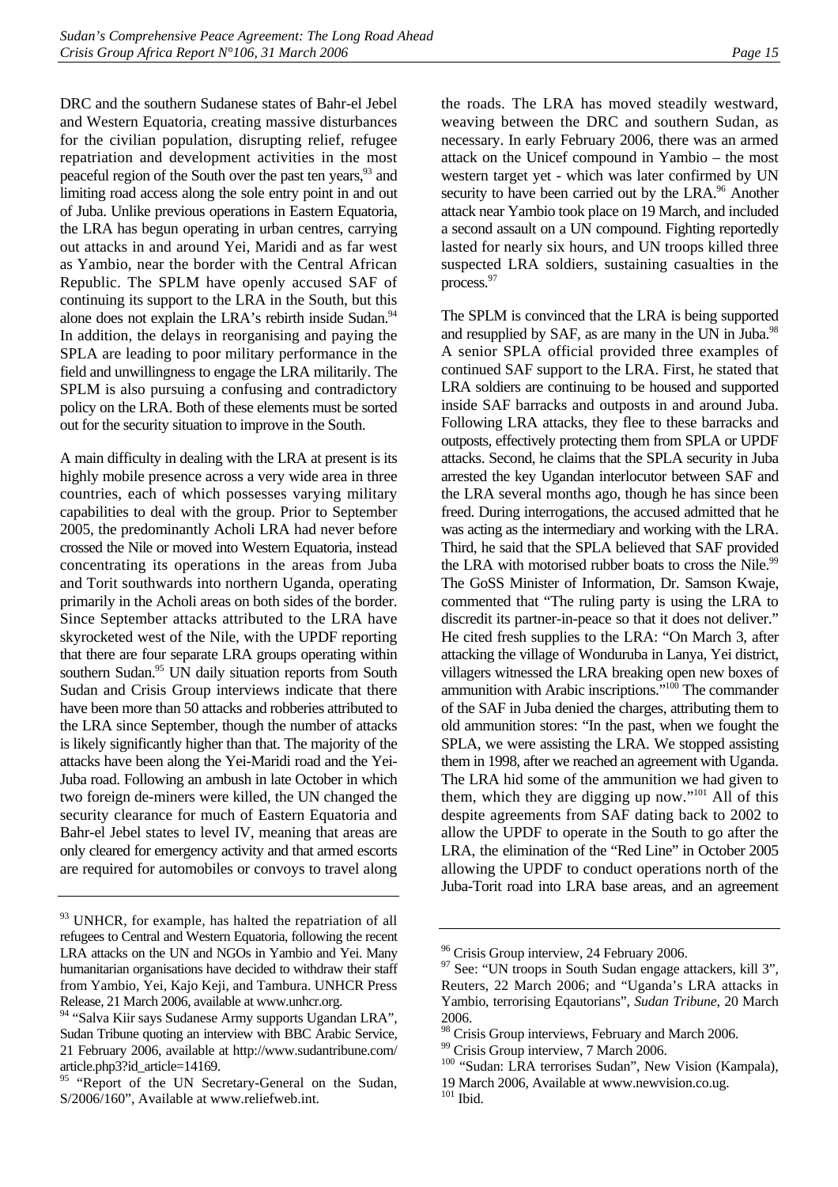DRC and the southern Sudanese states of Bahr-el Jebel and Western Equatoria, creating massive disturbances for the civilian population, disrupting relief, refugee repatriation and development activities in the most peaceful region of the South over the past ten years,[93] and limiting road access along the sole entry point in and out of Juba. Unlike previous operations in Eastern Equatoria, the LRA has begun operating in urban centres, carrying out attacks in and around Yei, Maridi and as far west as Yambio, near the border with the Central African Republic. The SPLM have openly accused SAF of continuing its support to the LRA in the South, but this alone does not explain the LRA's rebirth inside Sudan.[94] In addition, the delays in reorganising and paying the SPLA are leading to poor military performance in the field and unwillingness to engage the LRA militarily. The SPLM is also pursuing a confusing and contradictory policy on the LRA. Both of these elements must be sorted out for the security situation to improve in the South.

A main difficulty in dealing with the LRA at present is its highly mobile presence across a very wide area in three countries, each of which possesses varying military capabilities to deal with the group. Prior to September 2005, the predominantly Acholi LRA had never before crossed the Nile or moved into Western Equatoria, instead concentrating its operations in the areas from Juba and Torit southwards into northern Uganda, operating primarily in the Acholi areas on both sides of the border. Since September attacks attributed to the LRA have skyrocketed west of the Nile, with the UPDF reporting that there are four separate LRA groups operating within southern Sudan.[95] UN daily situation reports from South Sudan and Crisis Group interviews indicate that there have been more than 50 attacks and robberies attributed to the LRA since September, though the number of attacks is likely significantly higher than that. The majority of the attacks have been along the Yei-Maridi road and the Yei-Juba road. Following an ambush in late October in which two foreign de-miners were killed, the UN changed the security clearance for much of Eastern Equatoria and Bahr-el Jebel states to level IV, meaning that areas are only cleared for emergency activity and that armed escorts are required for automobiles or convoys to travel along the roads. The LRA has moved steadily westward, weaving between the DRC and southern Sudan, as necessary. In early February 2006, there was an armed attack on the Unicef compound in Yambio – the most western target yet - which was later confirmed by UN security to have been carried out by the LRA.[96] Another attack near Yambio took place on 19 March, and included a second assault on a UN compound. Fighting reportedly lasted for nearly six hours, and UN troops killed three suspected LRA soldiers, sustaining casualties in the process.[97]

The SPLM is convinced that the LRA is being supported and resupplied by SAF, as are many in the UN in Juba.[98] A senior SPLA official provided three examples of continued SAF support to the LRA. First, he stated that LRA soldiers are continuing to be housed and supported inside SAF barracks and outposts in and around Juba. Following LRA attacks, they flee to these barracks and outposts, effectively protecting them from SPLA or UPDF attacks. Second, he claims that the SPLA security in Juba arrested the key Ugandan interlocutor between SAF and the LRA several months ago, though he has since been freed. During interrogations, the accused admitted that he was acting as the intermediary and working with the LRA. Third, he said that the SPLA believed that SAF provided the LRA with motorised rubber boats to cross the Nile.[99] The GoSS Minister of Information, Dr. Samson Kwaje, commented that "The ruling party is using the LRA to discredit its partner-in-peace so that it does not deliver." He cited fresh supplies to the LRA: "On March 3, after attacking the village of Wonduruba in Lanya, Yei district, villagers witnessed the LRA breaking open new boxes of ammunition with Arabic inscriptions."[100] The commander of the SAF in Juba denied the charges, attributing them to old ammunition stores: "In the past, when we fought the SPLA, we were assisting the LRA. We stopped assisting them in 1998, after we reached an agreement with Uganda. The LRA hid some of the ammunition we had given to them, which they are digging up now."[101] All of this despite agreements from SAF dating back to 2002 to allow the UPDF to operate in the South to go after the LRA, the elimination of the "Red Line" in October 2005 allowing the UPDF to conduct operations north of the Juba-Torit road into LRA base areas, and an agreement

---

[93] UNHCR, for example, has halted the repatriation of all refugees to Central and Western Equatoria, following the recent LRA attacks on the UN and NGOs in Yambio and Yei. Many humanitarian organisations have decided to withdraw their staff from Yambio, Yei, Kajo Keji, and Tambura. UNHCR Press Release, 21 March 2006, available at www.unhcr.org.

[94] "Salva Kiir says Sudanese Army supports Ugandan LRA", Sudan Tribune quoting an interview with BBC Arabic Service, 21 February 2006, available at http://www.sudantribune.com/article.php3?id_article=14169.

[95] "Report of the UN Secretary-General on the Sudan, S/2006/160", Available at www.reliefweb.int.

[96] Crisis Group interview, 24 February 2006.

[97] See: "UN troops in South Sudan engage attackers, kill 3", Reuters, 22 March 2006; and "Uganda's LRA attacks in Yambio, terrorising Eqautorians", *Sudan Tribune*, 20 March 2006.

[98] Crisis Group interviews, February and March 2006.

[99] Crisis Group interview, 7 March 2006.

[100] "Sudan: LRA terrorises Sudan", New Vision (Kampala), 19 March 2006, Available at www.newvision.co.ug.

[101] Ibid.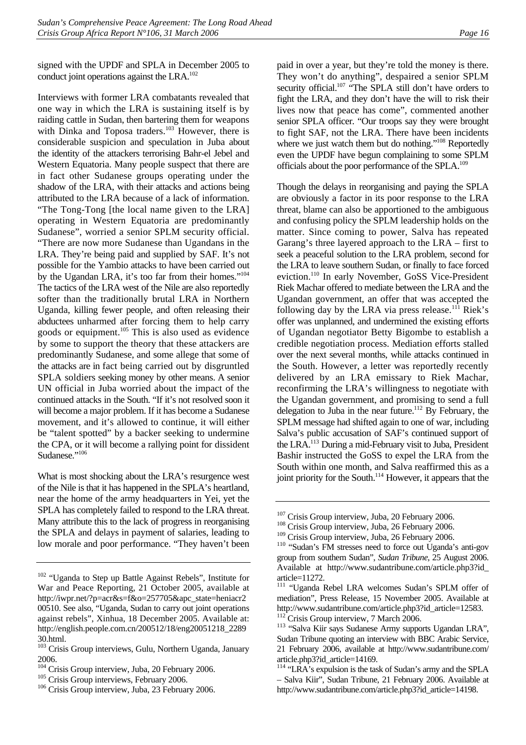signed with the UPDF and SPLA in December 2005 to conduct joint operations against the LRA.[102]

Interviews with former LRA combatants revealed that one way in which the LRA is sustaining itself is by raiding cattle in Sudan, then bartering them for weapons with Dinka and Toposa traders.[103] However, there is considerable suspicion and speculation in Juba about the identity of the attackers terrorising Bahr-el Jebel and Western Equatoria. Many people suspect that there are in fact other Sudanese groups operating under the shadow of the LRA, with their attacks and actions being attributed to the LRA because of a lack of information. "The Tong-Tong [the local name given to the LRA] operating in Western Equatoria are predominantly Sudanese", worried a senior SPLM security official. "There are now more Sudanese than Ugandans in the LRA. They're being paid and supplied by SAF. It's not possible for the Yambio attacks to have been carried out by the Ugandan LRA, it's too far from their homes."[104] The tactics of the LRA west of the Nile are also reportedly softer than the traditionally brutal LRA in Northern Uganda, killing fewer people, and often releasing their abductees unharmed after forcing them to help carry goods or equipment.[105] This is also used as evidence by some to support the theory that these attackers are predominantly Sudanese, and some allege that some of the attacks are in fact being carried out by disgruntled SPLA soldiers seeking money by other means. A senior UN official in Juba worried about the impact of the continued attacks in the South. "If it's not resolved soon it will become a major problem. If it has become a Sudanese movement, and it's allowed to continue, it will either be "talent spotted" by a backer seeking to undermine the CPA, or it will become a rallying point for dissident Sudanese."[106]

What is most shocking about the LRA's resurgence west of the Nile is that it has happened in the SPLA's heartland, near the home of the army headquarters in Yei, yet the SPLA has completely failed to respond to the LRA threat. Many attribute this to the lack of progress in reorganising the SPLA and delays in payment of salaries, leading to low morale and poor performance. "They haven't been paid in over a year, but they're told the money is there. They won't do anything", despaired a senior SPLM security official.[107] "The SPLA still don't have orders to fight the LRA, and they don't have the will to risk their lives now that peace has come", commented another senior SPLA officer. "Our troops say they were brought to fight SAF, not the LRA. There have been incidents where we just watch them but do nothing."[108] Reportedly even the UPDF have begun complaining to some SPLM officials about the poor performance of the SPLA.[109]

Though the delays in reorganising and paying the SPLA are obviously a factor in its poor response to the LRA threat, blame can also be apportioned to the ambiguous and confusing policy the SPLM leadership holds on the matter. Since coming to power, Salva has repeated Garang's three layered approach to the LRA – first to seek a peaceful solution to the LRA problem, second for the LRA to leave southern Sudan, or finally to face forced eviction.[110] In early November, GoSS Vice-President Riek Machar offered to mediate between the LRA and the Ugandan government, an offer that was accepted the following day by the LRA via press release.[111] Riek's offer was unplanned, and undermined the existing efforts of Ugandan negotiator Betty Bigombe to establish a credible negotiation process. Mediation efforts stalled over the next several months, while attacks continued in the South. However, a letter was reportedly recently delivered by an LRA emissary to Riek Machar, reconfirming the LRA's willingness to negotiate with the Ugandan government, and promising to send a full delegation to Juba in the near future.[112] By February, the SPLM message had shifted again to one of war, including Salva's public accusation of SAF's continued support of the LRA.[113] During a mid-February visit to Juba, President Bashir instructed the GoSS to expel the LRA from the South within one month, and Salva reaffirmed this as a joint priority for the South.[114] However, it appears that the

---

[102] "Uganda to Step up Battle Against Rebels", Institute for War and Peace Reporting, 21 October 2005, available at http://iwpr.net/?p=acr&s=f&o=257705&apc_state=heniacr200510. See also, "Uganda, Sudan to carry out joint operations against rebels", Xinhua, 18 December 2005. Available at: http://english.people.com.cn/200512/18/eng20051218_228930.html.

[103] Crisis Group interviews, Gulu, Northern Uganda, January 2006.

[104] Crisis Group interview, Juba, 20 February 2006.

[105] Crisis Group interviews, February 2006.

[106] Crisis Group interview, Juba, 23 February 2006.

[107] Crisis Group interview, Juba, 20 February 2006.

[108] Crisis Group interview, Juba, 26 February 2006.

[109] Crisis Group interview, Juba, 26 February 2006.

[110] "Sudan's FM stresses need to force out Uganda's anti-gov group from southern Sudan", *Sudan Tribune*, 25 August 2006. Available at http://www.sudantribune.com/article.php3?id_article=11272.

[111] "Uganda Rebel LRA welcomes Sudan's SPLM offer of mediation", Press Release, 15 November 2005. Available at http://www.sudantribune.com/article.php3?id_article=12583.

[112] Crisis Group interview, 7 March 2006.

[113] "Salva Kiir says Sudanese Army supports Ugandan LRA", Sudan Tribune quoting an interview with BBC Arabic Service, 21 February 2006, available at http://www.sudantribune.com/article.php3?id_article=14169.

[114] "LRA's expulsion is the task of Sudan's army and the SPLA – Salva Kiir", Sudan Tribune, 21 February 2006. Available at http://www.sudantribune.com/article.php3?id_article=14198.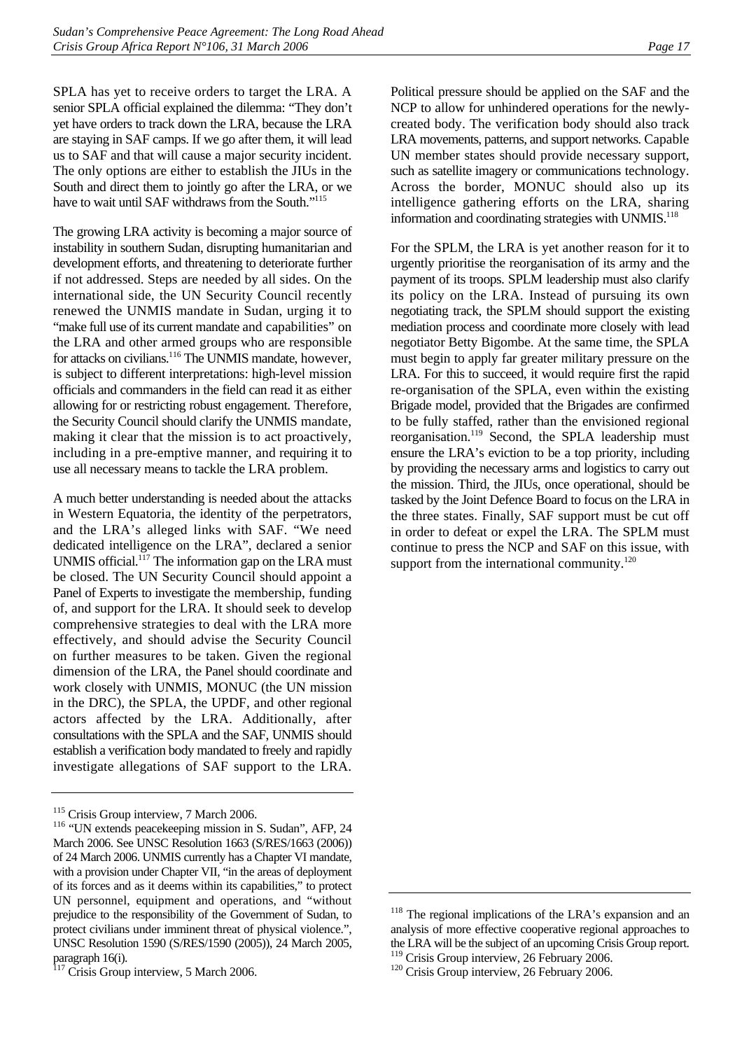SPLA has yet to receive orders to target the LRA. A senior SPLA official explained the dilemma: "They don't yet have orders to track down the LRA, because the LRA are staying in SAF camps. If we go after them, it will lead us to SAF and that will cause a major security incident. The only options are either to establish the JIUs in the South and direct them to jointly go after the LRA, or we have to wait until SAF withdraws from the South."[115]

The growing LRA activity is becoming a major source of instability in southern Sudan, disrupting humanitarian and development efforts, and threatening to deteriorate further if not addressed. Steps are needed by all sides. On the international side, the UN Security Council recently renewed the UNMIS mandate in Sudan, urging it to "make full use of its current mandate and capabilities" on the LRA and other armed groups who are responsible for attacks on civilians.[116] The UNMIS mandate, however, is subject to different interpretations: high-level mission officials and commanders in the field can read it as either allowing for or restricting robust engagement. Therefore, the Security Council should clarify the UNMIS mandate, making it clear that the mission is to act proactively, including in a pre-emptive manner, and requiring it to use all necessary means to tackle the LRA problem.

A much better understanding is needed about the attacks in Western Equatoria, the identity of the perpetrators, and the LRA's alleged links with SAF. "We need dedicated intelligence on the LRA", declared a senior UNMIS official.[117] The information gap on the LRA must be closed. The UN Security Council should appoint a Panel of Experts to investigate the membership, funding of, and support for the LRA. It should seek to develop comprehensive strategies to deal with the LRA more effectively, and should advise the Security Council on further measures to be taken. Given the regional dimension of the LRA, the Panel should coordinate and work closely with UNMIS, MONUC (the UN mission in the DRC), the SPLA, the UPDF, and other regional actors affected by the LRA. Additionally, after consultations with the SPLA and the SAF, UNMIS should establish a verification body mandated to freely and rapidly investigate allegations of SAF support to the LRA. Political pressure should be applied on the SAF and the NCP to allow for unhindered operations for the newly-created body. The verification body should also track LRA movements, patterns, and support networks. Capable UN member states should provide necessary support, such as satellite imagery or communications technology. Across the border, MONUC should also up its intelligence gathering efforts on the LRA, sharing information and coordinating strategies with UNMIS.[118]

For the SPLM, the LRA is yet another reason for it to urgently prioritise the reorganisation of its army and the payment of its troops. SPLM leadership must also clarify its policy on the LRA. Instead of pursuing its own negotiating track, the SPLM should support the existing mediation process and coordinate more closely with lead negotiator Betty Bigombe. At the same time, the SPLA must begin to apply far greater military pressure on the LRA. For this to succeed, it would require first the rapid re-organisation of the SPLA, even within the existing Brigade model, provided that the Brigades are confirmed to be fully staffed, rather than the envisioned regional reorganisation.[119] Second, the SPLA leadership must ensure the LRA's eviction to be a top priority, including by providing the necessary arms and logistics to carry out the mission. Third, the JIUs, once operational, should be tasked by the Joint Defence Board to focus on the LRA in the three states. Finally, SAF support must be cut off in order to defeat or expel the LRA. The SPLM must continue to press the NCP and SAF on this issue, with support from the international community.[120]

---

[115] Crisis Group interview, 7 March 2006.

[116] "UN extends peacekeeping mission in S. Sudan", AFP, 24 March 2006. See UNSC Resolution 1663 (S/RES/1663 (2006)) of 24 March 2006. UNMIS currently has a Chapter VI mandate, with a provision under Chapter VII, "in the areas of deployment of its forces and as it deems within its capabilities," to protect UN personnel, equipment and operations, and "without prejudice to the responsibility of the Government of Sudan, to protect civilians under imminent threat of physical violence.", UNSC Resolution 1590 (S/RES/1590 (2005)), 24 March 2005, paragraph 16(i).

[117] Crisis Group interview, 5 March 2006.

[118] The regional implications of the LRA's expansion and an analysis of more effective cooperative regional approaches to the LRA will be the subject of an upcoming Crisis Group report.

[119] Crisis Group interview, 26 February 2006.

[120] Crisis Group interview, 26 February 2006.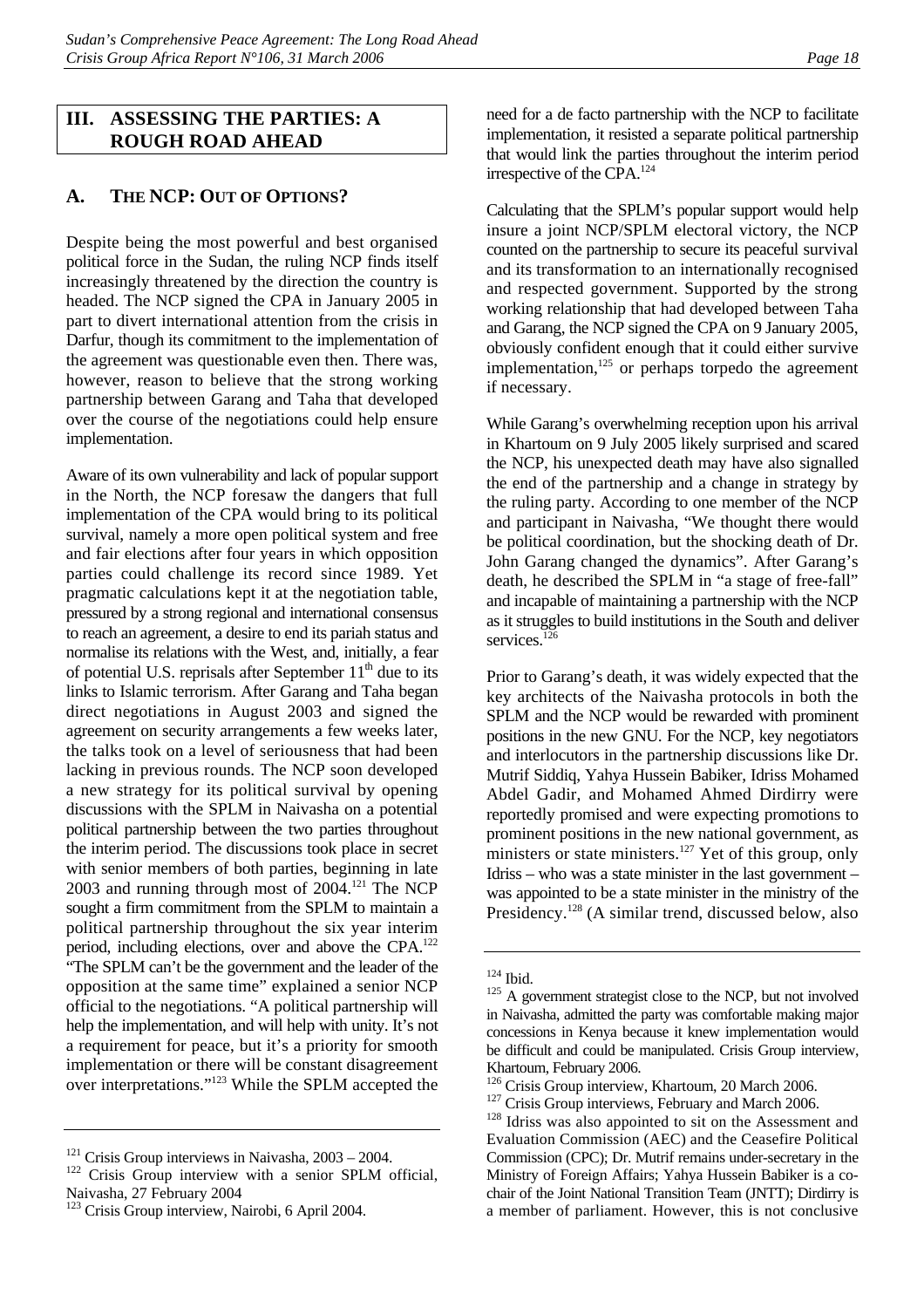## III. ASSESSING THE PARTIES: A ROUGH ROAD AHEAD

### A. THE NCP: OUT OF OPTIONS?

Despite being the most powerful and best organised political force in the Sudan, the ruling NCP finds itself increasingly threatened by the direction the country is headed. The NCP signed the CPA in January 2005 in part to divert international attention from the crisis in Darfur, though its commitment to the implementation of the agreement was questionable even then. There was, however, reason to believe that the strong working partnership between Garang and Taha that developed over the course of the negotiations could help ensure implementation.

Aware of its own vulnerability and lack of popular support in the North, the NCP foresaw the dangers that full implementation of the CPA would bring to its political survival, namely a more open political system and free and fair elections after four years in which opposition parties could challenge its record since 1989. Yet pragmatic calculations kept it at the negotiation table, pressured by a strong regional and international consensus to reach an agreement, a desire to end its pariah status and normalise its relations with the West, and, initially, a fear of potential U.S. reprisals after September 11th due to its links to Islamic terrorism. After Garang and Taha began direct negotiations in August 2003 and signed the agreement on security arrangements a few weeks later, the talks took on a level of seriousness that had been lacking in previous rounds. The NCP soon developed a new strategy for its political survival by opening discussions with the SPLM in Naivasha on a potential political partnership between the two parties throughout the interim period. The discussions took place in secret with senior members of both parties, beginning in late 2003 and running through most of 2004.[121] The NCP sought a firm commitment from the SPLM to maintain a political partnership throughout the six year interim period, including elections, over and above the CPA.[122] "The SPLM can't be the government and the leader of the opposition at the same time" explained a senior NCP official to the negotiations. "A political partnership will help the implementation, and will help with unity. It's not a requirement for peace, but it's a priority for smooth implementation or there will be constant disagreement over interpretations."[123] While the SPLM accepted the need for a de facto partnership with the NCP to facilitate implementation, it resisted a separate political partnership that would link the parties throughout the interim period irrespective of the CPA.[124]

Calculating that the SPLM's popular support would help insure a joint NCP/SPLM electoral victory, the NCP counted on the partnership to secure its peaceful survival and its transformation to an internationally recognised and respected government. Supported by the strong working relationship that had developed between Taha and Garang, the NCP signed the CPA on 9 January 2005, obviously confident enough that it could either survive implementation,[125] or perhaps torpedo the agreement if necessary.

While Garang's overwhelming reception upon his arrival in Khartoum on 9 July 2005 likely surprised and scared the NCP, his unexpected death may have also signalled the end of the partnership and a change in strategy by the ruling party. According to one member of the NCP and participant in Naivasha, "We thought there would be political coordination, but the shocking death of Dr. John Garang changed the dynamics". After Garang's death, he described the SPLM in "a stage of free-fall" and incapable of maintaining a partnership with the NCP as it struggles to build institutions in the South and deliver services.[126]

Prior to Garang's death, it was widely expected that the key architects of the Naivasha protocols in both the SPLM and the NCP would be rewarded with prominent positions in the new GNU. For the NCP, key negotiators and interlocutors in the partnership discussions like Dr. Mutrif Siddiq, Yahya Hussein Babiker, Idriss Mohamed Abdel Gadir, and Mohamed Ahmed Dirdirry were reportedly promised and were expecting promotions to prominent positions in the new national government, as ministers or state ministers.[127] Yet of this group, only Idriss – who was a state minister in the last government – was appointed to be a state minister in the ministry of the Presidency.[128] (A similar trend, discussed below, also

---

[121] Crisis Group interviews in Naivasha, 2003 – 2004.

[122] Crisis Group interview with a senior SPLM official, Naivasha, 27 February 2004

[123] Crisis Group interview, Nairobi, 6 April 2004.

[124] Ibid.

[125] A government strategist close to the NCP, but not involved in Naivasha, admitted the party was comfortable making major concessions in Kenya because it knew implementation would be difficult and could be manipulated. Crisis Group interview, Khartoum, February 2006.

[126] Crisis Group interview, Khartoum, 20 March 2006.

[127] Crisis Group interviews, February and March 2006.

[128] Idriss was also appointed to sit on the Assessment and Evaluation Commission (AEC) and the Ceasefire Political Commission (CPC); Dr. Mutrif remains under-secretary in the Ministry of Foreign Affairs; Yahya Hussein Babiker is a co-chair of the Joint National Transition Team (JNTT); Dirdirry is a member of parliament. However, this is not conclusive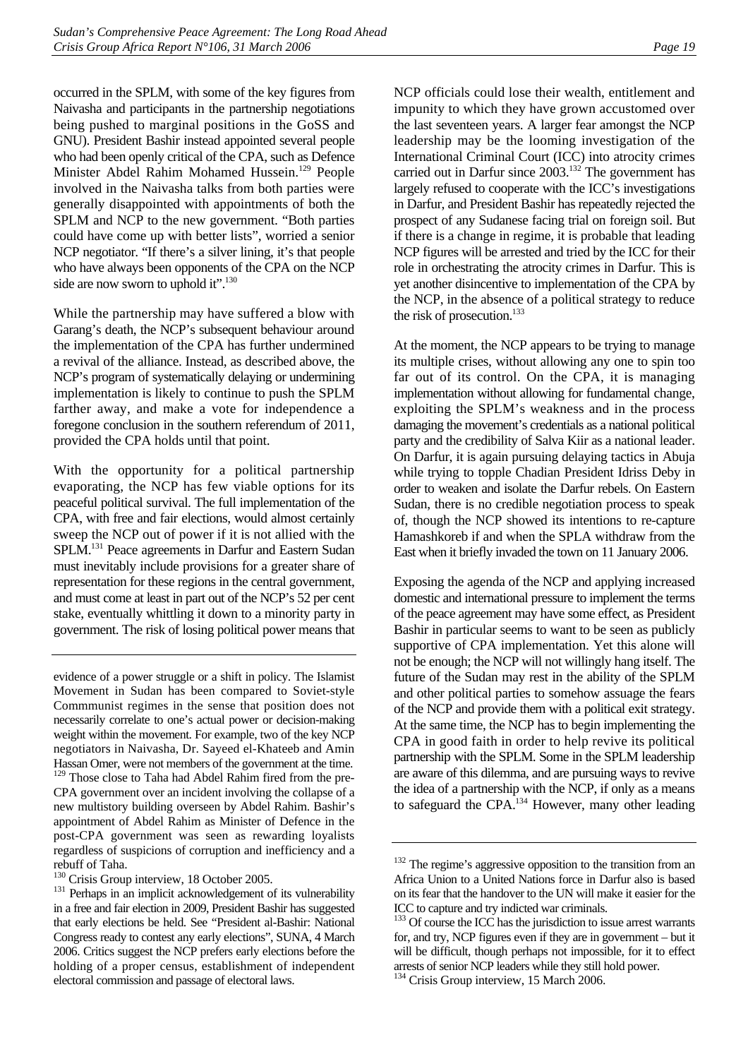occurred in the SPLM, with some of the key figures from Naivasha and participants in the partnership negotiations being pushed to marginal positions in the GoSS and GNU). President Bashir instead appointed several people who had been openly critical of the CPA, such as Defence Minister Abdel Rahim Mohamed Hussein.[129] People involved in the Naivasha talks from both parties were generally disappointed with appointments of both the SPLM and NCP to the new government. "Both parties could have come up with better lists", worried a senior NCP negotiator. "If there's a silver lining, it's that people who have always been opponents of the CPA on the NCP side are now sworn to uphold it".[130]

While the partnership may have suffered a blow with Garang's death, the NCP's subsequent behaviour around the implementation of the CPA has further undermined a revival of the alliance. Instead, as described above, the NCP's program of systematically delaying or undermining implementation is likely to continue to push the SPLM farther away, and make a vote for independence a foregone conclusion in the southern referendum of 2011, provided the CPA holds until that point.

With the opportunity for a political partnership evaporating, the NCP has few viable options for its peaceful political survival. The full implementation of the CPA, with free and fair elections, would almost certainly sweep the NCP out of power if it is not allied with the SPLM.[131] Peace agreements in Darfur and Eastern Sudan must inevitably include provisions for a greater share of representation for these regions in the central government, and must come at least in part out of the NCP's 52 per cent stake, eventually whittling it down to a minority party in government. The risk of losing political power means that NCP officials could lose their wealth, entitlement and impunity to which they have grown accustomed over the last seventeen years. A larger fear amongst the NCP leadership may be the looming investigation of the International Criminal Court (ICC) into atrocity crimes carried out in Darfur since 2003.[132] The government has largely refused to cooperate with the ICC's investigations in Darfur, and President Bashir has repeatedly rejected the prospect of any Sudanese facing trial on foreign soil. But if there is a change in regime, it is probable that leading NCP figures will be arrested and tried by the ICC for their role in orchestrating the atrocity crimes in Darfur. This is yet another disincentive to implementation of the CPA by the NCP, in the absence of a political strategy to reduce the risk of prosecution.[133]

At the moment, the NCP appears to be trying to manage its multiple crises, without allowing any one to spin too far out of its control. On the CPA, it is managing implementation without allowing for fundamental change, exploiting the SPLM's weakness and in the process damaging the movement's credentials as a national political party and the credibility of Salva Kiir as a national leader. On Darfur, it is again pursuing delaying tactics in Abuja while trying to topple Chadian President Idriss Deby in order to weaken and isolate the Darfur rebels. On Eastern Sudan, there is no credible negotiation process to speak of, though the NCP showed its intentions to re-capture Hamashkoreb if and when the SPLA withdraw from the East when it briefly invaded the town on 11 January 2006.

Exposing the agenda of the NCP and applying increased domestic and international pressure to implement the terms of the peace agreement may have some effect, as President Bashir in particular seems to want to be seen as publicly supportive of CPA implementation. Yet this alone will not be enough; the NCP will not willingly hang itself. The future of the Sudan may rest in the ability of the SPLM and other political parties to somehow assuage the fears of the NCP and provide them with a political exit strategy. At the same time, the NCP has to begin implementing the CPA in good faith in order to help revive its political partnership with the SPLM. Some in the SPLM leadership are aware of this dilemma, and are pursuing ways to revive the idea of a partnership with the NCP, if only as a means to safeguard the CPA.[134] However, many other leading

---

evidence of a power struggle or a shift in policy. The Islamist Movement in Sudan has been compared to Soviet-style Commmunist regimes in the sense that position does not necessarily correlate to one's actual power or decision-making weight within the movement. For example, two of the key NCP negotiators in Naivasha, Dr. Sayeed el-Khateeb and Amin Hassan Omer, were not members of the government at the time.

[129] Those close to Taha had Abdel Rahim fired from the pre-CPA government over an incident involving the collapse of a new multistory building overseen by Abdel Rahim. Bashir's appointment of Abdel Rahim as Minister of Defence in the post-CPA government was seen as rewarding loyalists regardless of suspicions of corruption and inefficiency and a rebuff of Taha.

[130] Crisis Group interview, 18 October 2005.

[131] Perhaps in an implicit acknowledgement of its vulnerability in a free and fair election in 2009, President Bashir has suggested that early elections be held. See "President al-Bashir: National Congress ready to contest any early elections", SUNA, 4 March 2006. Critics suggest the NCP prefers early elections before the holding of a proper census, establishment of independent electoral commission and passage of electoral laws.

[132] The regime's aggressive opposition to the transition from an Africa Union to a United Nations force in Darfur also is based on its fear that the handover to the UN will make it easier for the ICC to capture and try indicted war criminals.

[133] Of course the ICC has the jurisdiction to issue arrest warrants for, and try, NCP figures even if they are in government – but it will be difficult, though perhaps not impossible, for it to effect arrests of senior NCP leaders while they still hold power.

[134] Crisis Group interview, 15 March 2006.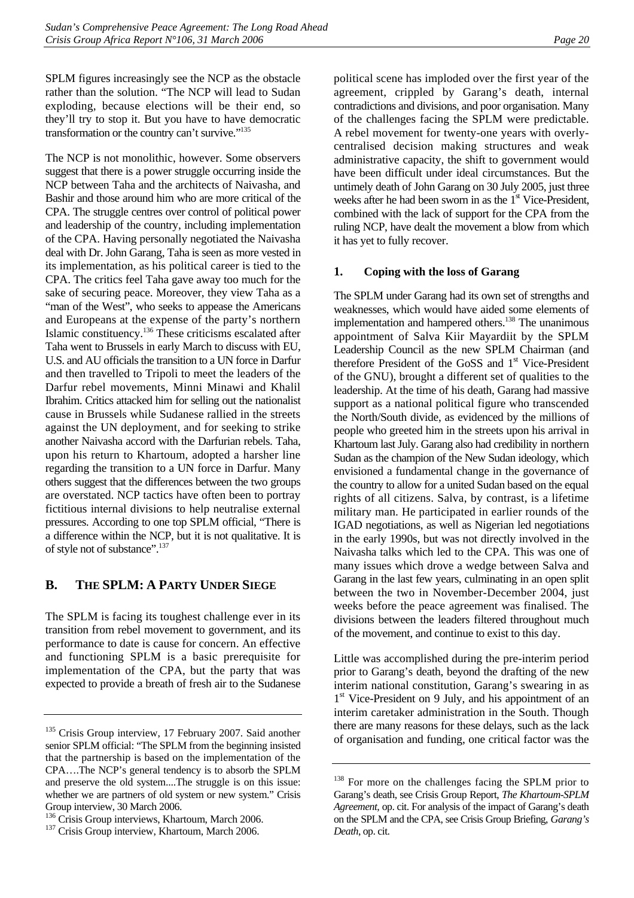SPLM figures increasingly see the NCP as the obstacle rather than the solution. "The NCP will lead to Sudan exploding, because elections will be their end, so they'll try to stop it. But you have to have democratic transformation or the country can't survive."[135]

The NCP is not monolithic, however. Some observers suggest that there is a power struggle occurring inside the NCP between Taha and the architects of Naivasha, and Bashir and those around him who are more critical of the CPA. The struggle centres over control of political power and leadership of the country, including implementation of the CPA. Having personally negotiated the Naivasha deal with Dr. John Garang, Taha is seen as more vested in its implementation, as his political career is tied to the CPA. The critics feel Taha gave away too much for the sake of securing peace. Moreover, they view Taha as a "man of the West", who seeks to appease the Americans and Europeans at the expense of the party's northern Islamic constituency.[136] These criticisms escalated after Taha went to Brussels in early March to discuss with EU, U.S. and AU officials the transition to a UN force in Darfur and then travelled to Tripoli to meet the leaders of the Darfur rebel movements, Minni Minawi and Khalil Ibrahim. Critics attacked him for selling out the nationalist cause in Brussels while Sudanese rallied in the streets against the UN deployment, and for seeking to strike another Naivasha accord with the Darfurian rebels. Taha, upon his return to Khartoum, adopted a harsher line regarding the transition to a UN force in Darfur. Many others suggest that the differences between the two groups are overstated. NCP tactics have often been to portray fictitious internal divisions to help neutralise external pressures. According to one top SPLM official, "There is a difference within the NCP, but it is not qualitative. It is of style not of substance".[137]

## B. THE SPLM: A PARTY UNDER SIEGE

The SPLM is facing its toughest challenge ever in its transition from rebel movement to government, and its performance to date is cause for concern. An effective and functioning SPLM is a basic prerequisite for implementation of the CPA, but the party that was expected to provide a breath of fresh air to the Sudanese political scene has imploded over the first year of the agreement, crippled by Garang's death, internal contradictions and divisions, and poor organisation. Many of the challenges facing the SPLM were predictable. A rebel movement for twenty-one years with overly-centralised decision making structures and weak administrative capacity, the shift to government would have been difficult under ideal circumstances. But the untimely death of John Garang on 30 July 2005, just three weeks after he had been sworn in as the 1st Vice-President, combined with the lack of support for the CPA from the ruling NCP, have dealt the movement a blow from which it has yet to fully recover.

### 1. Coping with the loss of Garang

The SPLM under Garang had its own set of strengths and weaknesses, which would have aided some elements of implementation and hampered others.[138] The unanimous appointment of Salva Kiir Mayardiit by the SPLM Leadership Council as the new SPLM Chairman (and therefore President of the GoSS and 1st Vice-President of the GNU), brought a different set of qualities to the leadership. At the time of his death, Garang had massive support as a national political figure who transcended the North/South divide, as evidenced by the millions of people who greeted him in the streets upon his arrival in Khartoum last July. Garang also had credibility in northern Sudan as the champion of the New Sudan ideology, which envisioned a fundamental change in the governance of the country to allow for a united Sudan based on the equal rights of all citizens. Salva, by contrast, is a lifetime military man. He participated in earlier rounds of the IGAD negotiations, as well as Nigerian led negotiations in the early 1990s, but was not directly involved in the Naivasha talks which led to the CPA. This was one of many issues which drove a wedge between Salva and Garang in the last few years, culminating in an open split between the two in November-December 2004, just weeks before the peace agreement was finalised. The divisions between the leaders filtered throughout much of the movement, and continue to exist to this day.

Little was accomplished during the pre-interim period prior to Garang's death, beyond the drafting of the new interim national constitution, Garang's swearing in as 1st Vice-President on 9 July, and his appointment of an interim caretaker administration in the South. Though there are many reasons for these delays, such as the lack of organisation and funding, one critical factor was the

---

[135] Crisis Group interview, 17 February 2007. Said another senior SPLM official: "The SPLM from the beginning insisted that the partnership is based on the implementation of the CPA….The NCP's general tendency is to absorb the SPLM and preserve the old system....The struggle is on this issue: whether we are partners of old system or new system." Crisis Group interview, 30 March 2006.

[136] Crisis Group interviews, Khartoum, March 2006.

[137] Crisis Group interview, Khartoum, March 2006.

[138] For more on the challenges facing the SPLM prior to Garang's death, see Crisis Group Report, *The Khartoum-SPLM Agreement*, op. cit. For analysis of the impact of Garang's death on the SPLM and the CPA, see Crisis Group Briefing, *Garang's Death*, op. cit.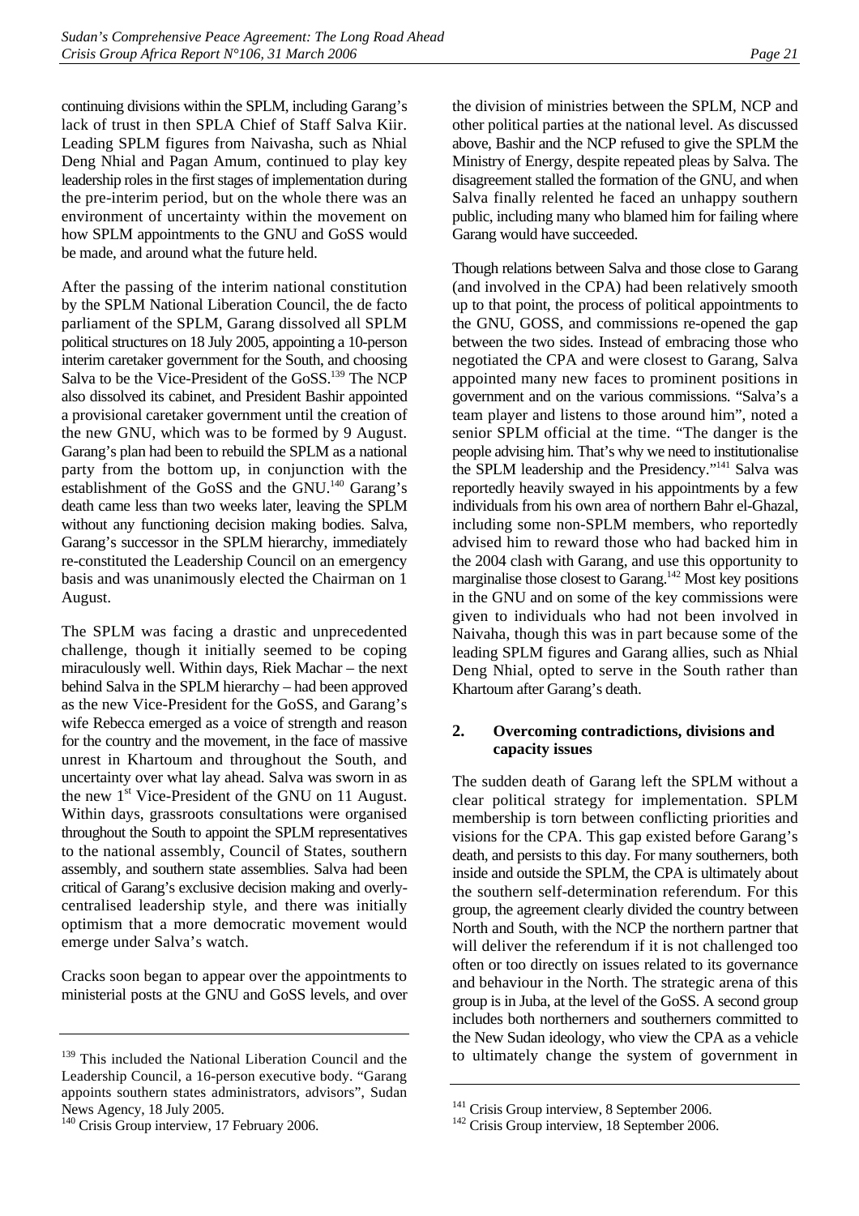continuing divisions within the SPLM, including Garang's lack of trust in then SPLA Chief of Staff Salva Kiir. Leading SPLM figures from Naivasha, such as Nhial Deng Nhial and Pagan Amum, continued to play key leadership roles in the first stages of implementation during the pre-interim period, but on the whole there was an environment of uncertainty within the movement on how SPLM appointments to the GNU and GoSS would be made, and around what the future held.

After the passing of the interim national constitution by the SPLM National Liberation Council, the de facto parliament of the SPLM, Garang dissolved all SPLM political structures on 18 July 2005, appointing a 10-person interim caretaker government for the South, and choosing Salva to be the Vice-President of the GoSS.[139] The NCP also dissolved its cabinet, and President Bashir appointed a provisional caretaker government until the creation of the new GNU, which was to be formed by 9 August. Garang's plan had been to rebuild the SPLM as a national party from the bottom up, in conjunction with the establishment of the GoSS and the GNU.[140] Garang's death came less than two weeks later, leaving the SPLM without any functioning decision making bodies. Salva, Garang's successor in the SPLM hierarchy, immediately re-constituted the Leadership Council on an emergency basis and was unanimously elected the Chairman on 1 August.

The SPLM was facing a drastic and unprecedented challenge, though it initially seemed to be coping miraculously well. Within days, Riek Machar – the next behind Salva in the SPLM hierarchy – had been approved as the new Vice-President for the GoSS, and Garang's wife Rebecca emerged as a voice of strength and reason for the country and the movement, in the face of massive unrest in Khartoum and throughout the South, and uncertainty over what lay ahead. Salva was sworn in as the new 1st Vice-President of the GNU on 11 August. Within days, grassroots consultations were organised throughout the South to appoint the SPLM representatives to the national assembly, Council of States, southern assembly, and southern state assemblies. Salva had been critical of Garang's exclusive decision making and overly-centralised leadership style, and there was initially optimism that a more democratic movement would emerge under Salva's watch.

Cracks soon began to appear over the appointments to ministerial posts at the GNU and GoSS levels, and over the division of ministries between the SPLM, NCP and other political parties at the national level. As discussed above, Bashir and the NCP refused to give the SPLM the Ministry of Energy, despite repeated pleas by Salva. The disagreement stalled the formation of the GNU, and when Salva finally relented he faced an unhappy southern public, including many who blamed him for failing where Garang would have succeeded.

Though relations between Salva and those close to Garang (and involved in the CPA) had been relatively smooth up to that point, the process of political appointments to the GNU, GOSS, and commissions re-opened the gap between the two sides. Instead of embracing those who negotiated the CPA and were closest to Garang, Salva appointed many new faces to prominent positions in government and on the various commissions. "Salva's a team player and listens to those around him", noted a senior SPLM official at the time. "The danger is the people advising him. That's why we need to institutionalise the SPLM leadership and the Presidency."[141] Salva was reportedly heavily swayed in his appointments by a few individuals from his own area of northern Bahr el-Ghazal, including some non-SPLM members, who reportedly advised him to reward those who had backed him in the 2004 clash with Garang, and use this opportunity to marginalise those closest to Garang.[142] Most key positions in the GNU and on some of the key commissions were given to individuals who had not been involved in Naivaha, though this was in part because some of the leading SPLM figures and Garang allies, such as Nhial Deng Nhial, opted to serve in the South rather than Khartoum after Garang's death.

### 2. Overcoming contradictions, divisions and capacity issues

The sudden death of Garang left the SPLM without a clear political strategy for implementation. SPLM membership is torn between conflicting priorities and visions for the CPA. This gap existed before Garang's death, and persists to this day. For many southerners, both inside and outside the SPLM, the CPA is ultimately about the southern self-determination referendum. For this group, the agreement clearly divided the country between North and South, with the NCP the northern partner that will deliver the referendum if it is not challenged too often or too directly on issues related to its governance and behaviour in the North. The strategic arena of this group is in Juba, at the level of the GoSS. A second group includes both northerners and southerners committed to the New Sudan ideology, who view the CPA as a vehicle to ultimately change the system of government in

---

[139] This included the National Liberation Council and the Leadership Council, a 16-person executive body. "Garang appoints southern states administrators, advisors", Sudan News Agency, 18 July 2005.

[140] Crisis Group interview, 17 February 2006.

[141] Crisis Group interview, 8 September 2006.

[142] Crisis Group interview, 18 September 2006.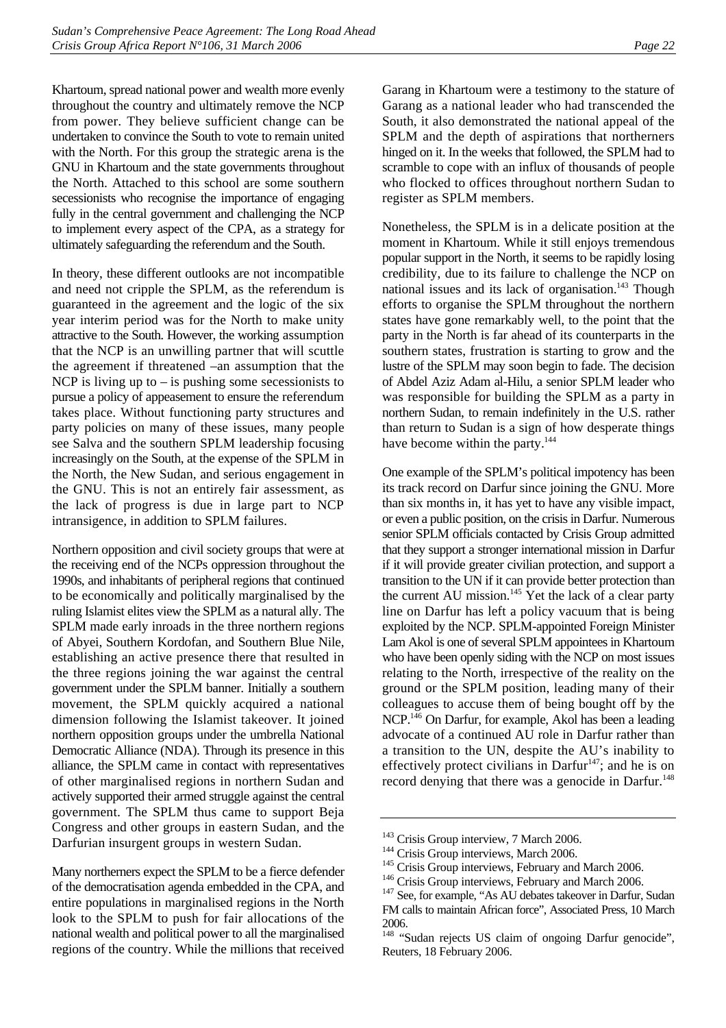Khartoum, spread national power and wealth more evenly throughout the country and ultimately remove the NCP from power. They believe sufficient change can be undertaken to convince the South to vote to remain united with the North. For this group the strategic arena is the GNU in Khartoum and the state governments throughout the North. Attached to this school are some southern secessionists who recognise the importance of engaging fully in the central government and challenging the NCP to implement every aspect of the CPA, as a strategy for ultimately safeguarding the referendum and the South.

In theory, these different outlooks are not incompatible and need not cripple the SPLM, as the referendum is guaranteed in the agreement and the logic of the six year interim period was for the North to make unity attractive to the South. However, the working assumption that the NCP is an unwilling partner that will scuttle the agreement if threatened –an assumption that the NCP is living up to – is pushing some secessionists to pursue a policy of appeasement to ensure the referendum takes place. Without functioning party structures and party policies on many of these issues, many people see Salva and the southern SPLM leadership focusing increasingly on the South, at the expense of the SPLM in the North, the New Sudan, and serious engagement in the GNU. This is not an entirely fair assessment, as the lack of progress is due in large part to NCP intransigence, in addition to SPLM failures.

Northern opposition and civil society groups that were at the receiving end of the NCPs oppression throughout the 1990s, and inhabitants of peripheral regions that continued to be economically and politically marginalised by the ruling Islamist elites view the SPLM as a natural ally. The SPLM made early inroads in the three northern regions of Abyei, Southern Kordofan, and Southern Blue Nile, establishing an active presence there that resulted in the three regions joining the war against the central government under the SPLM banner. Initially a southern movement, the SPLM quickly acquired a national dimension following the Islamist takeover. It joined northern opposition groups under the umbrella National Democratic Alliance (NDA). Through its presence in this alliance, the SPLM came in contact with representatives of other marginalised regions in northern Sudan and actively supported their armed struggle against the central government. The SPLM thus came to support Beja Congress and other groups in eastern Sudan, and the Darfurian insurgent groups in western Sudan.

Many northerners expect the SPLM to be a fierce defender of the democratisation agenda embedded in the CPA, and entire populations in marginalised regions in the North look to the SPLM to push for fair allocations of the national wealth and political power to all the marginalised regions of the country. While the millions that received Garang in Khartoum were a testimony to the stature of Garang as a national leader who had transcended the South, it also demonstrated the national appeal of the SPLM and the depth of aspirations that northerners hinged on it. In the weeks that followed, the SPLM had to scramble to cope with an influx of thousands of people who flocked to offices throughout northern Sudan to register as SPLM members.

Nonetheless, the SPLM is in a delicate position at the moment in Khartoum. While it still enjoys tremendous popular support in the North, it seems to be rapidly losing credibility, due to its failure to challenge the NCP on national issues and its lack of organisation.[143] Though efforts to organise the SPLM throughout the northern states have gone remarkably well, to the point that the party in the North is far ahead of its counterparts in the southern states, frustration is starting to grow and the lustre of the SPLM may soon begin to fade. The decision of Abdel Aziz Adam al-Hilu, a senior SPLM leader who was responsible for building the SPLM as a party in northern Sudan, to remain indefinitely in the U.S. rather than return to Sudan is a sign of how desperate things have become within the party.[144]

One example of the SPLM's political impotency has been its track record on Darfur since joining the GNU. More than six months in, it has yet to have any visible impact, or even a public position, on the crisis in Darfur. Numerous senior SPLM officials contacted by Crisis Group admitted that they support a stronger international mission in Darfur if it will provide greater civilian protection, and support a transition to the UN if it can provide better protection than the current AU mission.[145] Yet the lack of a clear party line on Darfur has left a policy vacuum that is being exploited by the NCP. SPLM-appointed Foreign Minister Lam Akol is one of several SPLM appointees in Khartoum who have been openly siding with the NCP on most issues relating to the North, irrespective of the reality on the ground or the SPLM position, leading many of their colleagues to accuse them of being bought off by the NCP.[146] On Darfur, for example, Akol has been a leading advocate of a continued AU role in Darfur rather than a transition to the UN, despite the AU's inability to effectively protect civilians in Darfur[147]; and he is on record denying that there was a genocide in Darfur.[148]

---

[143] Crisis Group interview, 7 March 2006.

[144] Crisis Group interviews, March 2006.

[145] Crisis Group interviews, February and March 2006.

[146] Crisis Group interviews, February and March 2006.

[147] See, for example, "As AU debates takeover in Darfur, Sudan FM calls to maintain African force", Associated Press, 10 March 2006.

[148] "Sudan rejects US claim of ongoing Darfur genocide", Reuters, 18 February 2006.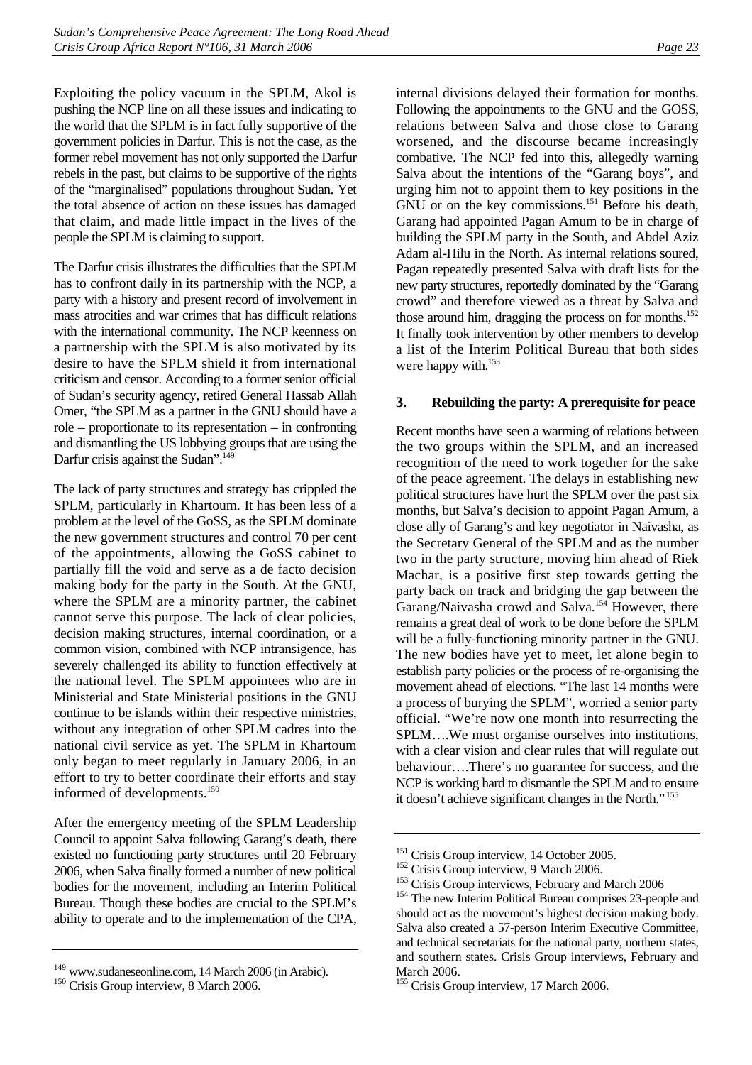Exploiting the policy vacuum in the SPLM, Akol is pushing the NCP line on all these issues and indicating to the world that the SPLM is in fact fully supportive of the government policies in Darfur. This is not the case, as the former rebel movement has not only supported the Darfur rebels in the past, but claims to be supportive of the rights of the "marginalised" populations throughout Sudan. Yet the total absence of action on these issues has damaged that claim, and made little impact in the lives of the people the SPLM is claiming to support.

The Darfur crisis illustrates the difficulties that the SPLM has to confront daily in its partnership with the NCP, a party with a history and present record of involvement in mass atrocities and war crimes that has difficult relations with the international community. The NCP keenness on a partnership with the SPLM is also motivated by its desire to have the SPLM shield it from international criticism and censor. According to a former senior official of Sudan's security agency, retired General Hassab Allah Omer, "the SPLM as a partner in the GNU should have a role – proportionate to its representation – in confronting and dismantling the US lobbying groups that are using the Darfur crisis against the Sudan".[149]

The lack of party structures and strategy has crippled the SPLM, particularly in Khartoum. It has been less of a problem at the level of the GoSS, as the SPLM dominate the new government structures and control 70 per cent of the appointments, allowing the GoSS cabinet to partially fill the void and serve as a de facto decision making body for the party in the South. At the GNU, where the SPLM are a minority partner, the cabinet cannot serve this purpose. The lack of clear policies, decision making structures, internal coordination, or a common vision, combined with NCP intransigence, has severely challenged its ability to function effectively at the national level. The SPLM appointees who are in Ministerial and State Ministerial positions in the GNU continue to be islands within their respective ministries, without any integration of other SPLM cadres into the national civil service as yet. The SPLM in Khartoum only began to meet regularly in January 2006, in an effort to try to better coordinate their efforts and stay informed of developments.[150]

After the emergency meeting of the SPLM Leadership Council to appoint Salva following Garang's death, there existed no functioning party structures until 20 February 2006, when Salva finally formed a number of new political bodies for the movement, including an Interim Political Bureau. Though these bodies are crucial to the SPLM's ability to operate and to the implementation of the CPA, internal divisions delayed their formation for months. Following the appointments to the GNU and the GOSS, relations between Salva and those close to Garang worsened, and the discourse became increasingly combative. The NCP fed into this, allegedly warning Salva about the intentions of the "Garang boys", and urging him not to appoint them to key positions in the GNU or on the key commissions.[151] Before his death, Garang had appointed Pagan Amum to be in charge of building the SPLM party in the South, and Abdel Aziz Adam al-Hilu in the North. As internal relations soured, Pagan repeatedly presented Salva with draft lists for the new party structures, reportedly dominated by the "Garang crowd" and therefore viewed as a threat by Salva and those around him, dragging the process on for months.[152] It finally took intervention by other members to develop a list of the Interim Political Bureau that both sides were happy with.[153]

### 3. Rebuilding the party: A prerequisite for peace

Recent months have seen a warming of relations between the two groups within the SPLM, and an increased recognition of the need to work together for the sake of the peace agreement. The delays in establishing new political structures have hurt the SPLM over the past six months, but Salva's decision to appoint Pagan Amum, a close ally of Garang's and key negotiator in Naivasha, as the Secretary General of the SPLM and as the number two in the party structure, moving him ahead of Riek Machar, is a positive first step towards getting the party back on track and bridging the gap between the Garang/Naivasha crowd and Salva.[154] However, there remains a great deal of work to be done before the SPLM will be a fully-functioning minority partner in the GNU. The new bodies have yet to meet, let alone begin to establish party policies or the process of re-organising the movement ahead of elections. "The last 14 months were a process of burying the SPLM", worried a senior party official. "We're now one month into resurrecting the SPLM….We must organise ourselves into institutions, with a clear vision and clear rules that will regulate out behaviour….There's no guarantee for success, and the NCP is working hard to dismantle the SPLM and to ensure it doesn't achieve significant changes in the North."[155]

---

[149] www.sudaneseonline.com, 14 March 2006 (in Arabic).

[150] Crisis Group interview, 8 March 2006.

[151] Crisis Group interview, 14 October 2005.

[152] Crisis Group interview, 9 March 2006.

[153] Crisis Group interviews, February and March 2006

[154] The new Interim Political Bureau comprises 23-people and should act as the movement's highest decision making body. Salva also created a 57-person Interim Executive Committee, and technical secretariats for the national party, northern states, and southern states. Crisis Group interviews, February and March 2006.

[155] Crisis Group interview, 17 March 2006.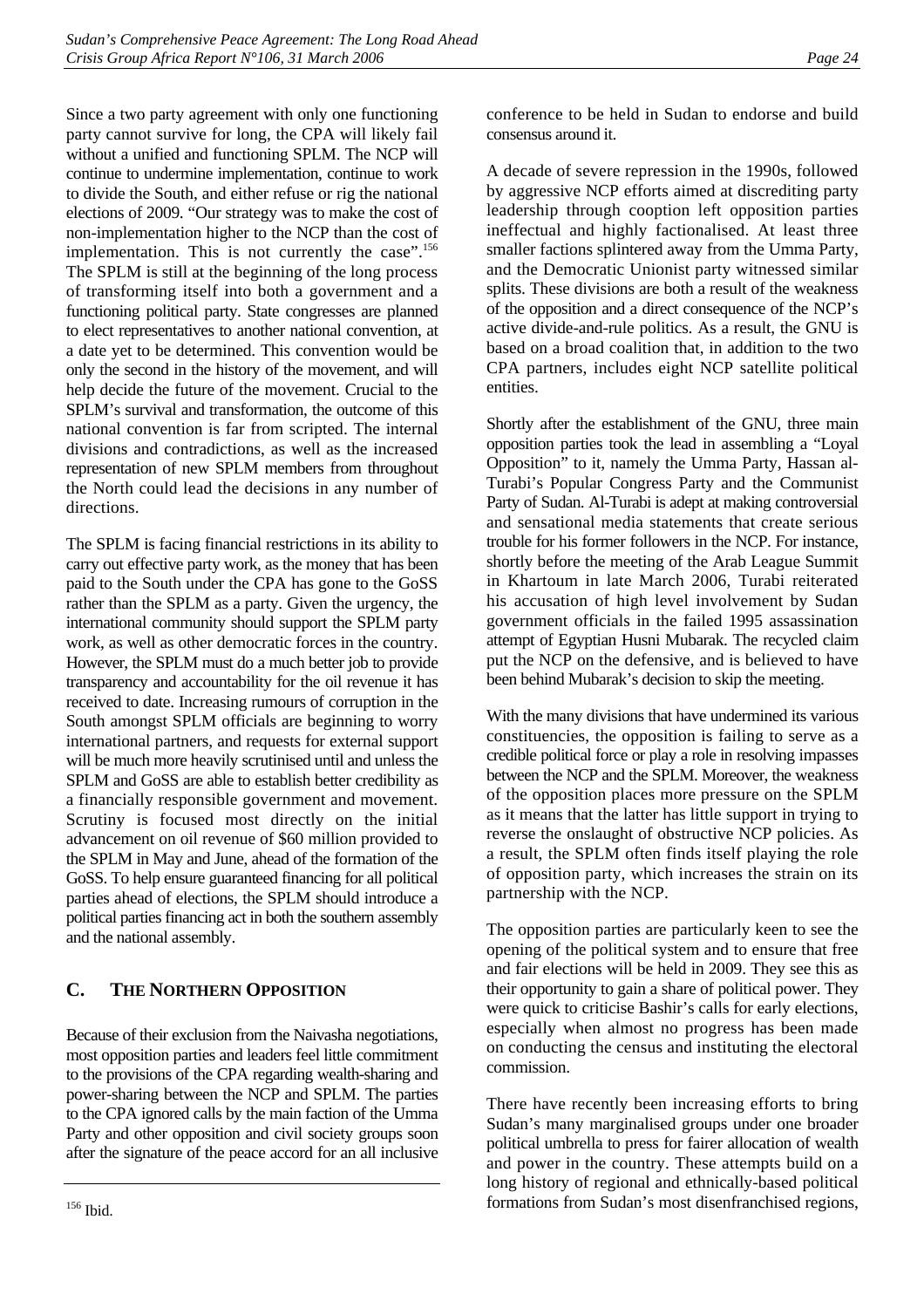Since a two party agreement with only one functioning party cannot survive for long, the CPA will likely fail without a unified and functioning SPLM. The NCP will continue to undermine implementation, continue to work to divide the South, and either refuse or rig the national elections of 2009. "Our strategy was to make the cost of non-implementation higher to the NCP than the cost of implementation. This is not currently the case".[156] The SPLM is still at the beginning of the long process of transforming itself into both a government and a functioning political party. State congresses are planned to elect representatives to another national convention, at a date yet to be determined. This convention would be only the second in the history of the movement, and will help decide the future of the movement. Crucial to the SPLM's survival and transformation, the outcome of this national convention is far from scripted. The internal divisions and contradictions, as well as the increased representation of new SPLM members from throughout the North could lead the decisions in any number of directions.

The SPLM is facing financial restrictions in its ability to carry out effective party work, as the money that has been paid to the South under the CPA has gone to the GoSS rather than the SPLM as a party. Given the urgency, the international community should support the SPLM party work, as well as other democratic forces in the country. However, the SPLM must do a much better job to provide transparency and accountability for the oil revenue it has received to date. Increasing rumours of corruption in the South amongst SPLM officials are beginning to worry international partners, and requests for external support will be much more heavily scrutinised until and unless the SPLM and GoSS are able to establish better credibility as a financially responsible government and movement. Scrutiny is focused most directly on the initial advancement on oil revenue of $60 million provided to the SPLM in May and June, ahead of the formation of the GoSS. To help ensure guaranteed financing for all political parties ahead of elections, the SPLM should introduce a political parties financing act in both the southern assembly and the national assembly.

## C. THE NORTHERN OPPOSITION

Because of their exclusion from the Naivasha negotiations, most opposition parties and leaders feel little commitment to the provisions of the CPA regarding wealth-sharing and power-sharing between the NCP and SPLM. The parties to the CPA ignored calls by the main faction of the Umma Party and other opposition and civil society groups soon after the signature of the peace accord for an all inclusive conference to be held in Sudan to endorse and build consensus around it.

A decade of severe repression in the 1990s, followed by aggressive NCP efforts aimed at discrediting party leadership through cooption left opposition parties ineffectual and highly factionalised. At least three smaller factions splintered away from the Umma Party, and the Democratic Unionist party witnessed similar splits. These divisions are both a result of the weakness of the opposition and a direct consequence of the NCP's active divide-and-rule politics. As a result, the GNU is based on a broad coalition that, in addition to the two CPA partners, includes eight NCP satellite political entities.

Shortly after the establishment of the GNU, three main opposition parties took the lead in assembling a "Loyal Opposition" to it, namely the Umma Party, Hassan al-Turabi's Popular Congress Party and the Communist Party of Sudan. Al-Turabi is adept at making controversial and sensational media statements that create serious trouble for his former followers in the NCP. For instance, shortly before the meeting of the Arab League Summit in Khartoum in late March 2006, Turabi reiterated his accusation of high level involvement by Sudan government officials in the failed 1995 assassination attempt of Egyptian Husni Mubarak. The recycled claim put the NCP on the defensive, and is believed to have been behind Mubarak's decision to skip the meeting.

With the many divisions that have undermined its various constituencies, the opposition is failing to serve as a credible political force or play a role in resolving impasses between the NCP and the SPLM. Moreover, the weakness of the opposition places more pressure on the SPLM as it means that the latter has little support in trying to reverse the onslaught of obstructive NCP policies. As a result, the SPLM often finds itself playing the role of opposition party, which increases the strain on its partnership with the NCP.

The opposition parties are particularly keen to see the opening of the political system and to ensure that free and fair elections will be held in 2009. They see this as their opportunity to gain a share of political power. They were quick to criticise Bashir's calls for early elections, especially when almost no progress has been made on conducting the census and instituting the electoral commission.

There have recently been increasing efforts to bring Sudan's many marginalised groups under one broader political umbrella to press for fairer allocation of wealth and power in the country. These attempts build on a long history of regional and ethnically-based political formations from Sudan's most disenfranchised regions,

---

[156] Ibid.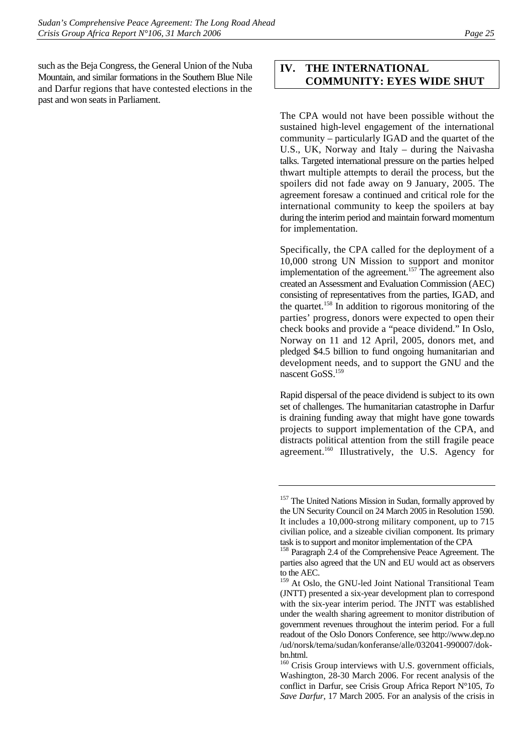such as the Beja Congress, the General Union of the Nuba Mountain, and similar formations in the Southern Blue Nile and Darfur regions that have contested elections in the past and won seats in Parliament.

# IV. THE INTERNATIONAL COMMUNITY: EYES WIDE SHUT

The CPA would not have been possible without the sustained high-level engagement of the international community – particularly IGAD and the quartet of the U.S., UK, Norway and Italy – during the Naivasha talks. Targeted international pressure on the parties helped thwart multiple attempts to derail the process, but the spoilers did not fade away on 9 January, 2005. The agreement foresaw a continued and critical role for the international community to keep the spoilers at bay during the interim period and maintain forward momentum for implementation.

Specifically, the CPA called for the deployment of a 10,000 strong UN Mission to support and monitor implementation of the agreement.[157] The agreement also created an Assessment and Evaluation Commission (AEC) consisting of representatives from the parties, IGAD, and the quartet.[158] In addition to rigorous monitoring of the parties' progress, donors were expected to open their check books and provide a "peace dividend." In Oslo, Norway on 11 and 12 April, 2005, donors met, and pledged $4.5 billion to fund ongoing humanitarian and development needs, and to support the GNU and the nascent GoSS.[159]

Rapid dispersal of the peace dividend is subject to its own set of challenges. The humanitarian catastrophe in Darfur is draining funding away that might have gone towards projects to support implementation of the CPA, and distracts political attention from the still fragile peace agreement.[160] Illustratively, the U.S. Agency for

---

[157] The United Nations Mission in Sudan, formally approved by the UN Security Council on 24 March 2005 in Resolution 1590. It includes a 10,000-strong military component, up to 715 civilian police, and a sizeable civilian component. Its primary task is to support and monitor implementation of the CPA

[158] Paragraph 2.4 of the Comprehensive Peace Agreement. The parties also agreed that the UN and EU would act as observers to the AEC.

[159] At Oslo, the GNU-led Joint National Transitional Team (JNTT) presented a six-year development plan to correspond with the six-year interim period. The JNTT was established under the wealth sharing agreement to monitor distribution of government revenues throughout the interim period. For a full readout of the Oslo Donors Conference, see http://www.dep.no/ud/norsk/tema/sudan/konferanse/alle/032041-990007/dok-bn.html.

[160] Crisis Group interviews with U.S. government officials, Washington, 28-30 March 2006. For recent analysis of the conflict in Darfur, see Crisis Group Africa Report N°105, *To Save Darfur*, 17 March 2005. For an analysis of the crisis in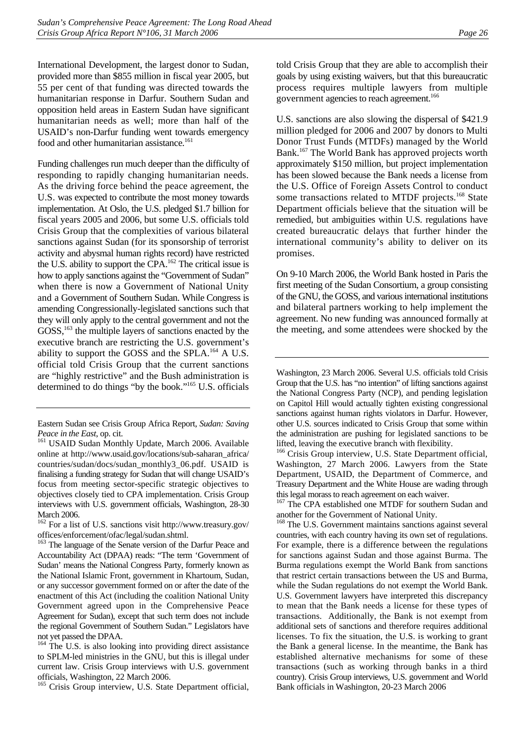International Development, the largest donor to Sudan, provided more than $855 million in fiscal year 2005, but 55 per cent of that funding was directed towards the humanitarian response in Darfur. Southern Sudan and opposition held areas in Eastern Sudan have significant humanitarian needs as well; more than half of the USAID's non-Darfur funding went towards emergency food and other humanitarian assistance.[161]

Funding challenges run much deeper than the difficulty of responding to rapidly changing humanitarian needs. As the driving force behind the peace agreement, the U.S. was expected to contribute the most money towards implementation. At Oslo, the U.S. pledged $1.7 billion for fiscal years 2005 and 2006, but some U.S. officials told Crisis Group that the complexities of various bilateral sanctions against Sudan (for its sponsorship of terrorist activity and abysmal human rights record) have restricted the U.S. ability to support the CPA.[162] The critical issue is how to apply sanctions against the "Government of Sudan" when there is now a Government of National Unity and a Government of Southern Sudan. While Congress is amending Congressionally-legislated sanctions such that they will only apply to the central government and not the GOSS,[163] the multiple layers of sanctions enacted by the executive branch are restricting the U.S. government's ability to support the GOSS and the SPLA.[164] A U.S. official told Crisis Group that the current sanctions are "highly restrictive" and the Bush administration is determined to do things "by the book."[165] U.S. officials told Crisis Group that they are able to accomplish their goals by using existing waivers, but that this bureaucratic process requires multiple lawyers from multiple government agencies to reach agreement.[166]

U.S. sanctions are also slowing the dispersal of $421.9 million pledged for 2006 and 2007 by donors to Multi Donor Trust Funds (MTDFs) managed by the World Bank.[167] The World Bank has approved projects worth approximately $150 million, but project implementation has been slowed because the Bank needs a license from the U.S. Office of Foreign Assets Control to conduct some transactions related to MTDF projects.[168] State Department officials believe that the situation will be remedied, but ambiguities within U.S. regulations have created bureaucratic delays that further hinder the international community's ability to deliver on its promises.

On 9-10 March 2006, the World Bank hosted in Paris the first meeting of the Sudan Consortium, a group consisting of the GNU, the GOSS, and various international institutions and bilateral partners working to help implement the agreement. No new funding was announced formally at the meeting, and some attendees were shocked by the

---

Eastern Sudan see Crisis Group Africa Report, *Sudan: Saving Peace in the East*, op. cit.

[161] USAID Sudan Monthly Update, March 2006. Available online at http://www.usaid.gov/locations/sub-saharan_africa/countries/sudan/docs/sudan_monthly3_06.pdf. USAID is finalising a funding strategy for Sudan that will change USAID's focus from meeting sector-specific strategic objectives to objectives closely tied to CPA implementation. Crisis Group interviews with U.S. government officials, Washington, 28-30 March 2006.

[162] For a list of U.S. sanctions visit http://www.treasury.gov/offices/enforcement/ofac/legal/sudan.shtml.

[163] The language of the Senate version of the Darfur Peace and Accountability Act (DPAA) reads: "The term 'Government of Sudan' means the National Congress Party, formerly known as the National Islamic Front, government in Khartoum, Sudan, or any successor government formed on or after the date of the enactment of this Act (including the coalition National Unity Government agreed upon in the Comprehensive Peace Agreement for Sudan), except that such term does not include the regional Government of Southern Sudan." Legislators have not yet passed the DPAA.

[164] The U.S. is also looking into providing direct assistance to SPLM-led ministries in the GNU, but this is illegal under current law. Crisis Group interviews with U.S. government officials, Washington, 22 March 2006.

[165] Crisis Group interview, U.S. State Department official, Washington, 23 March 2006. Several U.S. officials told Crisis Group that the U.S. has "no intention" of lifting sanctions against the National Congress Party (NCP), and pending legislation on Capitol Hill would actually tighten existing congressional sanctions against human rights violators in Darfur. However, other U.S. sources indicated to Crisis Group that some within the administration are pushing for legislated sanctions to be lifted, leaving the executive branch with flexibility.

[166] Crisis Group interview, U.S. State Department official, Washington, 27 March 2006. Lawyers from the State Department, USAID, the Department of Commerce, and Treasury Department and the White House are wading through this legal morass to reach agreement on each waiver.

[167] The CPA established one MTDF for southern Sudan and another for the Government of National Unity.

[168] The U.S. Government maintains sanctions against several countries, with each country having its own set of regulations. For example, there is a difference between the regulations for sanctions against Sudan and those against Burma. The Burma regulations exempt the World Bank from sanctions that restrict certain transactions between the US and Burma, while the Sudan regulations do not exempt the World Bank. U.S. Government lawyers have interpreted this discrepancy to mean that the Bank needs a license for these types of transactions. Additionally, the Bank is not exempt from additional sets of sanctions and therefore requires additional licenses. To fix the situation, the U.S. is working to grant the Bank a general license. In the meantime, the Bank has established alternative mechanisms for some of these transactions (such as working through banks in a third country). Crisis Group interviews, U.S. government and World Bank officials in Washington, 20-23 March 2006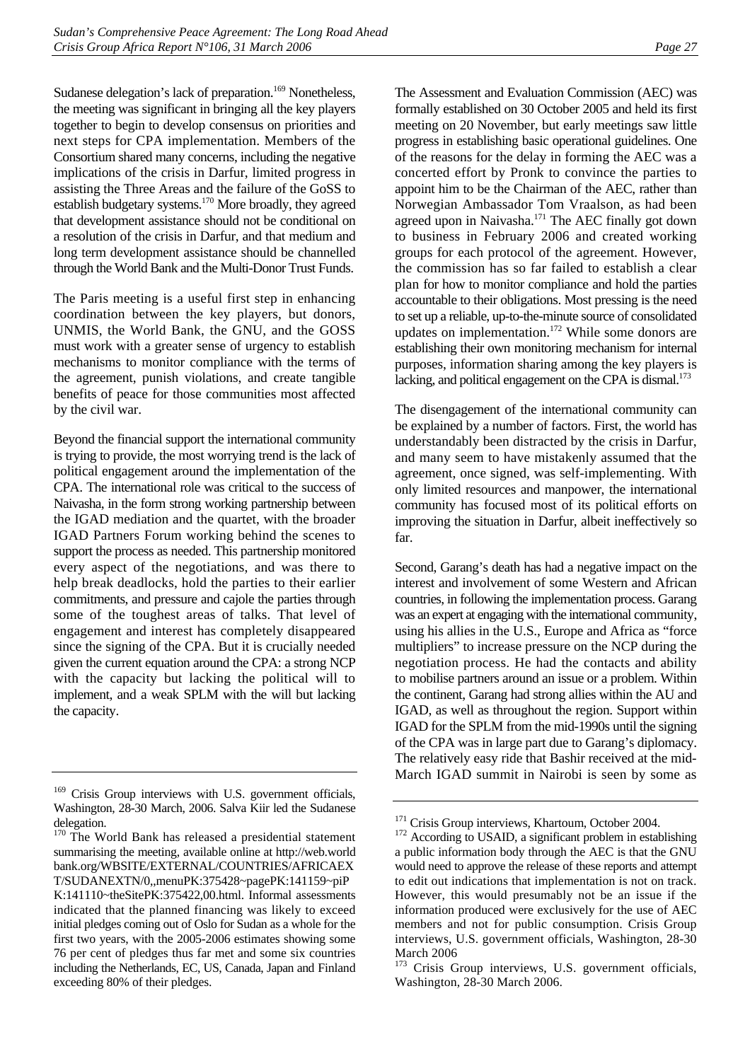Sudanese delegation's lack of preparation.[169] Nonetheless, the meeting was significant in bringing all the key players together to begin to develop consensus on priorities and next steps for CPA implementation. Members of the Consortium shared many concerns, including the negative implications of the crisis in Darfur, limited progress in assisting the Three Areas and the failure of the GoSS to establish budgetary systems.[170] More broadly, they agreed that development assistance should not be conditional on a resolution of the crisis in Darfur, and that medium and long term development assistance should be channelled through the World Bank and the Multi-Donor Trust Funds.

The Paris meeting is a useful first step in enhancing coordination between the key players, but donors, UNMIS, the World Bank, the GNU, and the GOSS must work with a greater sense of urgency to establish mechanisms to monitor compliance with the terms of the agreement, punish violations, and create tangible benefits of peace for those communities most affected by the civil war.

Beyond the financial support the international community is trying to provide, the most worrying trend is the lack of political engagement around the implementation of the CPA. The international role was critical to the success of Naivasha, in the form strong working partnership between the IGAD mediation and the quartet, with the broader IGAD Partners Forum working behind the scenes to support the process as needed. This partnership monitored every aspect of the negotiations, and was there to help break deadlocks, hold the parties to their earlier commitments, and pressure and cajole the parties through some of the toughest areas of talks. That level of engagement and interest has completely disappeared since the signing of the CPA. But it is crucially needed given the current equation around the CPA: a strong NCP with the capacity but lacking the political will to implement, and a weak SPLM with the will but lacking the capacity.

The Assessment and Evaluation Commission (AEC) was formally established on 30 October 2005 and held its first meeting on 20 November, but early meetings saw little progress in establishing basic operational guidelines. One of the reasons for the delay in forming the AEC was a concerted effort by Pronk to convince the parties to appoint him to be the Chairman of the AEC, rather than Norwegian Ambassador Tom Vraalson, as had been agreed upon in Naivasha.[171] The AEC finally got down to business in February 2006 and created working groups for each protocol of the agreement. However, the commission has so far failed to establish a clear plan for how to monitor compliance and hold the parties accountable to their obligations. Most pressing is the need to set up a reliable, up-to-the-minute source of consolidated updates on implementation.[172] While some donors are establishing their own monitoring mechanism for internal purposes, information sharing among the key players is lacking, and political engagement on the CPA is dismal.[173]

The disengagement of the international community can be explained by a number of factors. First, the world has understandably been distracted by the crisis in Darfur, and many seem to have mistakenly assumed that the agreement, once signed, was self-implementing. With only limited resources and manpower, the international community has focused most of its political efforts on improving the situation in Darfur, albeit ineffectively so far.

Second, Garang's death has had a negative impact on the interest and involvement of some Western and African countries, in following the implementation process. Garang was an expert at engaging with the international community, using his allies in the U.S., Europe and Africa as "force multipliers" to increase pressure on the NCP during the negotiation process. He had the contacts and ability to mobilise partners around an issue or a problem. Within the continent, Garang had strong allies within the AU and IGAD, as well as throughout the region. Support within IGAD for the SPLM from the mid-1990s until the signing of the CPA was in large part due to Garang's diplomacy. The relatively easy ride that Bashir received at the mid-March IGAD summit in Nairobi is seen by some as

---

[169] Crisis Group interviews with U.S. government officials, Washington, 28-30 March, 2006. Salva Kiir led the Sudanese delegation.

[170] The World Bank has released a presidential statement summarising the meeting, available online at http://web.worldbank.org/WBSITE/EXTERNAL/COUNTRIES/AFRICAEXT/SUDANEXTN/0,,menuPK:375428~pagePK:141159~piPK:141110~theSitePK:375422,00.html. Informal assessments indicated that the planned financing was likely to exceed initial pledges coming out of Oslo for Sudan as a whole for the first two years, with the 2005-2006 estimates showing some 76 per cent of pledges thus far met and some six countries including the Netherlands, EC, US, Canada, Japan and Finland exceeding 80% of their pledges.

[171] Crisis Group interviews, Khartoum, October 2004.

[172] According to USAID, a significant problem in establishing a public information body through the AEC is that the GNU would need to approve the release of these reports and attempt to edit out indications that implementation is not on track. However, this would presumably not be an issue if the information produced were exclusively for the use of AEC members and not for public consumption. Crisis Group interviews, U.S. government officials, Washington, 28-30 March 2006

[173] Crisis Group interviews, U.S. government officials, Washington, 28-30 March 2006.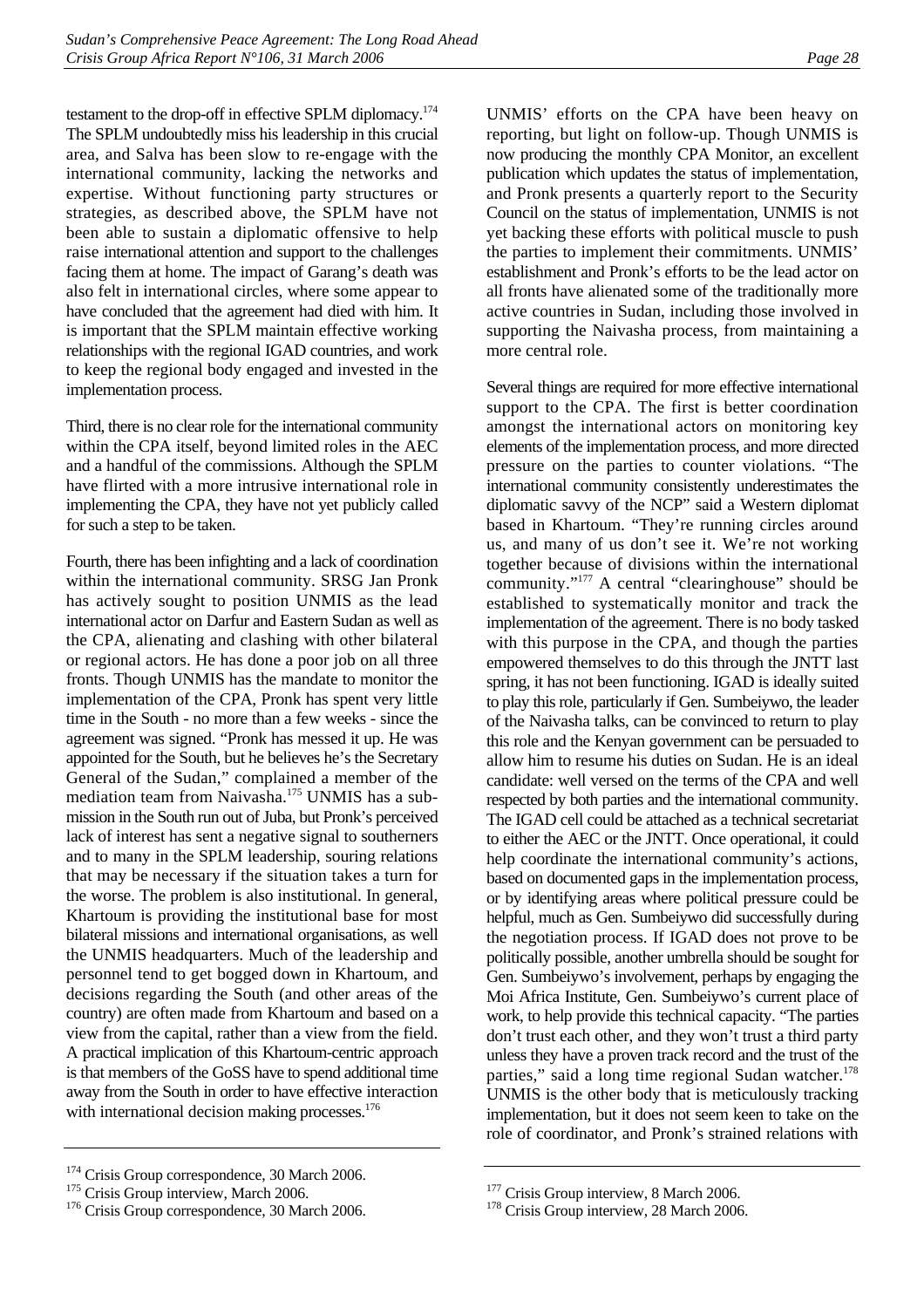testament to the drop-off in effective SPLM diplomacy.[174] The SPLM undoubtedly miss his leadership in this crucial area, and Salva has been slow to re-engage with the international community, lacking the networks and expertise. Without functioning party structures or strategies, as described above, the SPLM have not been able to sustain a diplomatic offensive to help raise international attention and support to the challenges facing them at home. The impact of Garang's death was also felt in international circles, where some appear to have concluded that the agreement had died with him. It is important that the SPLM maintain effective working relationships with the regional IGAD countries, and work to keep the regional body engaged and invested in the implementation process.

Third, there is no clear role for the international community within the CPA itself, beyond limited roles in the AEC and a handful of the commissions. Although the SPLM have flirted with a more intrusive international role in implementing the CPA, they have not yet publicly called for such a step to be taken.

Fourth, there has been infighting and a lack of coordination within the international community. SRSG Jan Pronk has actively sought to position UNMIS as the lead international actor on Darfur and Eastern Sudan as well as the CPA, alienating and clashing with other bilateral or regional actors. He has done a poor job on all three fronts. Though UNMIS has the mandate to monitor the implementation of the CPA, Pronk has spent very little time in the South - no more than a few weeks - since the agreement was signed. "Pronk has messed it up. He was appointed for the South, but he believes he's the Secretary General of the Sudan," complained a member of the mediation team from Naivasha.[175] UNMIS has a sub-mission in the South run out of Juba, but Pronk's perceived lack of interest has sent a negative signal to southerners and to many in the SPLM leadership, souring relations that may be necessary if the situation takes a turn for the worse. The problem is also institutional. In general, Khartoum is providing the institutional base for most bilateral missions and international organisations, as well the UNMIS headquarters. Much of the leadership and personnel tend to get bogged down in Khartoum, and decisions regarding the South (and other areas of the country) are often made from Khartoum and based on a view from the capital, rather than a view from the field. A practical implication of this Khartoum-centric approach is that members of the GoSS have to spend additional time away from the South in order to have effective interaction with international decision making processes.[176]

UNMIS' efforts on the CPA have been heavy on reporting, but light on follow-up. Though UNMIS is now producing the monthly CPA Monitor, an excellent publication which updates the status of implementation, and Pronk presents a quarterly report to the Security Council on the status of implementation, UNMIS is not yet backing these efforts with political muscle to push the parties to implement their commitments. UNMIS' establishment and Pronk's efforts to be the lead actor on all fronts have alienated some of the traditionally more active countries in Sudan, including those involved in supporting the Naivasha process, from maintaining a more central role.

Several things are required for more effective international support to the CPA. The first is better coordination amongst the international actors on monitoring key elements of the implementation process, and more directed pressure on the parties to counter violations. "The international community consistently underestimates the diplomatic savvy of the NCP" said a Western diplomat based in Khartoum. "They're running circles around us, and many of us don't see it. We're not working together because of divisions within the international community."[177] A central "clearinghouse" should be established to systematically monitor and track the implementation of the agreement. There is no body tasked with this purpose in the CPA, and though the parties empowered themselves to do this through the JNTT last spring, it has not been functioning. IGAD is ideally suited to play this role, particularly if Gen. Sumbeiywo, the leader of the Naivasha talks, can be convinced to return to play this role and the Kenyan government can be persuaded to allow him to resume his duties on Sudan. He is an ideal candidate: well versed on the terms of the CPA and well respected by both parties and the international community. The IGAD cell could be attached as a technical secretariat to either the AEC or the JNTT. Once operational, it could help coordinate the international community's actions, based on documented gaps in the implementation process, or by identifying areas where political pressure could be helpful, much as Gen. Sumbeiywo did successfully during the negotiation process. If IGAD does not prove to be politically possible, another umbrella should be sought for Gen. Sumbeiywo's involvement, perhaps by engaging the Moi Africa Institute, Gen. Sumbeiywo's current place of work, to help provide this technical capacity. "The parties don't trust each other, and they won't trust a third party unless they have a proven track record and the trust of the parties," said a long time regional Sudan watcher.[178] UNMIS is the other body that is meticulously tracking implementation, but it does not seem keen to take on the role of coordinator, and Pronk's strained relations with

---

[174] Crisis Group correspondence, 30 March 2006.

[175] Crisis Group interview, March 2006.

[176] Crisis Group correspondence, 30 March 2006.

[177] Crisis Group interview, 8 March 2006.

[178] Crisis Group interview, 28 March 2006.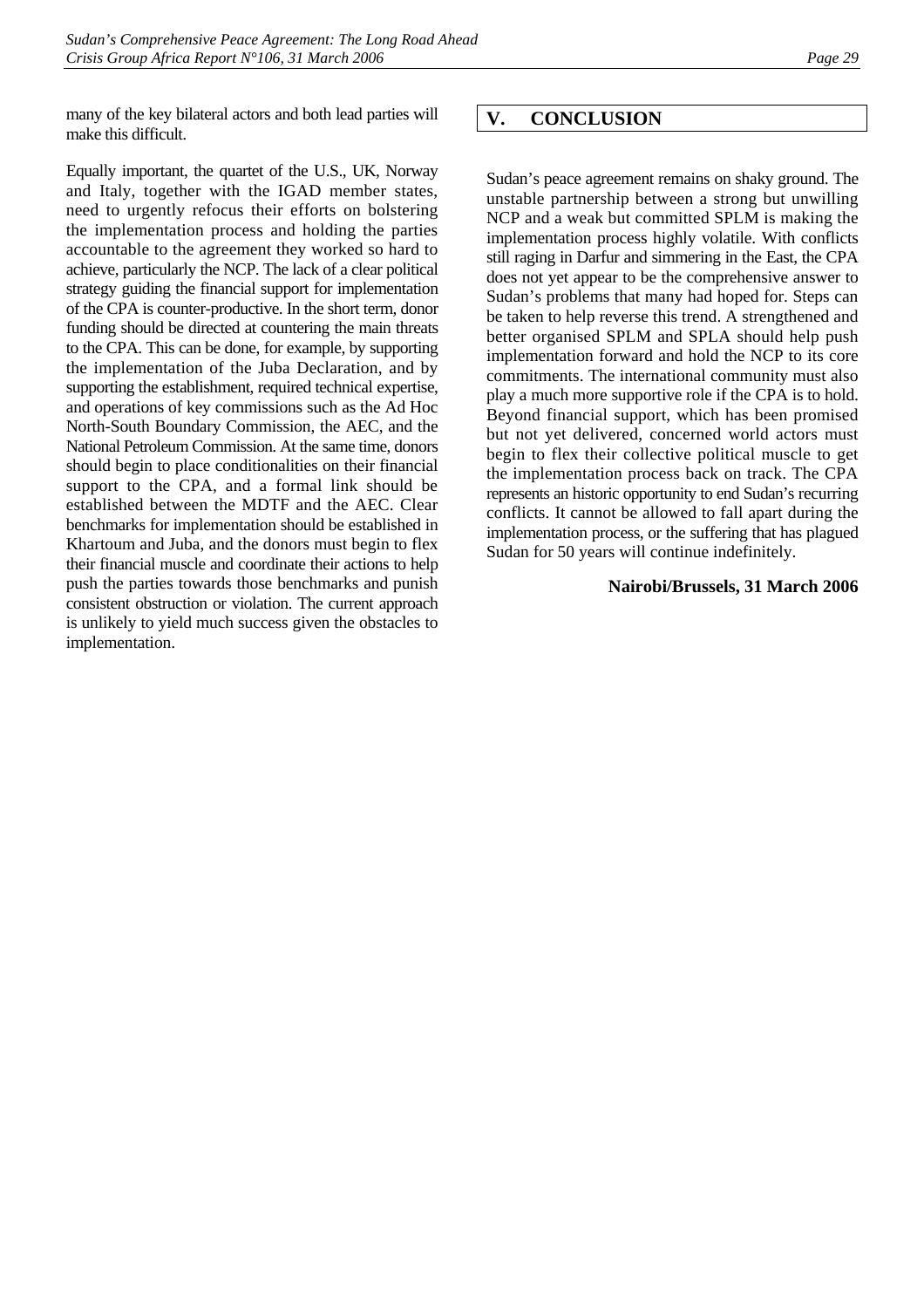many of the key bilateral actors and both lead parties will make this difficult.

Equally important, the quartet of the U.S., UK, Norway and Italy, together with the IGAD member states, need to urgently refocus their efforts on bolstering the implementation process and holding the parties accountable to the agreement they worked so hard to achieve, particularly the NCP. The lack of a clear political strategy guiding the financial support for implementation of the CPA is counter-productive. In the short term, donor funding should be directed at countering the main threats to the CPA. This can be done, for example, by supporting the implementation of the Juba Declaration, and by supporting the establishment, required technical expertise, and operations of key commissions such as the Ad Hoc North-South Boundary Commission, the AEC, and the National Petroleum Commission. At the same time, donors should begin to place conditionalities on their financial support to the CPA, and a formal link should be established between the MDTF and the AEC. Clear benchmarks for implementation should be established in Khartoum and Juba, and the donors must begin to flex their financial muscle and coordinate their actions to help push the parties towards those benchmarks and punish consistent obstruction or violation. The current approach is unlikely to yield much success given the obstacles to implementation.

# V. CONCLUSION

Sudan's peace agreement remains on shaky ground. The unstable partnership between a strong but unwilling NCP and a weak but committed SPLM is making the implementation process highly volatile. With conflicts still raging in Darfur and simmering in the East, the CPA does not yet appear to be the comprehensive answer to Sudan's problems that many had hoped for. Steps can be taken to help reverse this trend. A strengthened and better organised SPLM and SPLA should help push implementation forward and hold the NCP to its core commitments. The international community must also play a much more supportive role if the CPA is to hold. Beyond financial support, which has been promised but not yet delivered, concerned world actors must begin to flex their collective political muscle to get the implementation process back on track. The CPA represents an historic opportunity to end Sudan's recurring conflicts. It cannot be allowed to fall apart during the implementation process, or the suffering that has plagued Sudan for 50 years will continue indefinitely.

**Nairobi/Brussels, 31 March 2006**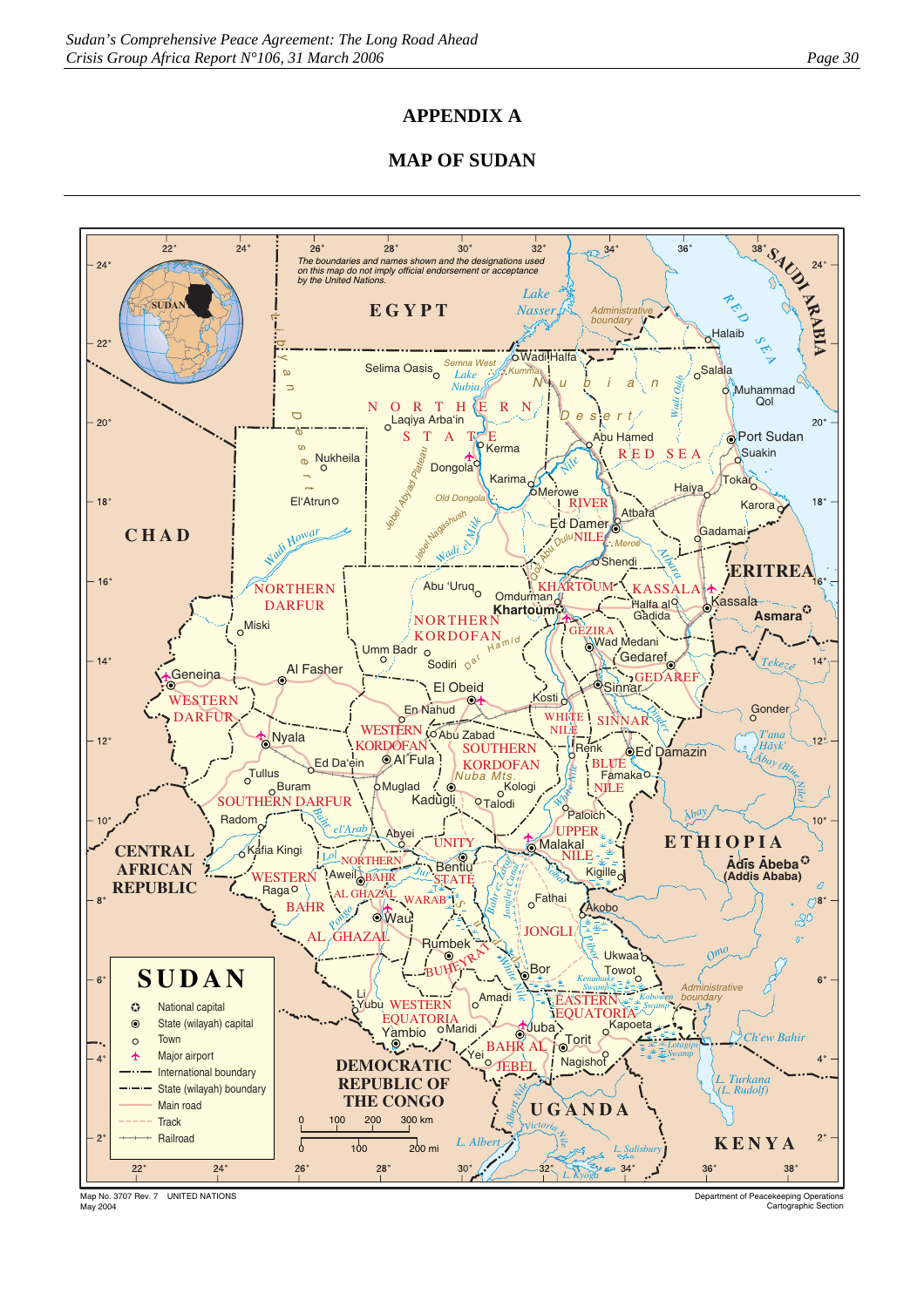# APPENDIX A

## MAP OF SUDAN

The boundaries and names shown and the designations used on this map do not imply official endorsement or acceptance by the United Nations.

**SUDAN**

- National capital
- State (wilayah) capital
- Town
- Major airport
- International boundary
- State (wilayah) boundary
- Main road
- Track
- Railroad

0 100 200 300 km
0 100 200 mi

Map No. 3707 Rev. 7 UNITED NATIONS
May 2004

Department of Peacekeeping Operations
Cartographic Section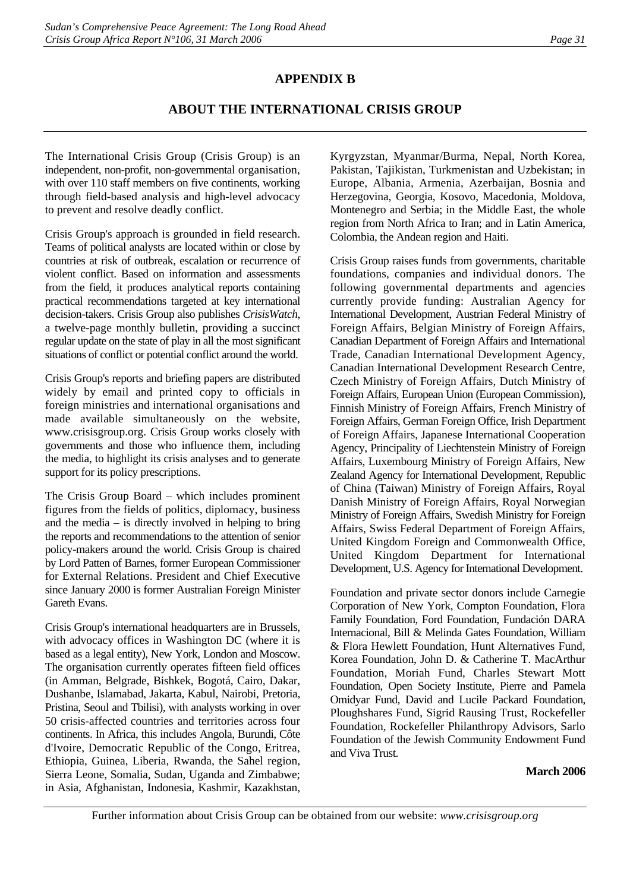# APPENDIX B

## ABOUT THE INTERNATIONAL CRISIS GROUP

The International Crisis Group (Crisis Group) is an independent, non-profit, non-governmental organisation, with over 110 staff members on five continents, working through field-based analysis and high-level advocacy to prevent and resolve deadly conflict.

Crisis Group's approach is grounded in field research. Teams of political analysts are located within or close by countries at risk of outbreak, escalation or recurrence of violent conflict. Based on information and assessments from the field, it produces analytical reports containing practical recommendations targeted at key international decision-takers. Crisis Group also publishes *CrisisWatch*, a twelve-page monthly bulletin, providing a succinct regular update on the state of play in all the most significant situations of conflict or potential conflict around the world.

Crisis Group's reports and briefing papers are distributed widely by email and printed copy to officials in foreign ministries and international organisations and made available simultaneously on the website, www.crisisgroup.org. Crisis Group works closely with governments and those who influence them, including the media, to highlight its crisis analyses and to generate support for its policy prescriptions.

The Crisis Group Board – which includes prominent figures from the fields of politics, diplomacy, business and the media – is directly involved in helping to bring the reports and recommendations to the attention of senior policy-makers around the world. Crisis Group is chaired by Lord Patten of Barnes, former European Commissioner for External Relations. President and Chief Executive since January 2000 is former Australian Foreign Minister Gareth Evans.

Crisis Group's international headquarters are in Brussels, with advocacy offices in Washington DC (where it is based as a legal entity), New York, London and Moscow. The organisation currently operates fifteen field offices (in Amman, Belgrade, Bishkek, Bogotá, Cairo, Dakar, Dushanbe, Islamabad, Jakarta, Kabul, Nairobi, Pretoria, Pristina, Seoul and Tbilisi), with analysts working in over 50 crisis-affected countries and territories across four continents. In Africa, this includes Angola, Burundi, Côte d'Ivoire, Democratic Republic of the Congo, Eritrea, Ethiopia, Guinea, Liberia, Rwanda, the Sahel region, Sierra Leone, Somalia, Sudan, Uganda and Zimbabwe; in Asia, Afghanistan, Indonesia, Kashmir, Kazakhstan, Kyrgyzstan, Myanmar/Burma, Nepal, North Korea, Pakistan, Tajikistan, Turkmenistan and Uzbekistan; in Europe, Albania, Armenia, Azerbaijan, Bosnia and Herzegovina, Georgia, Kosovo, Macedonia, Moldova, Montenegro and Serbia; in the Middle East, the whole region from North Africa to Iran; and in Latin America, Colombia, the Andean region and Haiti.

Crisis Group raises funds from governments, charitable foundations, companies and individual donors. The following governmental departments and agencies currently provide funding: Australian Agency for International Development, Austrian Federal Ministry of Foreign Affairs, Belgian Ministry of Foreign Affairs, Canadian Department of Foreign Affairs and International Trade, Canadian International Development Agency, Canadian International Development Research Centre, Czech Ministry of Foreign Affairs, Dutch Ministry of Foreign Affairs, European Union (European Commission), Finnish Ministry of Foreign Affairs, French Ministry of Foreign Affairs, German Foreign Office, Irish Department of Foreign Affairs, Japanese International Cooperation Agency, Principality of Liechtenstein Ministry of Foreign Affairs, Luxembourg Ministry of Foreign Affairs, New Zealand Agency for International Development, Republic of China (Taiwan) Ministry of Foreign Affairs, Royal Danish Ministry of Foreign Affairs, Royal Norwegian Ministry of Foreign Affairs, Swedish Ministry for Foreign Affairs, Swiss Federal Department of Foreign Affairs, United Kingdom Foreign and Commonwealth Office, United Kingdom Department for International Development, U.S. Agency for International Development.

Foundation and private sector donors include Carnegie Corporation of New York, Compton Foundation, Flora Family Foundation, Ford Foundation, Fundación DARA Internacional, Bill & Melinda Gates Foundation, William & Flora Hewlett Foundation, Hunt Alternatives Fund, Korea Foundation, John D. & Catherine T. MacArthur Foundation, Moriah Fund, Charles Stewart Mott Foundation, Open Society Institute, Pierre and Pamela Omidyar Fund, David and Lucile Packard Foundation, Ploughshares Fund, Sigrid Rausing Trust, Rockefeller Foundation, Rockefeller Philanthropy Advisors, Sarlo Foundation of the Jewish Community Endowment Fund and Viva Trust.

**March 2006**

Further information about Crisis Group can be obtained from our website: *www.crisisgroup.org*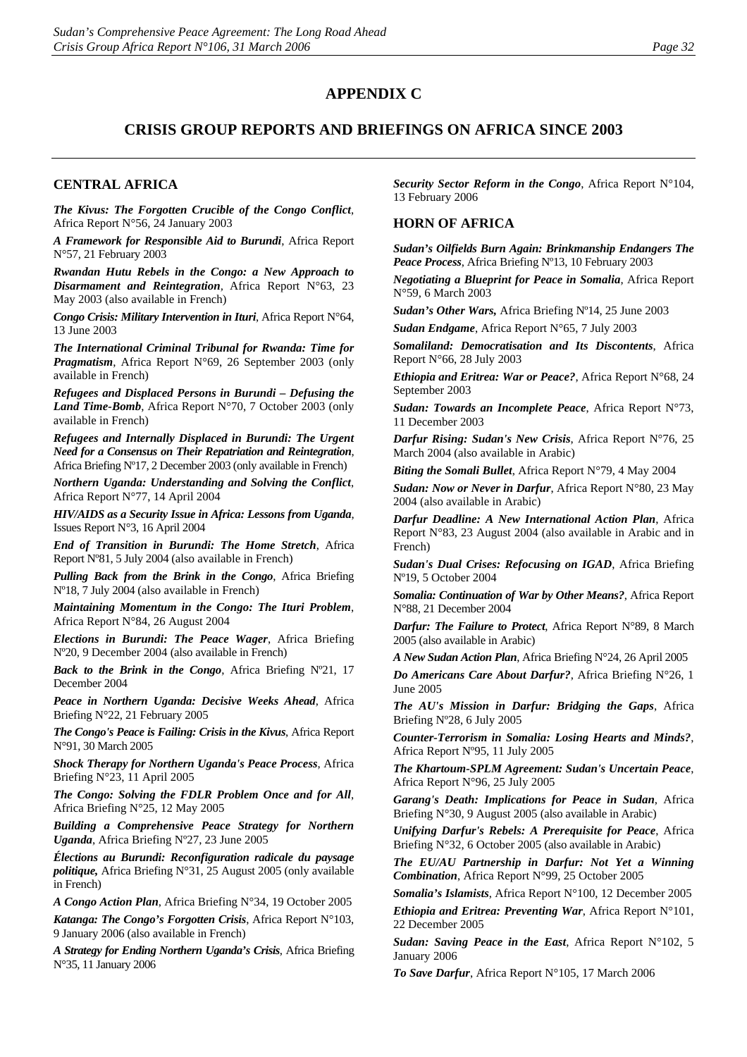# APPENDIX C

## CRISIS GROUP REPORTS AND BRIEFINGS ON AFRICA SINCE 2003

### CENTRAL AFRICA

***The Kivus: The Forgotten Crucible of the Congo Conflict***, Africa Report N°56, 24 January 2003

***A Framework for Responsible Aid to Burundi***, Africa Report N°57, 21 February 2003

***Rwandan Hutu Rebels in the Congo: a New Approach to Disarmament and Reintegration***, Africa Report N°63, 23 May 2003 (also available in French)

***Congo Crisis: Military Intervention in Ituri***, Africa Report N°64, 13 June 2003

***The International Criminal Tribunal for Rwanda: Time for Pragmatism***, Africa Report N°69, 26 September 2003 (only available in French)

***Refugees and Displaced Persons in Burundi – Defusing the Land Time-Bomb***, Africa Report N°70, 7 October 2003 (only available in French)

***Refugees and Internally Displaced in Burundi: The Urgent Need for a Consensus on Their Repatriation and Reintegration***, Africa Briefing Nº17, 2 December 2003 (only available in French)

***Northern Uganda: Understanding and Solving the Conflict***, Africa Report N°77, 14 April 2004

***HIV/AIDS as a Security Issue in Africa: Lessons from Uganda***, Issues Report N°3, 16 April 2004

***End of Transition in Burundi: The Home Stretch***, Africa Report Nº81, 5 July 2004 (also available in French)

***Pulling Back from the Brink in the Congo***, Africa Briefing Nº18, 7 July 2004 (also available in French)

***Maintaining Momentum in the Congo: The Ituri Problem***, Africa Report N°84, 26 August 2004

***Elections in Burundi: The Peace Wager***, Africa Briefing Nº20, 9 December 2004 (also available in French)

***Back to the Brink in the Congo***, Africa Briefing Nº21, 17 December 2004

***Peace in Northern Uganda: Decisive Weeks Ahead***, Africa Briefing N°22, 21 February 2005

***The Congo's Peace is Failing: Crisis in the Kivus***, Africa Report N°91, 30 March 2005

***Shock Therapy for Northern Uganda's Peace Process***, Africa Briefing N°23, 11 April 2005

***The Congo: Solving the FDLR Problem Once and for All***, Africa Briefing N°25, 12 May 2005

***Building a Comprehensive Peace Strategy for Northern Uganda***, Africa Briefing Nº27, 23 June 2005

***Élections au Burundi: Reconfiguration radicale du paysage politique,*** Africa Briefing N°31, 25 August 2005 (only available in French)

***A Congo Action Plan***, Africa Briefing N°34, 19 October 2005

***Katanga: The Congo's Forgotten Crisis***, Africa Report N°103, 9 January 2006 (also available in French)

***A Strategy for Ending Northern Uganda's Crisis***, Africa Briefing N°35, 11 January 2006

***Security Sector Reform in the Congo***, Africa Report N°104, 13 February 2006

### HORN OF AFRICA

***Sudan's Oilfields Burn Again: Brinkmanship Endangers The Peace Process***, Africa Briefing Nº13, 10 February 2003

***Negotiating a Blueprint for Peace in Somalia***, Africa Report N°59, 6 March 2003

***Sudan's Other Wars,*** Africa Briefing Nº14, 25 June 2003

***Sudan Endgame***, Africa Report N°65, 7 July 2003

***Somaliland: Democratisation and Its Discontents***, Africa Report N°66, 28 July 2003

***Ethiopia and Eritrea: War or Peace?***, Africa Report N°68, 24 September 2003

***Sudan: Towards an Incomplete Peace***, Africa Report N°73, 11 December 2003

***Darfur Rising: Sudan's New Crisis***, Africa Report N°76, 25 March 2004 (also available in Arabic)

***Biting the Somali Bullet***, Africa Report N°79, 4 May 2004

***Sudan: Now or Never in Darfur***, Africa Report N°80, 23 May 2004 (also available in Arabic)

***Darfur Deadline: A New International Action Plan***, Africa Report N°83, 23 August 2004 (also available in Arabic and in French)

***Sudan's Dual Crises: Refocusing on IGAD***, Africa Briefing Nº19, 5 October 2004

***Somalia: Continuation of War by Other Means?***, Africa Report N°88, 21 December 2004

***Darfur: The Failure to Protect***, Africa Report N°89, 8 March 2005 (also available in Arabic)

***A New Sudan Action Plan***, Africa Briefing N°24, 26 April 2005

***Do Americans Care About Darfur?***, Africa Briefing N°26, 1 June 2005

***The AU's Mission in Darfur: Bridging the Gaps***, Africa Briefing Nº28, 6 July 2005

***Counter-Terrorism in Somalia: Losing Hearts and Minds?***, Africa Report Nº95, 11 July 2005

***The Khartoum-SPLM Agreement: Sudan's Uncertain Peace***, Africa Report N°96, 25 July 2005

***Garang's Death: Implications for Peace in Sudan***, Africa Briefing N°30, 9 August 2005 (also available in Arabic)

***Unifying Darfur's Rebels: A Prerequisite for Peace***, Africa Briefing N°32, 6 October 2005 (also available in Arabic)

***The EU/AU Partnership in Darfur: Not Yet a Winning Combination***, Africa Report N°99, 25 October 2005

***Somalia's Islamists***, Africa Report N°100, 12 December 2005

***Ethiopia and Eritrea: Preventing War***, Africa Report N°101, 22 December 2005

***Sudan: Saving Peace in the East***, Africa Report N°102, 5 January 2006

***To Save Darfur***, Africa Report N°105, 17 March 2006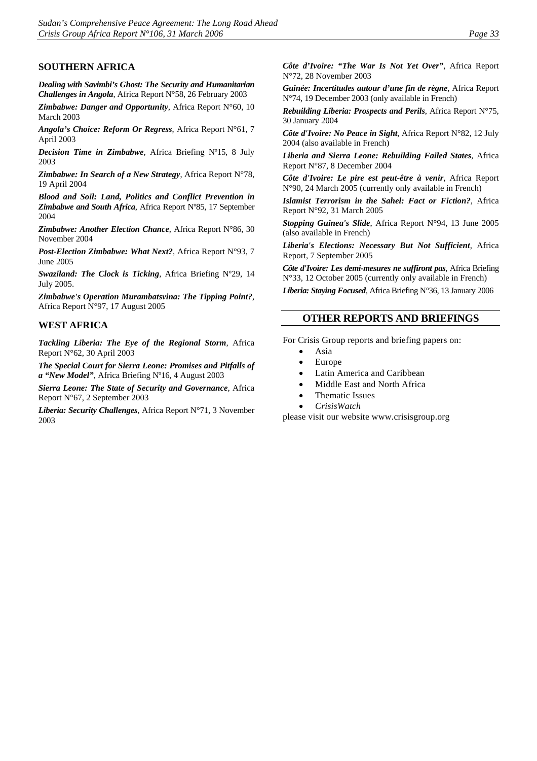### SOUTHERN AFRICA

***Dealing with Savimbi's Ghost: The Security and Humanitarian Challenges in Angola***, Africa Report N°58, 26 February 2003

***Zimbabwe: Danger and Opportunity***, Africa Report N°60, 10 March 2003

***Angola's Choice: Reform Or Regress***, Africa Report N°61, 7 April 2003

***Decision Time in Zimbabwe***, Africa Briefing Nº15, 8 July 2003

***Zimbabwe: In Search of a New Strategy***, Africa Report N°78, 19 April 2004

***Blood and Soil: Land, Politics and Conflict Prevention in Zimbabwe and South Africa***, Africa Report Nº85, 17 September 2004

***Zimbabwe: Another Election Chance***, Africa Report N°86, 30 November 2004

***Post-Election Zimbabwe: What Next?***, Africa Report N°93, 7 June 2005

***Swaziland: The Clock is Ticking***, Africa Briefing Nº29, 14 July 2005.

***Zimbabwe's Operation Murambatsvina: The Tipping Point?***, Africa Report N°97, 17 August 2005

### WEST AFRICA

***Tackling Liberia: The Eye of the Regional Storm***, Africa Report N°62, 30 April 2003

***The Special Court for Sierra Leone: Promises and Pitfalls of a "New Model"***, Africa Briefing Nº16, 4 August 2003

***Sierra Leone: The State of Security and Governance***, Africa Report N°67, 2 September 2003

***Liberia: Security Challenges***, Africa Report N°71, 3 November 2003

***Côte d'Ivoire: "The War Is Not Yet Over"***, Africa Report N°72, 28 November 2003

***Guinée: Incertitudes autour d'une fin de règne***, Africa Report N°74, 19 December 2003 (only available in French)

***Rebuilding Liberia: Prospects and Perils***, Africa Report N°75, 30 January 2004

***Côte d'Ivoire: No Peace in Sight***, Africa Report N°82, 12 July 2004 (also available in French)

***Liberia and Sierra Leone: Rebuilding Failed States***, Africa Report N°87, 8 December 2004

***Côte d'Ivoire: Le pire est peut-être à venir***, Africa Report N°90, 24 March 2005 (currently only available in French)

***Islamist Terrorism in the Sahel: Fact or Fiction?***, Africa Report N°92, 31 March 2005

***Stopping Guinea's Slide***, Africa Report N°94, 13 June 2005 (also available in French)

***Liberia's Elections: Necessary But Not Sufficient***, Africa Report, 7 September 2005

***Côte d'Ivoire: Les demi-mesures ne suffiront pas***, Africa Briefing N°33, 12 October 2005 (currently only available in French)

***Liberia: Staying Focused***, Africa Briefing N°36, 13 January 2006

## OTHER REPORTS AND BRIEFINGS

For Crisis Group reports and briefing papers on:

- Asia
- Europe
- Latin America and Caribbean
- Middle East and North Africa
- Thematic Issues
- *CrisisWatch*

please visit our website www.crisisgroup.org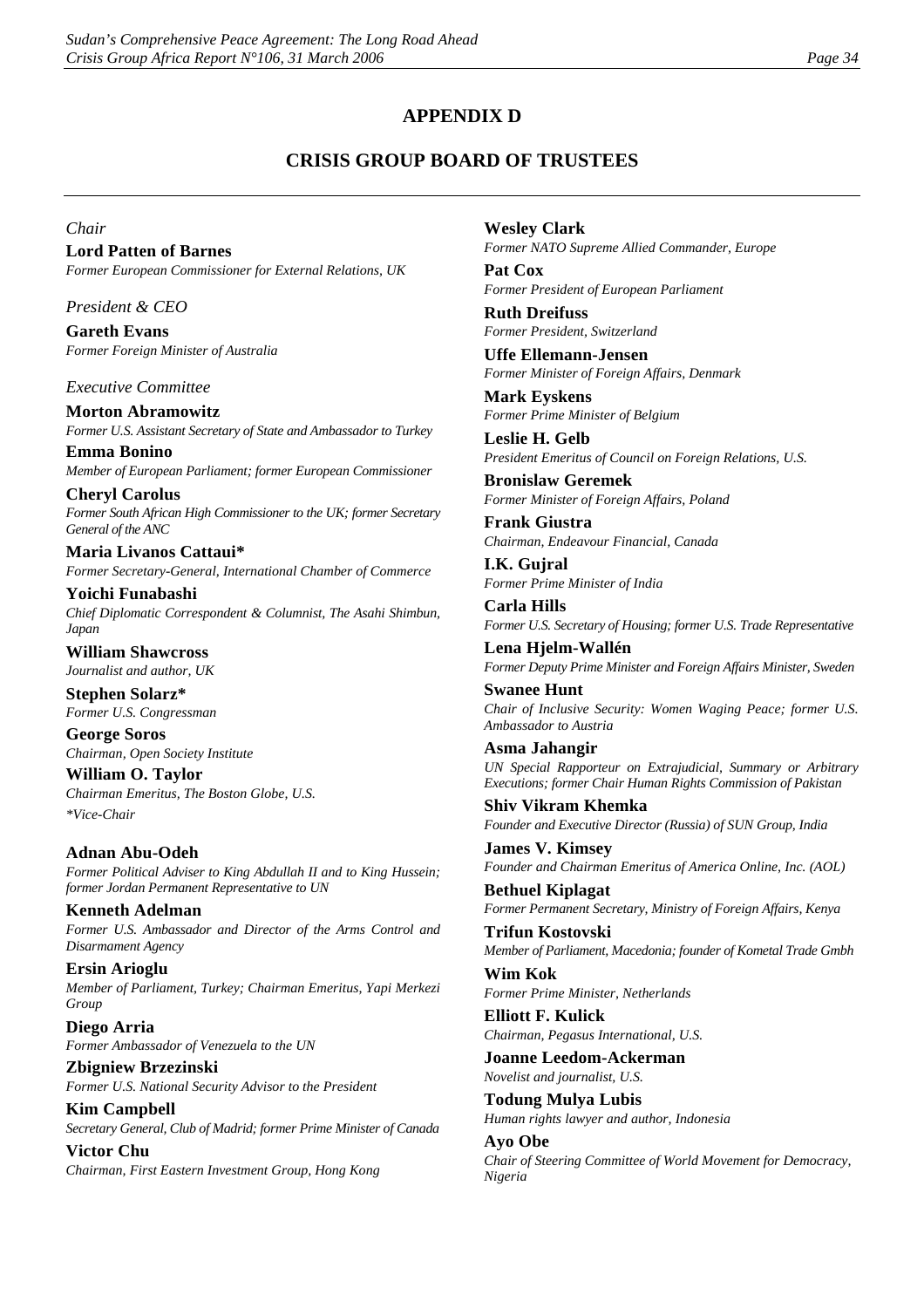# APPENDIX D

## CRISIS GROUP BOARD OF TRUSTEES

*Chair*

**Lord Patten of Barnes**
*Former European Commissioner for External Relations, UK*

*President & CEO*

**Gareth Evans**
*Former Foreign Minister of Australia*

*Executive Committee*

**Morton Abramowitz**
*Former U.S. Assistant Secretary of State and Ambassador to Turkey*

**Emma Bonino**
*Member of European Parliament; former European Commissioner*

**Cheryl Carolus**
*Former South African High Commissioner to the UK; former Secretary General of the ANC*

**Maria Livanos Cattaui***
*Former Secretary-General, International Chamber of Commerce*

**Yoichi Funabashi**
*Chief Diplomatic Correspondent & Columnist, The Asahi Shimbun, Japan*

**William Shawcross**
*Journalist and author, UK*

**Stephen Solarz***
*Former U.S. Congressman*

**George Soros**
*Chairman, Open Society Institute*

**William O. Taylor**
*Chairman Emeritus, The Boston Globe, U.S.*

**Vice-Chair*

**Adnan Abu-Odeh**
*Former Political Adviser to King Abdullah II and to King Hussein; former Jordan Permanent Representative to UN*

**Kenneth Adelman**
*Former U.S. Ambassador and Director of the Arms Control and Disarmament Agency*

**Ersin Arioglu**
*Member of Parliament, Turkey; Chairman Emeritus, Yapi Merkezi Group*

**Diego Arria**
*Former Ambassador of Venezuela to the UN*

**Zbigniew Brzezinski**
*Former U.S. National Security Advisor to the President*

**Kim Campbell**
*Secretary General, Club of Madrid; former Prime Minister of Canada*

**Victor Chu**
*Chairman, First Eastern Investment Group, Hong Kong*

**Wesley Clark**
*Former NATO Supreme Allied Commander, Europe*

**Pat Cox**
*Former President of European Parliament*

**Ruth Dreifuss**
*Former President, Switzerland*

**Uffe Ellemann-Jensen**
*Former Minister of Foreign Affairs, Denmark*

**Mark Eyskens**
*Former Prime Minister of Belgium*

**Leslie H. Gelb**
*President Emeritus of Council on Foreign Relations, U.S.*

**Bronislaw Geremek**
*Former Minister of Foreign Affairs, Poland*

**Frank Giustra**
*Chairman, Endeavour Financial, Canada*

**I.K. Gujral**
*Former Prime Minister of India*

**Carla Hills**
*Former U.S. Secretary of Housing; former U.S. Trade Representative*

**Lena Hjelm-Wallén**
*Former Deputy Prime Minister and Foreign Affairs Minister, Sweden*

**Swanee Hunt**
*Chair of Inclusive Security: Women Waging Peace; former U.S. Ambassador to Austria*

**Asma Jahangir**
*UN Special Rapporteur on Extrajudicial, Summary or Arbitrary Executions; former Chair Human Rights Commission of Pakistan*

**Shiv Vikram Khemka**
*Founder and Executive Director (Russia) of SUN Group, India*

**James V. Kimsey**
*Founder and Chairman Emeritus of America Online, Inc. (AOL)*

**Bethuel Kiplagat**
*Former Permanent Secretary, Ministry of Foreign Affairs, Kenya*

**Trifun Kostovski**
*Member of Parliament, Macedonia; founder of Kometal Trade Gmbh*

**Wim Kok**
*Former Prime Minister, Netherlands*

**Elliott F. Kulick**
*Chairman, Pegasus International, U.S.*

**Joanne Leedom-Ackerman**
*Novelist and journalist, U.S.*

**Todung Mulya Lubis**
*Human rights lawyer and author, Indonesia*

**Ayo Obe**
*Chair of Steering Committee of World Movement for Democracy, Nigeria*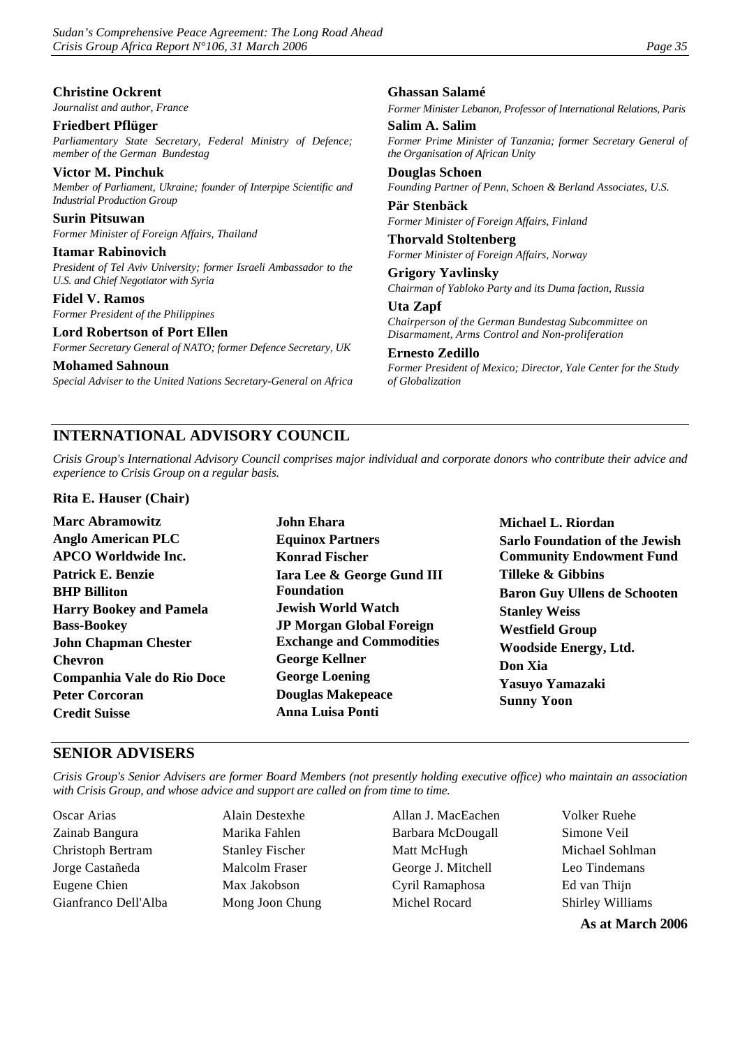**Christine Ockrent**
*Journalist and author, France*

**Friedbert Pflüger**
*Parliamentary State Secretary, Federal Ministry of Defence; member of the German Bundestag*

**Victor M. Pinchuk**
*Member of Parliament, Ukraine; founder of Interpipe Scientific and Industrial Production Group*

**Surin Pitsuwan**
*Former Minister of Foreign Affairs, Thailand*

**Itamar Rabinovich**
*President of Tel Aviv University; former Israeli Ambassador to the U.S. and Chief Negotiator with Syria*

**Fidel V. Ramos**
*Former President of the Philippines*

**Lord Robertson of Port Ellen**
*Former Secretary General of NATO; former Defence Secretary, UK*

**Mohamed Sahnoun**
*Special Adviser to the United Nations Secretary-General on Africa*

**Ghassan Salamé**
*Former Minister Lebanon, Professor of International Relations, Paris*

**Salim A. Salim**
*Former Prime Minister of Tanzania; former Secretary General of the Organisation of African Unity*

**Douglas Schoen**
*Founding Partner of Penn, Schoen & Berland Associates, U.S.*

**Pär Stenbäck**
*Former Minister of Foreign Affairs, Finland*

**Thorvald Stoltenberg**
*Former Minister of Foreign Affairs, Norway*

**Grigory Yavlinsky**
*Chairman of Yabloko Party and its Duma faction, Russia*

**Uta Zapf**
*Chairperson of the German Bundestag Subcommittee on Disarmament, Arms Control and Non-proliferation*

**Ernesto Zedillo**
*Former President of Mexico; Director, Yale Center for the Study of Globalization*

## INTERNATIONAL ADVISORY COUNCIL

*Crisis Group's International Advisory Council comprises major individual and corporate donors who contribute their advice and experience to Crisis Group on a regular basis.*

**Rita E. Hauser (Chair)**

**Marc Abramowitz**
**Anglo American PLC**
**APCO Worldwide Inc.**
**Patrick E. Benzie**
**BHP Billiton**
**Harry Bookey and Pamela Bass-Bookey**
**John Chapman Chester**
**Chevron**
**Companhia Vale do Rio Doce**
**Peter Corcoran**
**Credit Suisse**
**John Ehara**
**Equinox Partners**
**Konrad Fischer**
**Iara Lee & George Gund III Foundation**
**Jewish World Watch**
**JP Morgan Global Foreign Exchange and Commodities**
**George Kellner**
**George Loening**
**Douglas Makepeace**
**Anna Luisa Ponti**
**Michael L. Riordan**
**Sarlo Foundation of the Jewish Community Endowment Fund**
**Tilleke & Gibbins**
**Baron Guy Ullens de Schooten**
**Stanley Weiss**
**Westfield Group**
**Woodside Energy, Ltd.**
**Don Xia**
**Yasuyo Yamazaki**
**Sunny Yoon**

## SENIOR ADVISERS

*Crisis Group's Senior Advisers are former Board Members (not presently holding executive office) who maintain an association with Crisis Group, and whose advice and support are called on from time to time.*

Oscar Arias
Zainab Bangura
Christoph Bertram
Jorge Castañeda
Eugene Chien
Gianfranco Dell'Alba
Alain Destexhe
Marika Fahlen
Stanley Fischer
Malcolm Fraser
Max Jakobson
Mong Joon Chung
Allan J. MacEachen
Barbara McDougall
Matt McHugh
George J. Mitchell
Cyril Ramaphosa
Michel Rocard
Volker Ruehe
Simone Veil
Michael Sohlman
Leo Tindemans
Ed van Thijn
Shirley Williams

**As at March 2006**